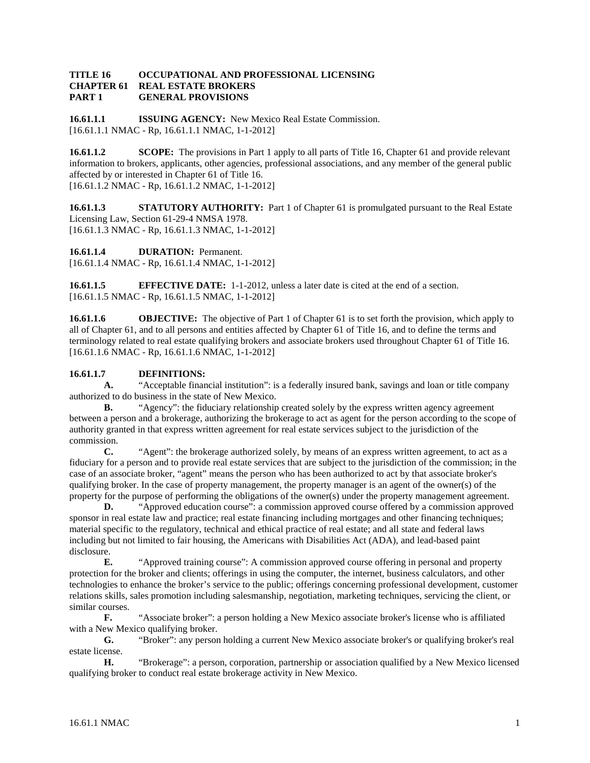**TITLE 16 OCCUPATIONAL AND PROFESSIONAL LICENSING**
**CHAPTER 61 REAL ESTATE BROKERS**
**PART 1 GENERAL PROVISIONS**

**16.61.1.1 ISSUING AGENCY:** New Mexico Real Estate Commission.
[16.61.1.1 NMAC - Rp, 16.61.1.1 NMAC, 1-1-2012]

**16.61.1.2 SCOPE:** The provisions in Part 1 apply to all parts of Title 16, Chapter 61 and provide relevant information to brokers, applicants, other agencies, professional associations, and any member of the general public affected by or interested in Chapter 61 of Title 16.
[16.61.1.2 NMAC - Rp, 16.61.1.2 NMAC, 1-1-2012]

**16.61.1.3 STATUTORY AUTHORITY:** Part 1 of Chapter 61 is promulgated pursuant to the Real Estate Licensing Law, Section 61-29-4 NMSA 1978.
[16.61.1.3 NMAC - Rp, 16.61.1.3 NMAC, 1-1-2012]

**16.61.1.4 DURATION:** Permanent.
[16.61.1.4 NMAC - Rp, 16.61.1.4 NMAC, 1-1-2012]

**16.61.1.5 EFFECTIVE DATE:** 1-1-2012, unless a later date is cited at the end of a section.
[16.61.1.5 NMAC - Rp, 16.61.1.5 NMAC, 1-1-2012]

**16.61.1.6 OBJECTIVE:** The objective of Part 1 of Chapter 61 is to set forth the provision, which apply to all of Chapter 61, and to all persons and entities affected by Chapter 61 of Title 16, and to define the terms and terminology related to real estate qualifying brokers and associate brokers used throughout Chapter 61 of Title 16.
[16.61.1.6 NMAC - Rp, 16.61.1.6 NMAC, 1-1-2012]

**16.61.1.7 DEFINITIONS:**

**A.** "Acceptable financial institution": is a federally insured bank, savings and loan or title company authorized to do business in the state of New Mexico.

**B.** "Agency": the fiduciary relationship created solely by the express written agency agreement between a person and a brokerage, authorizing the brokerage to act as agent for the person according to the scope of authority granted in that express written agreement for real estate services subject to the jurisdiction of the commission.

**C.** "Agent": the brokerage authorized solely, by means of an express written agreement, to act as a fiduciary for a person and to provide real estate services that are subject to the jurisdiction of the commission; in the case of an associate broker, "agent" means the person who has been authorized to act by that associate broker's qualifying broker. In the case of property management, the property manager is an agent of the owner(s) of the property for the purpose of performing the obligations of the owner(s) under the property management agreement.

**D.** "Approved education course": a commission approved course offered by a commission approved sponsor in real estate law and practice; real estate financing including mortgages and other financing techniques; material specific to the regulatory, technical and ethical practice of real estate; and all state and federal laws including but not limited to fair housing, the Americans with Disabilities Act (ADA), and lead-based paint disclosure.

**E.** "Approved training course": A commission approved course offering in personal and property protection for the broker and clients; offerings in using the computer, the internet, business calculators, and other technologies to enhance the broker's service to the public; offerings concerning professional development, customer relations skills, sales promotion including salesmanship, negotiation, marketing techniques, servicing the client, or similar courses.

**F.** "Associate broker": a person holding a New Mexico associate broker's license who is affiliated with a New Mexico qualifying broker.

**G.** "Broker": any person holding a current New Mexico associate broker's or qualifying broker's real estate license.

**H.** "Brokerage": a person, corporation, partnership or association qualified by a New Mexico licensed qualifying broker to conduct real estate brokerage activity in New Mexico.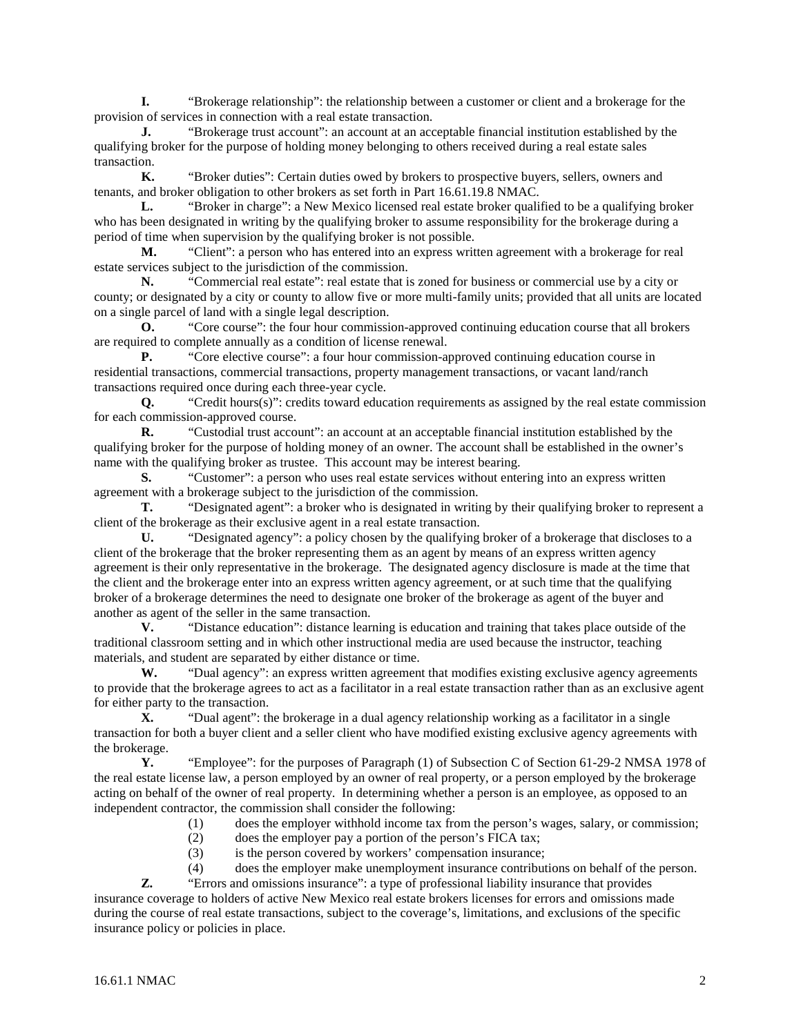**I.** "Brokerage relationship": the relationship between a customer or client and a brokerage for the provision of services in connection with a real estate transaction.

**J.** "Brokerage trust account": an account at an acceptable financial institution established by the qualifying broker for the purpose of holding money belonging to others received during a real estate sales transaction.

**K.** "Broker duties": Certain duties owed by brokers to prospective buyers, sellers, owners and tenants, and broker obligation to other brokers as set forth in Part 16.61.19.8 NMAC.

**L.** "Broker in charge": a New Mexico licensed real estate broker qualified to be a qualifying broker who has been designated in writing by the qualifying broker to assume responsibility for the brokerage during a period of time when supervision by the qualifying broker is not possible.

**M.** "Client": a person who has entered into an express written agreement with a brokerage for real estate services subject to the jurisdiction of the commission.

**N.** "Commercial real estate": real estate that is zoned for business or commercial use by a city or county; or designated by a city or county to allow five or more multi-family units; provided that all units are located on a single parcel of land with a single legal description.

**O.** "Core course": the four hour commission-approved continuing education course that all brokers are required to complete annually as a condition of license renewal.

**P.** "Core elective course": a four hour commission-approved continuing education course in residential transactions, commercial transactions, property management transactions, or vacant land/ranch transactions required once during each three-year cycle.

**Q.** "Credit hours(s)": credits toward education requirements as assigned by the real estate commission for each commission-approved course.

**R.** "Custodial trust account": an account at an acceptable financial institution established by the qualifying broker for the purpose of holding money of an owner. The account shall be established in the owner's name with the qualifying broker as trustee. This account may be interest bearing.

**S.** "Customer": a person who uses real estate services without entering into an express written agreement with a brokerage subject to the jurisdiction of the commission.

**T.** "Designated agent": a broker who is designated in writing by their qualifying broker to represent a client of the brokerage as their exclusive agent in a real estate transaction.

**U.** "Designated agency": a policy chosen by the qualifying broker of a brokerage that discloses to a client of the brokerage that the broker representing them as an agent by means of an express written agency agreement is their only representative in the brokerage. The designated agency disclosure is made at the time that the client and the brokerage enter into an express written agency agreement, or at such time that the qualifying broker of a brokerage determines the need to designate one broker of the brokerage as agent of the buyer and another as agent of the seller in the same transaction.

**V.** "Distance education": distance learning is education and training that takes place outside of the traditional classroom setting and in which other instructional media are used because the instructor, teaching materials, and student are separated by either distance or time.

**W.** "Dual agency": an express written agreement that modifies existing exclusive agency agreements to provide that the brokerage agrees to act as a facilitator in a real estate transaction rather than as an exclusive agent for either party to the transaction.

**X.** "Dual agent": the brokerage in a dual agency relationship working as a facilitator in a single transaction for both a buyer client and a seller client who have modified existing exclusive agency agreements with the brokerage.

**Y.** "Employee": for the purposes of Paragraph (1) of Subsection C of Section 61-29-2 NMSA 1978 of the real estate license law, a person employed by an owner of real property, or a person employed by the brokerage acting on behalf of the owner of real property. In determining whether a person is an employee, as opposed to an independent contractor, the commission shall consider the following:

(1) does the employer withhold income tax from the person's wages, salary, or commission;
(2) does the employer pay a portion of the person's FICA tax;
(3) is the person covered by workers' compensation insurance;
(4) does the employer make unemployment insurance contributions on behalf of the person.

**Z.** "Errors and omissions insurance": a type of professional liability insurance that provides insurance coverage to holders of active New Mexico real estate brokers licenses for errors and omissions made during the course of real estate transactions, subject to the coverage's, limitations, and exclusions of the specific insurance policy or policies in place.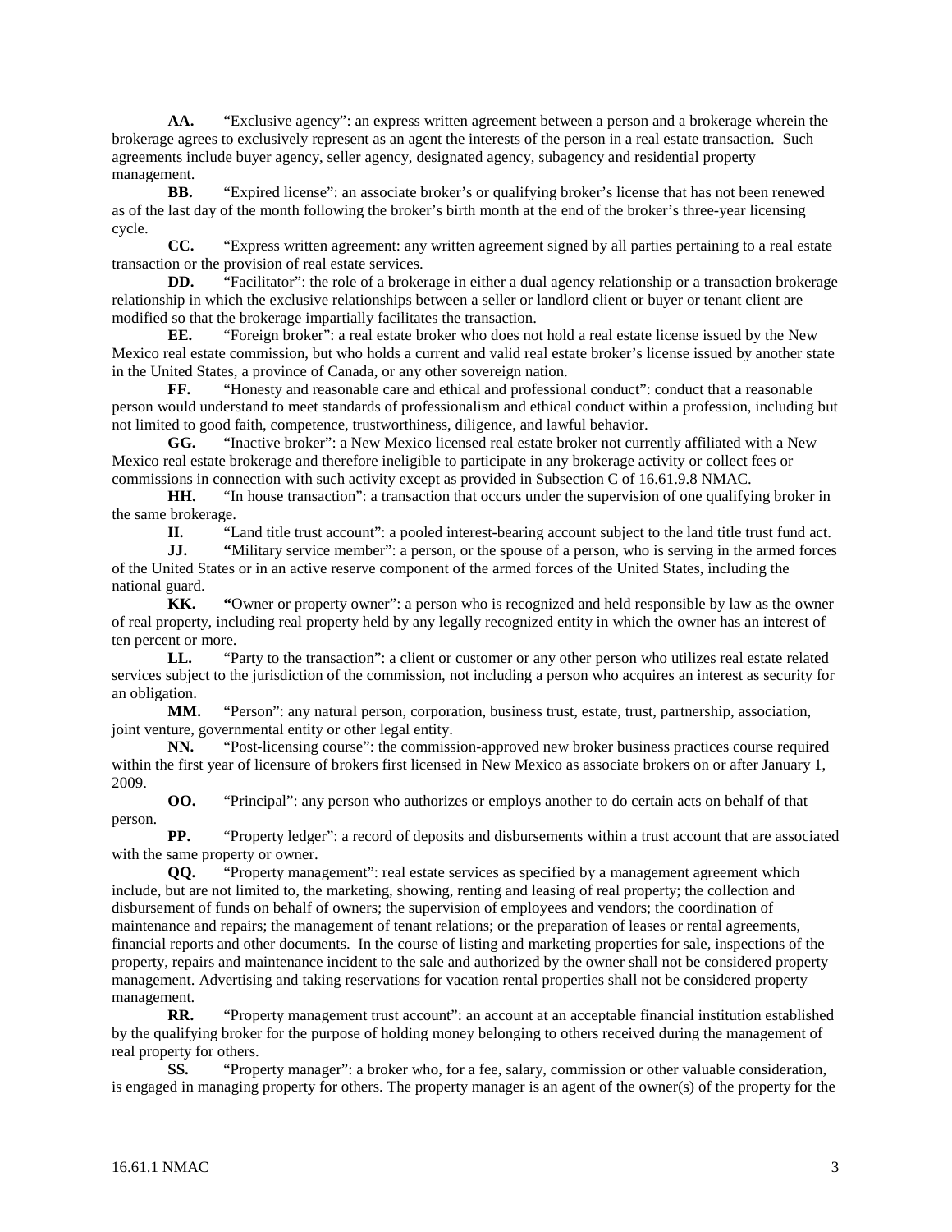**AA.** “Exclusive agency”: an express written agreement between a person and a brokerage wherein the brokerage agrees to exclusively represent as an agent the interests of the person in a real estate transaction. Such agreements include buyer agency, seller agency, designated agency, subagency and residential property management.

**BB.** “Expired license”: an associate broker’s or qualifying broker’s license that has not been renewed as of the last day of the month following the broker’s birth month at the end of the broker’s three-year licensing cycle.

**CC.** “Express written agreement: any written agreement signed by all parties pertaining to a real estate transaction or the provision of real estate services.

**DD.** “Facilitator”: the role of a brokerage in either a dual agency relationship or a transaction brokerage relationship in which the exclusive relationships between a seller or landlord client or buyer or tenant client are modified so that the brokerage impartially facilitates the transaction.

**EE.** “Foreign broker”: a real estate broker who does not hold a real estate license issued by the New Mexico real estate commission, but who holds a current and valid real estate broker’s license issued by another state in the United States, a province of Canada, or any other sovereign nation.

**FF.** “Honesty and reasonable care and ethical and professional conduct”: conduct that a reasonable person would understand to meet standards of professionalism and ethical conduct within a profession, including but not limited to good faith, competence, trustworthiness, diligence, and lawful behavior.

**GG.** “Inactive broker”: a New Mexico licensed real estate broker not currently affiliated with a New Mexico real estate brokerage and therefore ineligible to participate in any brokerage activity or collect fees or commissions in connection with such activity except as provided in Subsection C of 16.61.9.8 NMAC.

**HH.** “In house transaction”: a transaction that occurs under the supervision of one qualifying broker in the same brokerage.

**II.** “Land title trust account”: a pooled interest-bearing account subject to the land title trust fund act.

**JJ.** **“**Military service member”: a person, or the spouse of a person, who is serving in the armed forces of the United States or in an active reserve component of the armed forces of the United States, including the national guard.

**KK.** **“**Owner or property owner”: a person who is recognized and held responsible by law as the owner of real property, including real property held by any legally recognized entity in which the owner has an interest of ten percent or more.

**LL.** “Party to the transaction”: a client or customer or any other person who utilizes real estate related services subject to the jurisdiction of the commission, not including a person who acquires an interest as security for an obligation.

**MM.** “Person”: any natural person, corporation, business trust, estate, trust, partnership, association, joint venture, governmental entity or other legal entity.

**NN.** “Post-licensing course”: the commission-approved new broker business practices course required within the first year of licensure of brokers first licensed in New Mexico as associate brokers on or after January 1, 2009.

**OO.** “Principal”: any person who authorizes or employs another to do certain acts on behalf of that person.

**PP.** “Property ledger”: a record of deposits and disbursements within a trust account that are associated with the same property or owner.

**QQ.** “Property management”: real estate services as specified by a management agreement which include, but are not limited to, the marketing, showing, renting and leasing of real property; the collection and disbursement of funds on behalf of owners; the supervision of employees and vendors; the coordination of maintenance and repairs; the management of tenant relations; or the preparation of leases or rental agreements, financial reports and other documents. In the course of listing and marketing properties for sale, inspections of the property, repairs and maintenance incident to the sale and authorized by the owner shall not be considered property management. Advertising and taking reservations for vacation rental properties shall not be considered property management.

**RR.** “Property management trust account”: an account at an acceptable financial institution established by the qualifying broker for the purpose of holding money belonging to others received during the management of real property for others.

**SS.** “Property manager”: a broker who, for a fee, salary, commission or other valuable consideration, is engaged in managing property for others. The property manager is an agent of the owner(s) of the property for the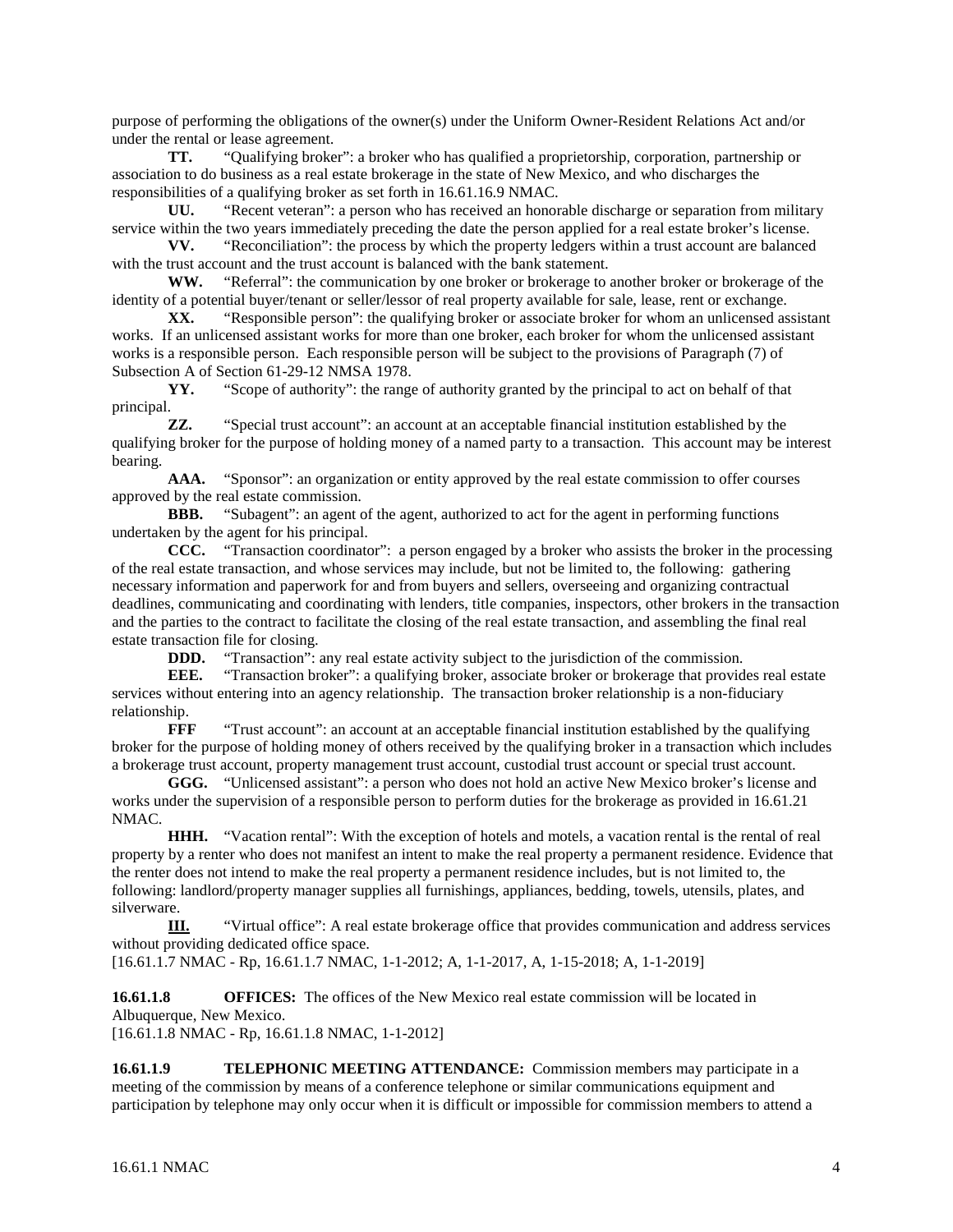purpose of performing the obligations of the owner(s) under the Uniform Owner-Resident Relations Act and/or under the rental or lease agreement.

**TT.** "Qualifying broker": a broker who has qualified a proprietorship, corporation, partnership or association to do business as a real estate brokerage in the state of New Mexico, and who discharges the responsibilities of a qualifying broker as set forth in 16.61.16.9 NMAC.

**UU.** "Recent veteran": a person who has received an honorable discharge or separation from military service within the two years immediately preceding the date the person applied for a real estate broker's license.

**VV.** "Reconciliation": the process by which the property ledgers within a trust account are balanced with the trust account and the trust account is balanced with the bank statement.

**WW.** "Referral": the communication by one broker or brokerage to another broker or brokerage of the identity of a potential buyer/tenant or seller/lessor of real property available for sale, lease, rent or exchange.

**XX.** "Responsible person": the qualifying broker or associate broker for whom an unlicensed assistant works. If an unlicensed assistant works for more than one broker, each broker for whom the unlicensed assistant works is a responsible person. Each responsible person will be subject to the provisions of Paragraph (7) of Subsection A of Section 61-29-12 NMSA 1978.

**YY.** "Scope of authority": the range of authority granted by the principal to act on behalf of that principal.

**ZZ.** "Special trust account": an account at an acceptable financial institution established by the qualifying broker for the purpose of holding money of a named party to a transaction. This account may be interest bearing.

**AAA.** "Sponsor": an organization or entity approved by the real estate commission to offer courses approved by the real estate commission.

**BBB.** "Subagent": an agent of the agent, authorized to act for the agent in performing functions undertaken by the agent for his principal.

**CCC.** "Transaction coordinator": a person engaged by a broker who assists the broker in the processing of the real estate transaction, and whose services may include, but not be limited to, the following: gathering necessary information and paperwork for and from buyers and sellers, overseeing and organizing contractual deadlines, communicating and coordinating with lenders, title companies, inspectors, other brokers in the transaction and the parties to the contract to facilitate the closing of the real estate transaction, and assembling the final real estate transaction file for closing.

**DDD.** "Transaction": any real estate activity subject to the jurisdiction of the commission.

**EEE.** "Transaction broker": a qualifying broker, associate broker or brokerage that provides real estate services without entering into an agency relationship. The transaction broker relationship is a non-fiduciary relationship.

**FFF** "Trust account": an account at an acceptable financial institution established by the qualifying broker for the purpose of holding money of others received by the qualifying broker in a transaction which includes a brokerage trust account, property management trust account, custodial trust account or special trust account.

**GGG.** "Unlicensed assistant": a person who does not hold an active New Mexico broker's license and works under the supervision of a responsible person to perform duties for the brokerage as provided in 16.61.21 NMAC.

**HHH.** "Vacation rental": With the exception of hotels and motels, a vacation rental is the rental of real property by a renter who does not manifest an intent to make the real property a permanent residence. Evidence that the renter does not intend to make the real property a permanent residence includes, but is not limited to, the following: landlord/property manager supplies all furnishings, appliances, bedding, towels, utensils, plates, and silverware.

**III.** "Virtual office": A real estate brokerage office that provides communication and address services without providing dedicated office space.

[16.61.1.7 NMAC - Rp, 16.61.1.7 NMAC, 1-1-2012; A, 1-1-2017, A, 1-15-2018; A, 1-1-2019]

**16.61.1.8 OFFICES:** The offices of the New Mexico real estate commission will be located in Albuquerque, New Mexico.

[16.61.1.8 NMAC - Rp, 16.61.1.8 NMAC, 1-1-2012]

**16.61.1.9 TELEPHONIC MEETING ATTENDANCE:** Commission members may participate in a meeting of the commission by means of a conference telephone or similar communications equipment and participation by telephone may only occur when it is difficult or impossible for commission members to attend a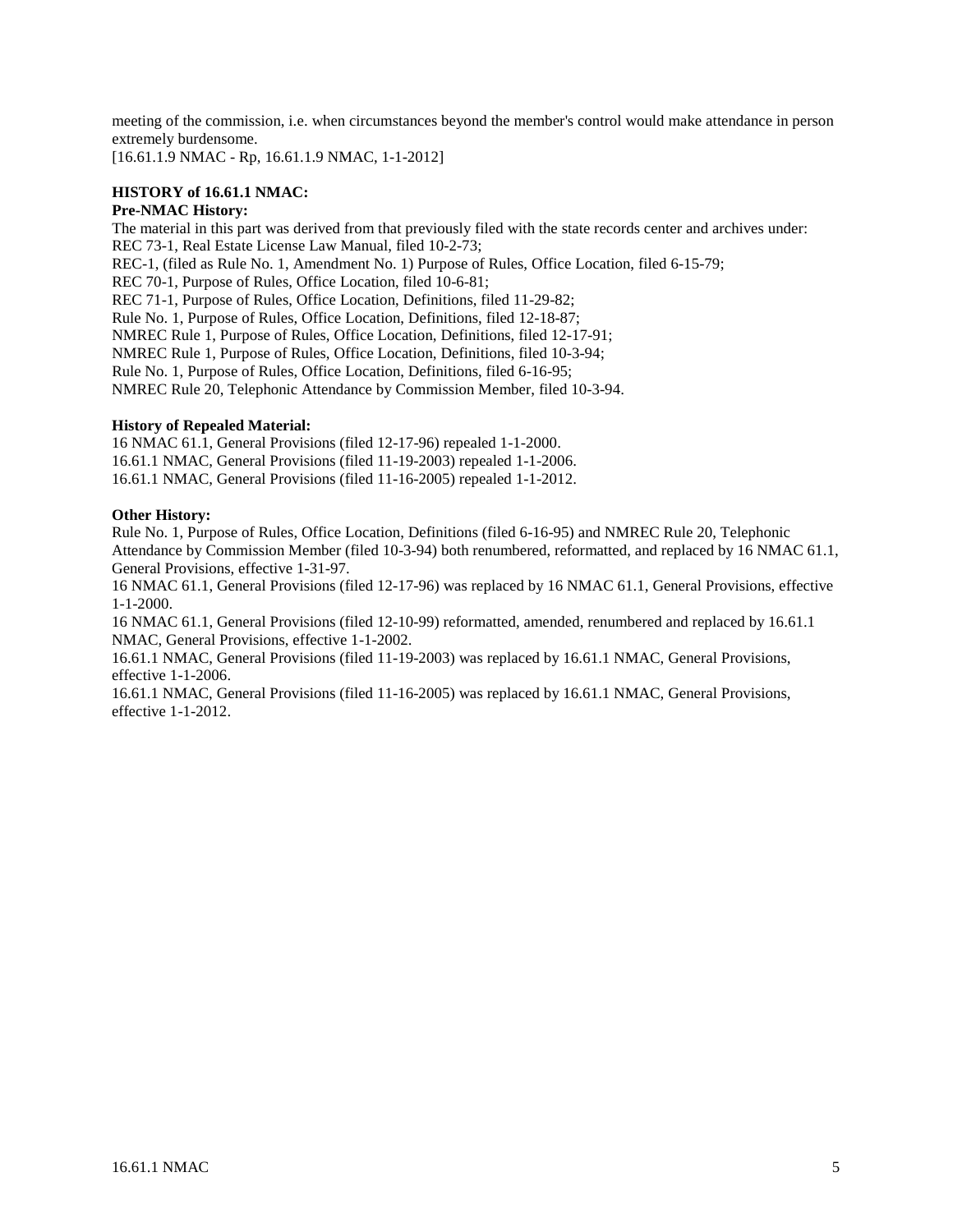meeting of the commission, i.e. when circumstances beyond the member's control would make attendance in person extremely burdensome.
[16.61.1.9 NMAC - Rp, 16.61.1.9 NMAC, 1-1-2012]

**HISTORY of 16.61.1 NMAC:**

**Pre-NMAC History:**

The material in this part was derived from that previously filed with the state records center and archives under:
REC 73-1, Real Estate License Law Manual, filed 10-2-73;
REC-1, (filed as Rule No. 1, Amendment No. 1) Purpose of Rules, Office Location, filed 6-15-79;
REC 70-1, Purpose of Rules, Office Location, filed 10-6-81;
REC 71-1, Purpose of Rules, Office Location, Definitions, filed 11-29-82;
Rule No. 1, Purpose of Rules, Office Location, Definitions, filed 12-18-87;
NMREC Rule 1, Purpose of Rules, Office Location, Definitions, filed 12-17-91;
NMREC Rule 1, Purpose of Rules, Office Location, Definitions, filed 10-3-94;
Rule No. 1, Purpose of Rules, Office Location, Definitions, filed 6-16-95;
NMREC Rule 20, Telephonic Attendance by Commission Member, filed 10-3-94.

**History of Repealed Material:**

16 NMAC 61.1, General Provisions (filed 12-17-96) repealed 1-1-2000.
16.61.1 NMAC, General Provisions (filed 11-19-2003) repealed 1-1-2006.
16.61.1 NMAC, General Provisions (filed 11-16-2005) repealed 1-1-2012.

**Other History:**

Rule No. 1, Purpose of Rules, Office Location, Definitions (filed 6-16-95) and NMREC Rule 20, Telephonic Attendance by Commission Member (filed 10-3-94) both renumbered, reformatted, and replaced by 16 NMAC 61.1, General Provisions, effective 1-31-97.
16 NMAC 61.1, General Provisions (filed 12-17-96) was replaced by 16 NMAC 61.1, General Provisions, effective 1-1-2000.
16 NMAC 61.1, General Provisions (filed 12-10-99) reformatted, amended, renumbered and replaced by 16.61.1 NMAC, General Provisions, effective 1-1-2002.
16.61.1 NMAC, General Provisions (filed 11-19-2003) was replaced by 16.61.1 NMAC, General Provisions, effective 1-1-2006.
16.61.1 NMAC, General Provisions (filed 11-16-2005) was replaced by 16.61.1 NMAC, General Provisions, effective 1-1-2012.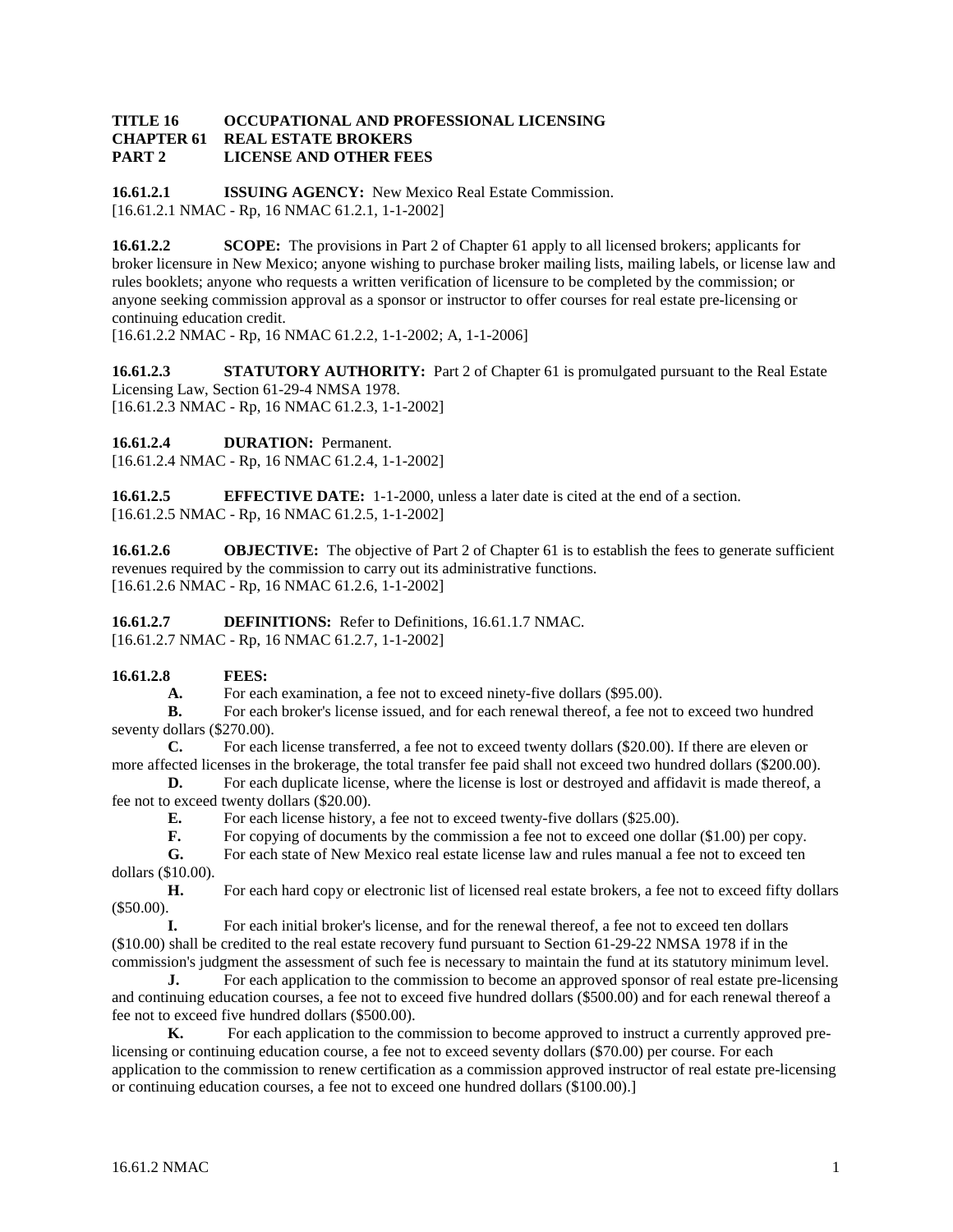**TITLE 16 OCCUPATIONAL AND PROFESSIONAL LICENSING**
**CHAPTER 61 REAL ESTATE BROKERS**
**PART 2 LICENSE AND OTHER FEES**

**16.61.2.1 ISSUING AGENCY:** New Mexico Real Estate Commission.
[16.61.2.1 NMAC - Rp, 16 NMAC 61.2.1, 1-1-2002]

**16.61.2.2 SCOPE:** The provisions in Part 2 of Chapter 61 apply to all licensed brokers; applicants for broker licensure in New Mexico; anyone wishing to purchase broker mailing lists, mailing labels, or license law and rules booklets; anyone who requests a written verification of licensure to be completed by the commission; or anyone seeking commission approval as a sponsor or instructor to offer courses for real estate pre-licensing or continuing education credit.
[16.61.2.2 NMAC - Rp, 16 NMAC 61.2.2, 1-1-2002; A, 1-1-2006]

**16.61.2.3 STATUTORY AUTHORITY:** Part 2 of Chapter 61 is promulgated pursuant to the Real Estate Licensing Law, Section 61-29-4 NMSA 1978.
[16.61.2.3 NMAC - Rp, 16 NMAC 61.2.3, 1-1-2002]

**16.61.2.4 DURATION:** Permanent.
[16.61.2.4 NMAC - Rp, 16 NMAC 61.2.4, 1-1-2002]

**16.61.2.5 EFFECTIVE DATE:** 1-1-2000, unless a later date is cited at the end of a section.
[16.61.2.5 NMAC - Rp, 16 NMAC 61.2.5, 1-1-2002]

**16.61.2.6 OBJECTIVE:** The objective of Part 2 of Chapter 61 is to establish the fees to generate sufficient revenues required by the commission to carry out its administrative functions.
[16.61.2.6 NMAC - Rp, 16 NMAC 61.2.6, 1-1-2002]

**16.61.2.7 DEFINITIONS:** Refer to Definitions, 16.61.1.7 NMAC.
[16.61.2.7 NMAC - Rp, 16 NMAC 61.2.7, 1-1-2002]

**16.61.2.8 FEES:**

**A.** For each examination, a fee not to exceed ninety-five dollars ($95.00).

**B.** For each broker's license issued, and for each renewal thereof, a fee not to exceed two hundred seventy dollars ($270.00).

**C.** For each license transferred, a fee not to exceed twenty dollars ($20.00). If there are eleven or more affected licenses in the brokerage, the total transfer fee paid shall not exceed two hundred dollars ($200.00).

**D.** For each duplicate license, where the license is lost or destroyed and affidavit is made thereof, a fee not to exceed twenty dollars ($20.00).

**E.** For each license history, a fee not to exceed twenty-five dollars ($25.00).

**F.** For copying of documents by the commission a fee not to exceed one dollar ($1.00) per copy.

**G.** For each state of New Mexico real estate license law and rules manual a fee not to exceed ten dollars ($10.00).

**H.** For each hard copy or electronic list of licensed real estate brokers, a fee not to exceed fifty dollars ($50.00).

**I.** For each initial broker's license, and for the renewal thereof, a fee not to exceed ten dollars ($10.00) shall be credited to the real estate recovery fund pursuant to Section 61-29-22 NMSA 1978 if in the commission's judgment the assessment of such fee is necessary to maintain the fund at its statutory minimum level.

**J.** For each application to the commission to become an approved sponsor of real estate pre-licensing and continuing education courses, a fee not to exceed five hundred dollars ($500.00) and for each renewal thereof a fee not to exceed five hundred dollars ($500.00).

**K.** For each application to the commission to become approved to instruct a currently approved pre-licensing or continuing education course, a fee not to exceed seventy dollars ($70.00) per course. For each application to the commission to renew certification as a commission approved instructor of real estate pre-licensing or continuing education courses, a fee not to exceed one hundred dollars ($100.00).]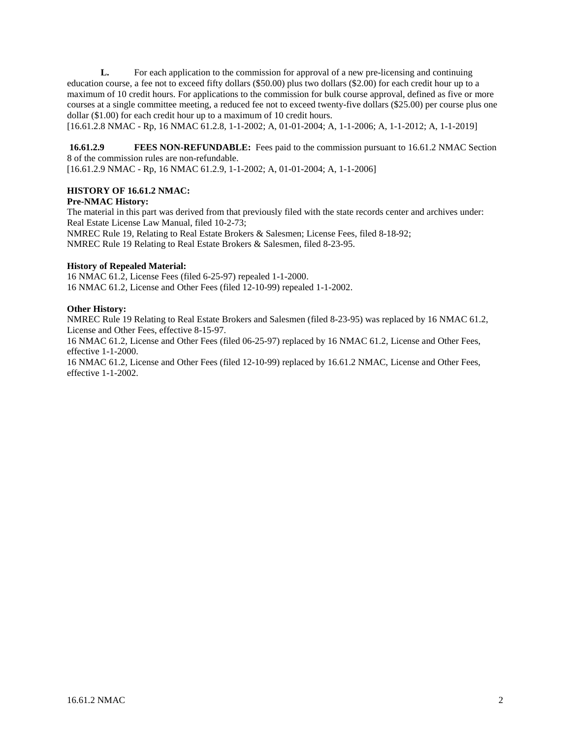**L.** For each application to the commission for approval of a new pre-licensing and continuing education course, a fee not to exceed fifty dollars ($50.00) plus two dollars ($2.00) for each credit hour up to a maximum of 10 credit hours. For applications to the commission for bulk course approval, defined as five or more courses at a single committee meeting, a reduced fee not to exceed twenty-five dollars ($25.00) per course plus one dollar ($1.00) for each credit hour up to a maximum of 10 credit hours.
[16.61.2.8 NMAC - Rp, 16 NMAC 61.2.8, 1-1-2002; A, 01-01-2004; A, 1-1-2006; A, 1-1-2012; A, 1-1-2019]

**16.61.2.9 FEES NON-REFUNDABLE:** Fees paid to the commission pursuant to 16.61.2 NMAC Section 8 of the commission rules are non-refundable.
[16.61.2.9 NMAC - Rp, 16 NMAC 61.2.9, 1-1-2002; A, 01-01-2004; A, 1-1-2006]

**HISTORY OF 16.61.2 NMAC:**
**Pre-NMAC History:**
The material in this part was derived from that previously filed with the state records center and archives under:
Real Estate License Law Manual, filed 10-2-73;
NMREC Rule 19, Relating to Real Estate Brokers & Salesmen; License Fees, filed 8-18-92;
NMREC Rule 19 Relating to Real Estate Brokers & Salesmen, filed 8-23-95.

**History of Repealed Material:**
16 NMAC 61.2, License Fees (filed 6-25-97) repealed 1-1-2000.
16 NMAC 61.2, License and Other Fees (filed 12-10-99) repealed 1-1-2002.

**Other History:**
NMREC Rule 19 Relating to Real Estate Brokers and Salesmen (filed 8-23-95) was replaced by 16 NMAC 61.2, License and Other Fees, effective 8-15-97.
16 NMAC 61.2, License and Other Fees (filed 06-25-97) replaced by 16 NMAC 61.2, License and Other Fees, effective 1-1-2000.
16 NMAC 61.2, License and Other Fees (filed 12-10-99) replaced by 16.61.2 NMAC, License and Other Fees, effective 1-1-2002.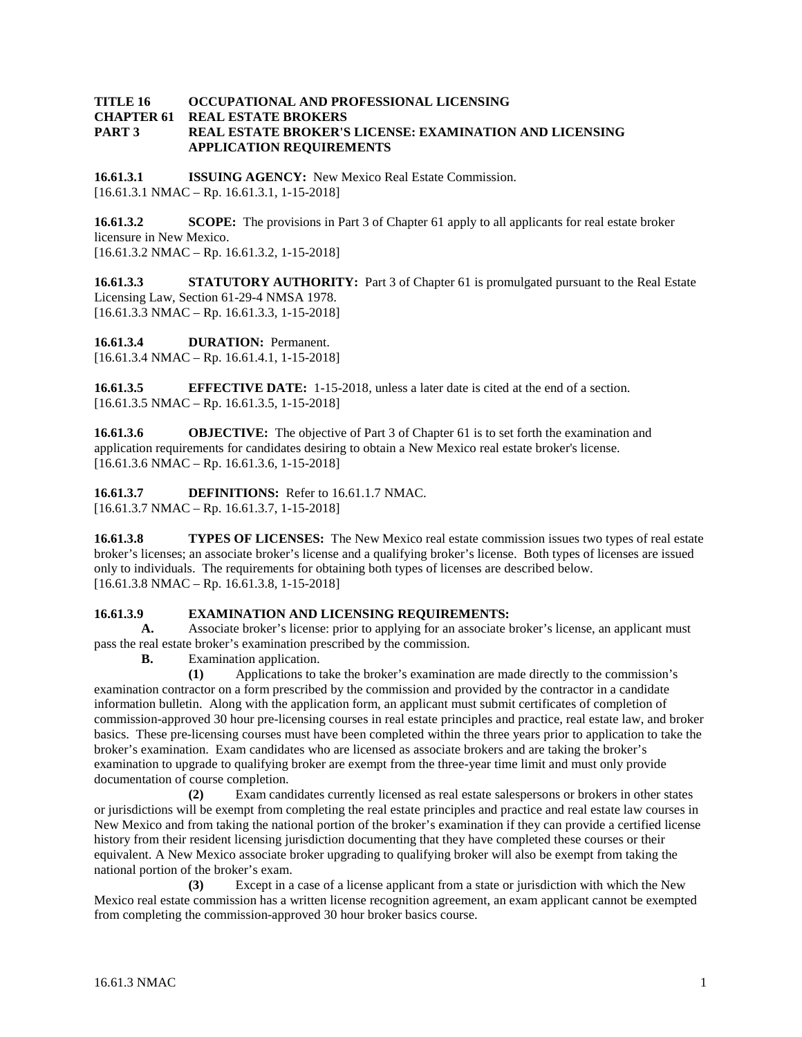**TITLE 16 OCCUPATIONAL AND PROFESSIONAL LICENSING**
**CHAPTER 61 REAL ESTATE BROKERS**
**PART 3 REAL ESTATE BROKER'S LICENSE: EXAMINATION AND LICENSING APPLICATION REQUIREMENTS**

**16.61.3.1 ISSUING AGENCY:** New Mexico Real Estate Commission.
[16.61.3.1 NMAC – Rp. 16.61.3.1, 1-15-2018]

**16.61.3.2 SCOPE:** The provisions in Part 3 of Chapter 61 apply to all applicants for real estate broker licensure in New Mexico.
[16.61.3.2 NMAC – Rp. 16.61.3.2, 1-15-2018]

**16.61.3.3 STATUTORY AUTHORITY:** Part 3 of Chapter 61 is promulgated pursuant to the Real Estate Licensing Law, Section 61-29-4 NMSA 1978.
[16.61.3.3 NMAC – Rp. 16.61.3.3, 1-15-2018]

**16.61.3.4 DURATION:** Permanent.
[16.61.3.4 NMAC – Rp. 16.61.4.1, 1-15-2018]

**16.61.3.5 EFFECTIVE DATE:** 1-15-2018, unless a later date is cited at the end of a section.
[16.61.3.5 NMAC – Rp. 16.61.3.5, 1-15-2018]

**16.61.3.6 OBJECTIVE:** The objective of Part 3 of Chapter 61 is to set forth the examination and application requirements for candidates desiring to obtain a New Mexico real estate broker's license.
[16.61.3.6 NMAC – Rp. 16.61.3.6, 1-15-2018]

**16.61.3.7 DEFINITIONS:** Refer to 16.61.1.7 NMAC.
[16.61.3.7 NMAC – Rp. 16.61.3.7, 1-15-2018]

**16.61.3.8 TYPES OF LICENSES:** The New Mexico real estate commission issues two types of real estate broker's licenses; an associate broker's license and a qualifying broker's license. Both types of licenses are issued only to individuals. The requirements for obtaining both types of licenses are described below.
[16.61.3.8 NMAC – Rp. 16.61.3.8, 1-15-2018]

**16.61.3.9 EXAMINATION AND LICENSING REQUIREMENTS:**

**A.** Associate broker's license: prior to applying for an associate broker's license, an applicant must pass the real estate broker's examination prescribed by the commission.

**B.** Examination application.

**(1)** Applications to take the broker's examination are made directly to the commission's examination contractor on a form prescribed by the commission and provided by the contractor in a candidate information bulletin. Along with the application form, an applicant must submit certificates of completion of commission-approved 30 hour pre-licensing courses in real estate principles and practice, real estate law, and broker basics. These pre-licensing courses must have been completed within the three years prior to application to take the broker's examination. Exam candidates who are licensed as associate brokers and are taking the broker's examination to upgrade to qualifying broker are exempt from the three-year time limit and must only provide documentation of course completion.

**(2)** Exam candidates currently licensed as real estate salespersons or brokers in other states or jurisdictions will be exempt from completing the real estate principles and practice and real estate law courses in New Mexico and from taking the national portion of the broker's examination if they can provide a certified license history from their resident licensing jurisdiction documenting that they have completed these courses or their equivalent. A New Mexico associate broker upgrading to qualifying broker will also be exempt from taking the national portion of the broker's exam.

**(3)** Except in a case of a license applicant from a state or jurisdiction with which the New Mexico real estate commission has a written license recognition agreement, an exam applicant cannot be exempted from completing the commission-approved 30 hour broker basics course.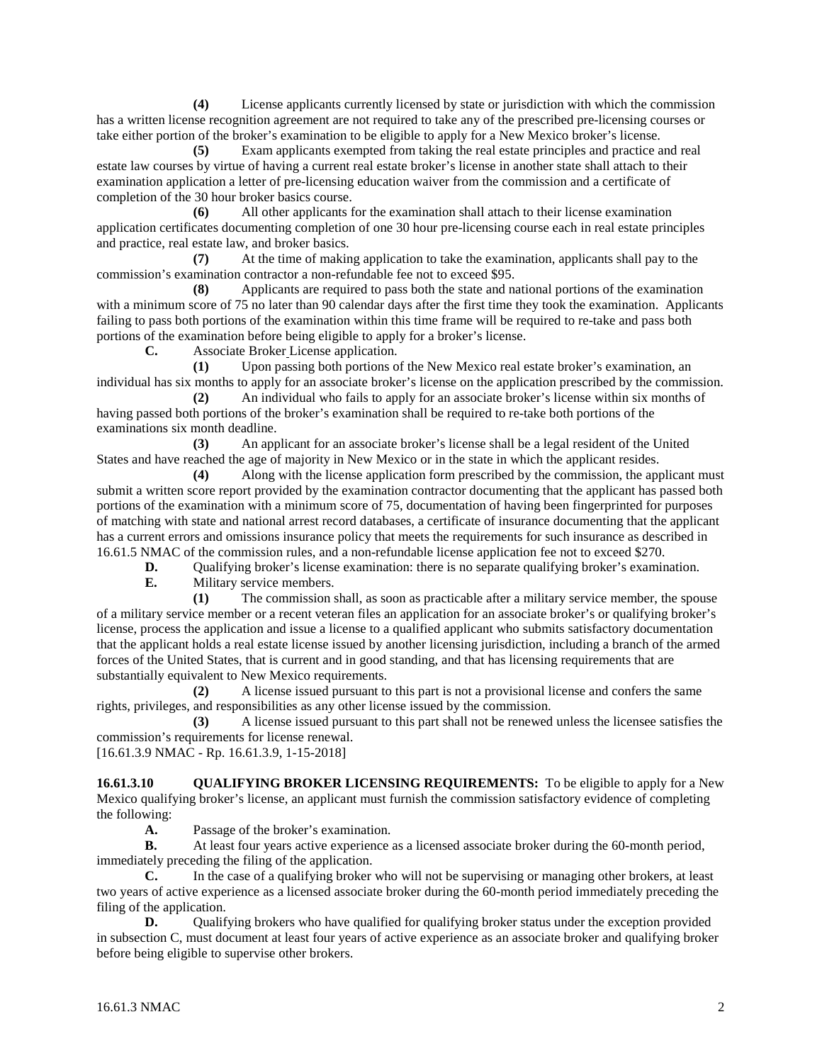**(4)** License applicants currently licensed by state or jurisdiction with which the commission has a written license recognition agreement are not required to take any of the prescribed pre-licensing courses or take either portion of the broker's examination to be eligible to apply for a New Mexico broker's license.

**(5)** Exam applicants exempted from taking the real estate principles and practice and real estate law courses by virtue of having a current real estate broker's license in another state shall attach to their examination application a letter of pre-licensing education waiver from the commission and a certificate of completion of the 30 hour broker basics course.

**(6)** All other applicants for the examination shall attach to their license examination application certificates documenting completion of one 30 hour pre-licensing course each in real estate principles and practice, real estate law, and broker basics.

**(7)** At the time of making application to take the examination, applicants shall pay to the commission's examination contractor a non-refundable fee not to exceed $95.

**(8)** Applicants are required to pass both the state and national portions of the examination with a minimum score of 75 no later than 90 calendar days after the first time they took the examination. Applicants failing to pass both portions of the examination within this time frame will be required to re-take and pass both portions of the examination before being eligible to apply for a broker's license.

**C.** Associate Broker License application.

**(1)** Upon passing both portions of the New Mexico real estate broker's examination, an individual has six months to apply for an associate broker's license on the application prescribed by the commission.

**(2)** An individual who fails to apply for an associate broker's license within six months of having passed both portions of the broker's examination shall be required to re-take both portions of the examinations six month deadline.

**(3)** An applicant for an associate broker's license shall be a legal resident of the United States and have reached the age of majority in New Mexico or in the state in which the applicant resides.

**(4)** Along with the license application form prescribed by the commission, the applicant must submit a written score report provided by the examination contractor documenting that the applicant has passed both portions of the examination with a minimum score of 75, documentation of having been fingerprinted for purposes of matching with state and national arrest record databases, a certificate of insurance documenting that the applicant has a current errors and omissions insurance policy that meets the requirements for such insurance as described in 16.61.5 NMAC of the commission rules, and a non-refundable license application fee not to exceed $270.

**D.** Qualifying broker's license examination: there is no separate qualifying broker's examination.

**E.** Military service members.

**(1)** The commission shall, as soon as practicable after a military service member, the spouse of a military service member or a recent veteran files an application for an associate broker's or qualifying broker's license, process the application and issue a license to a qualified applicant who submits satisfactory documentation that the applicant holds a real estate license issued by another licensing jurisdiction, including a branch of the armed forces of the United States, that is current and in good standing, and that has licensing requirements that are substantially equivalent to New Mexico requirements.

**(2)** A license issued pursuant to this part is not a provisional license and confers the same rights, privileges, and responsibilities as any other license issued by the commission.

**(3)** A license issued pursuant to this part shall not be renewed unless the licensee satisfies the commission's requirements for license renewal.

[16.61.3.9 NMAC - Rp. 16.61.3.9, 1-15-2018]

**16.61.3.10 QUALIFYING BROKER LICENSING REQUIREMENTS:** To be eligible to apply for a New Mexico qualifying broker's license, an applicant must furnish the commission satisfactory evidence of completing the following:

**A.** Passage of the broker's examination.

**B.** At least four years active experience as a licensed associate broker during the 60-month period, immediately preceding the filing of the application.

**C.** In the case of a qualifying broker who will not be supervising or managing other brokers, at least two years of active experience as a licensed associate broker during the 60-month period immediately preceding the filing of the application.

**D.** Qualifying brokers who have qualified for qualifying broker status under the exception provided in subsection C, must document at least four years of active experience as an associate broker and qualifying broker before being eligible to supervise other brokers.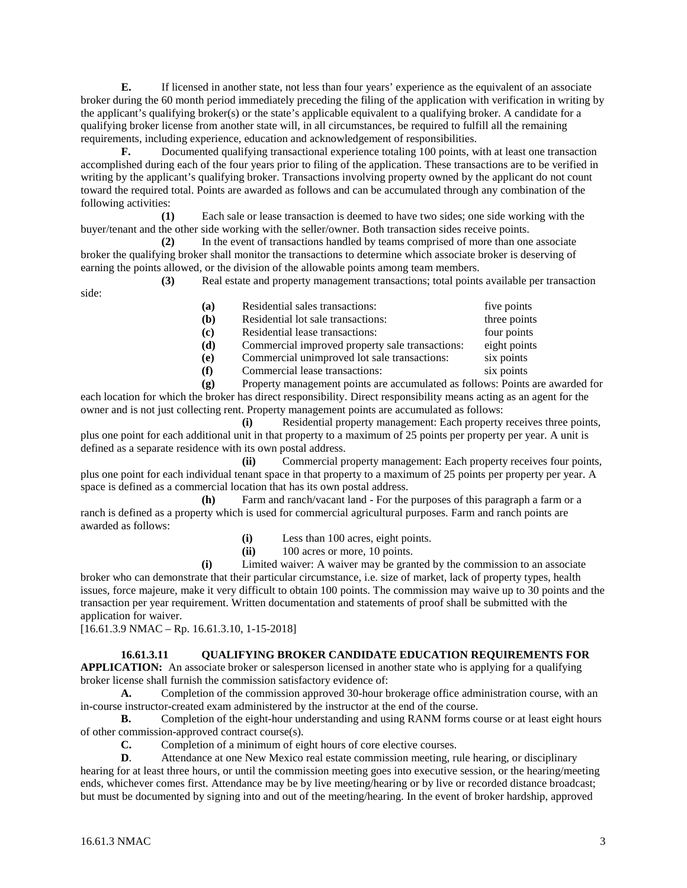**E.** If licensed in another state, not less than four years' experience as the equivalent of an associate broker during the 60 month period immediately preceding the filing of the application with verification in writing by the applicant's qualifying broker(s) or the state's applicable equivalent to a qualifying broker. A candidate for a qualifying broker license from another state will, in all circumstances, be required to fulfill all the remaining requirements, including experience, education and acknowledgement of responsibilities.

**F.** Documented qualifying transactional experience totaling 100 points, with at least one transaction accomplished during each of the four years prior to filing of the application. These transactions are to be verified in writing by the applicant's qualifying broker. Transactions involving property owned by the applicant do not count toward the required total. Points are awarded as follows and can be accumulated through any combination of the following activities:

**(1)** Each sale or lease transaction is deemed to have two sides; one side working with the buyer/tenant and the other side working with the seller/owner. Both transaction sides receive points.

**(2)** In the event of transactions handled by teams comprised of more than one associate broker the qualifying broker shall monitor the transactions to determine which associate broker is deserving of earning the points allowed, or the division of the allowable points among team members.

**(3)** Real estate and property management transactions; total points available per transaction side:

| | | |
|---|---|---|
| **(a)** | Residential sales transactions: | five points |
| **(b)** | Residential lot sale transactions: | three points |
| **(c)** | Residential lease transactions: | four points |
| **(d)** | Commercial improved property sale transactions: | eight points |
| **(e)** | Commercial unimproved lot sale transactions: | six points |
| **(f)** | Commercial lease transactions: | six points |

**(g)** Property management points are accumulated as follows: Points are awarded for each location for which the broker has direct responsibility. Direct responsibility means acting as an agent for the owner and is not just collecting rent. Property management points are accumulated as follows:

**(i)** Residential property management: Each property receives three points, plus one point for each additional unit in that property to a maximum of 25 points per property per year. A unit is defined as a separate residence with its own postal address.

**(ii)** Commercial property management: Each property receives four points, plus one point for each individual tenant space in that property to a maximum of 25 points per property per year. A space is defined as a commercial location that has its own postal address.

**(h)** Farm and ranch/vacant land - For the purposes of this paragraph a farm or a ranch is defined as a property which is used for commercial agricultural purposes. Farm and ranch points are awarded as follows:

**(i)** Less than 100 acres, eight points.

**(ii)** 100 acres or more, 10 points.

**(i)** Limited waiver: A waiver may be granted by the commission to an associate broker who can demonstrate that their particular circumstance, i.e. size of market, lack of property types, health issues, force majeure, make it very difficult to obtain 100 points. The commission may waive up to 30 points and the transaction per year requirement. Written documentation and statements of proof shall be submitted with the application for waiver.

[16.61.3.9 NMAC – Rp. 16.61.3.10, 1-15-2018]

**16.61.3.11 QUALIFYING BROKER CANDIDATE EDUCATION REQUIREMENTS FOR APPLICATION:** An associate broker or salesperson licensed in another state who is applying for a qualifying broker license shall furnish the commission satisfactory evidence of:

**A.** Completion of the commission approved 30-hour brokerage office administration course, with an in-course instructor-created exam administered by the instructor at the end of the course.

**B.** Completion of the eight-hour understanding and using RANM forms course or at least eight hours of other commission-approved contract course(s).

**C.** Completion of a minimum of eight hours of core elective courses.

**D**. Attendance at one New Mexico real estate commission meeting, rule hearing, or disciplinary hearing for at least three hours, or until the commission meeting goes into executive session, or the hearing/meeting ends, whichever comes first. Attendance may be by live meeting/hearing or by live or recorded distance broadcast; but must be documented by signing into and out of the meeting/hearing. In the event of broker hardship, approved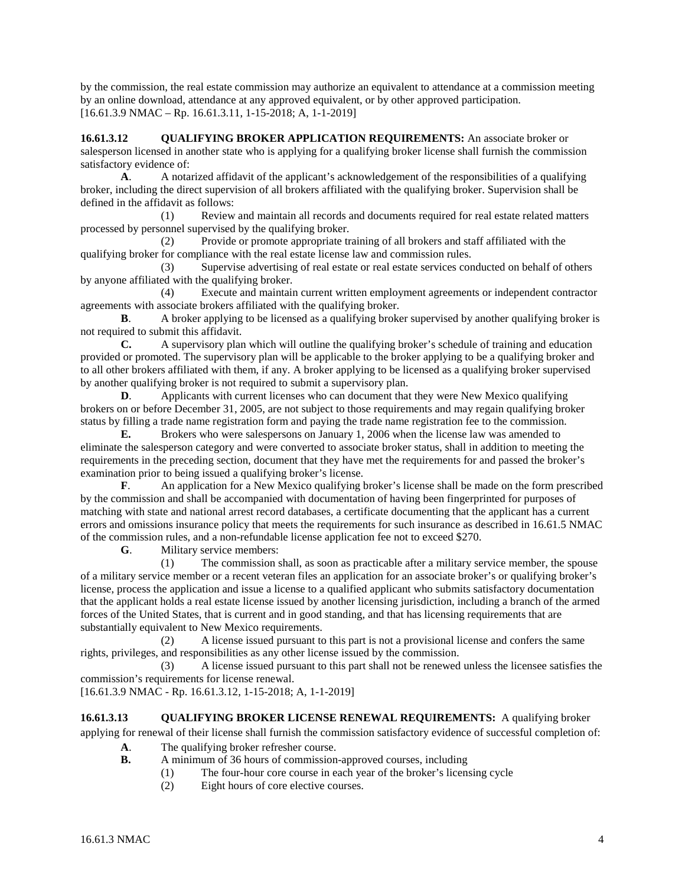by the commission, the real estate commission may authorize an equivalent to attendance at a commission meeting by an online download, attendance at any approved equivalent, or by other approved participation.
[16.61.3.9 NMAC – Rp. 16.61.3.11, 1-15-2018; A, 1-1-2019]

**16.61.3.12 QUALIFYING BROKER APPLICATION REQUIREMENTS:** An associate broker or salesperson licensed in another state who is applying for a qualifying broker license shall furnish the commission satisfactory evidence of:

**A**. A notarized affidavit of the applicant's acknowledgement of the responsibilities of a qualifying broker, including the direct supervision of all brokers affiliated with the qualifying broker. Supervision shall be defined in the affidavit as follows:

(1) Review and maintain all records and documents required for real estate related matters processed by personnel supervised by the qualifying broker.

(2) Provide or promote appropriate training of all brokers and staff affiliated with the qualifying broker for compliance with the real estate license law and commission rules.

(3) Supervise advertising of real estate or real estate services conducted on behalf of others by anyone affiliated with the qualifying broker.

(4) Execute and maintain current written employment agreements or independent contractor agreements with associate brokers affiliated with the qualifying broker.

**B**. A broker applying to be licensed as a qualifying broker supervised by another qualifying broker is not required to submit this affidavit.

**C.** A supervisory plan which will outline the qualifying broker's schedule of training and education provided or promoted. The supervisory plan will be applicable to the broker applying to be a qualifying broker and to all other brokers affiliated with them, if any. A broker applying to be licensed as a qualifying broker supervised by another qualifying broker is not required to submit a supervisory plan.

**D**. Applicants with current licenses who can document that they were New Mexico qualifying brokers on or before December 31, 2005, are not subject to those requirements and may regain qualifying broker status by filling a trade name registration form and paying the trade name registration fee to the commission.

**E.** Brokers who were salespersons on January 1, 2006 when the license law was amended to eliminate the salesperson category and were converted to associate broker status, shall in addition to meeting the requirements in the preceding section, document that they have met the requirements for and passed the broker's examination prior to being issued a qualifying broker's license.

**F**. An application for a New Mexico qualifying broker's license shall be made on the form prescribed by the commission and shall be accompanied with documentation of having been fingerprinted for purposes of matching with state and national arrest record databases, a certificate documenting that the applicant has a current errors and omissions insurance policy that meets the requirements for such insurance as described in 16.61.5 NMAC of the commission rules, and a non-refundable license application fee not to exceed $270.

**G**. Military service members:

(1) The commission shall, as soon as practicable after a military service member, the spouse of a military service member or a recent veteran files an application for an associate broker's or qualifying broker's license, process the application and issue a license to a qualified applicant who submits satisfactory documentation that the applicant holds a real estate license issued by another licensing jurisdiction, including a branch of the armed forces of the United States, that is current and in good standing, and that has licensing requirements that are substantially equivalent to New Mexico requirements.

(2) A license issued pursuant to this part is not a provisional license and confers the same rights, privileges, and responsibilities as any other license issued by the commission.

(3) A license issued pursuant to this part shall not be renewed unless the licensee satisfies the commission's requirements for license renewal.

[16.61.3.9 NMAC - Rp. 16.61.3.12, 1-15-2018; A, 1-1-2019]

**16.61.3.13 QUALIFYING BROKER LICENSE RENEWAL REQUIREMENTS:** A qualifying broker applying for renewal of their license shall furnish the commission satisfactory evidence of successful completion of:

**A**. The qualifying broker refresher course.

**B.** A minimum of 36 hours of commission-approved courses, including

(1) The four-hour core course in each year of the broker's licensing cycle

(2) Eight hours of core elective courses.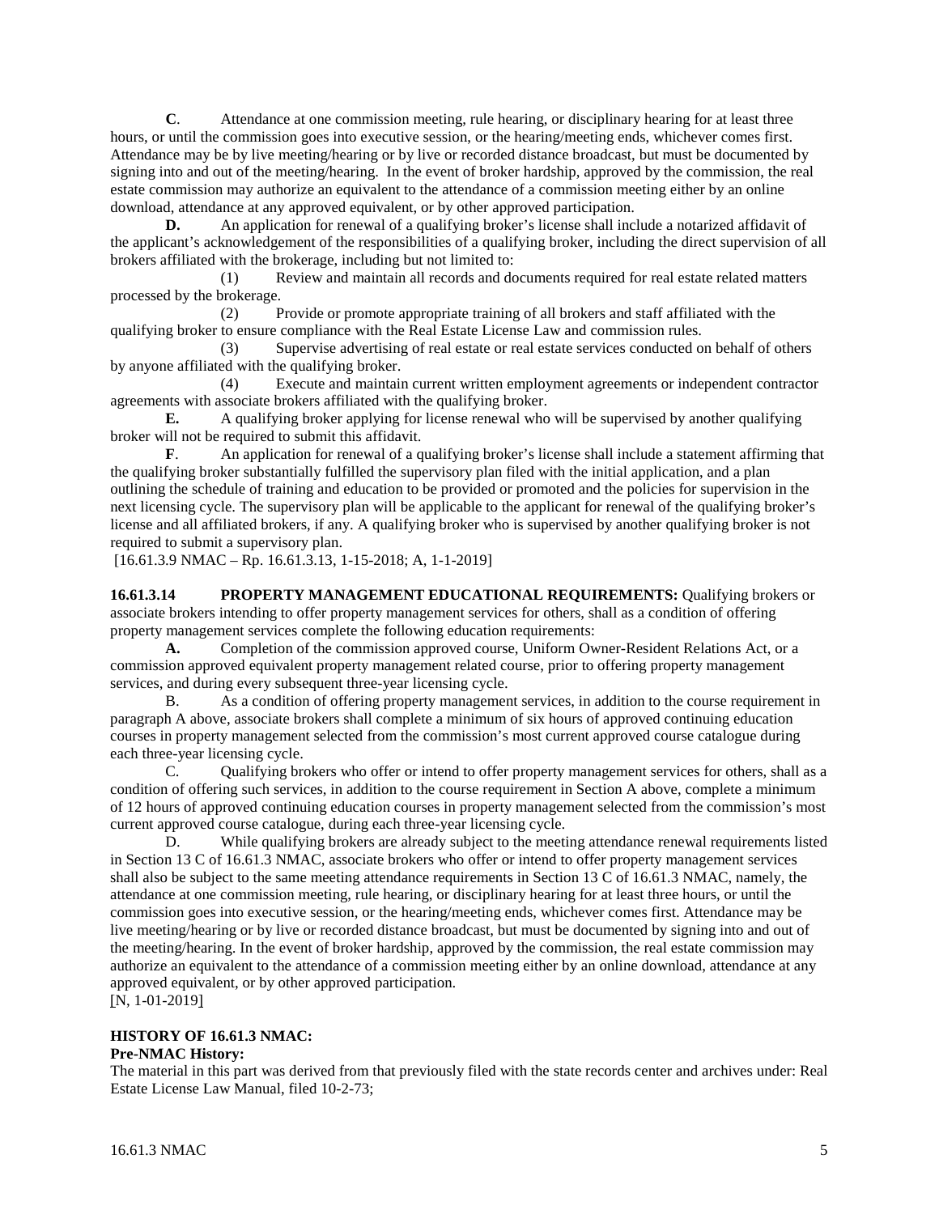**C**. Attendance at one commission meeting, rule hearing, or disciplinary hearing for at least three hours, or until the commission goes into executive session, or the hearing/meeting ends, whichever comes first. Attendance may be by live meeting/hearing or by live or recorded distance broadcast, but must be documented by signing into and out of the meeting/hearing. In the event of broker hardship, approved by the commission, the real estate commission may authorize an equivalent to the attendance of a commission meeting either by an online download, attendance at any approved equivalent, or by other approved participation.

**D.** An application for renewal of a qualifying broker's license shall include a notarized affidavit of the applicant's acknowledgement of the responsibilities of a qualifying broker, including the direct supervision of all brokers affiliated with the brokerage, including but not limited to:

(1) Review and maintain all records and documents required for real estate related matters processed by the brokerage.

(2) Provide or promote appropriate training of all brokers and staff affiliated with the qualifying broker to ensure compliance with the Real Estate License Law and commission rules.

(3) Supervise advertising of real estate or real estate services conducted on behalf of others by anyone affiliated with the qualifying broker.

(4) Execute and maintain current written employment agreements or independent contractor agreements with associate brokers affiliated with the qualifying broker.

**E.** A qualifying broker applying for license renewal who will be supervised by another qualifying broker will not be required to submit this affidavit.

**F**. An application for renewal of a qualifying broker's license shall include a statement affirming that the qualifying broker substantially fulfilled the supervisory plan filed with the initial application, and a plan outlining the schedule of training and education to be provided or promoted and the policies for supervision in the next licensing cycle. The supervisory plan will be applicable to the applicant for renewal of the qualifying broker's license and all affiliated brokers, if any. A qualifying broker who is supervised by another qualifying broker is not required to submit a supervisory plan.

[16.61.3.9 NMAC – Rp. 16.61.3.13, 1-15-2018; A, 1-1-2019]

**16.61.3.14 PROPERTY MANAGEMENT EDUCATIONAL REQUIREMENTS:** Qualifying brokers or associate brokers intending to offer property management services for others, shall as a condition of offering property management services complete the following education requirements:

**A.** Completion of the commission approved course, Uniform Owner-Resident Relations Act, or a commission approved equivalent property management related course, prior to offering property management services, and during every subsequent three-year licensing cycle.

B. As a condition of offering property management services, in addition to the course requirement in paragraph A above, associate brokers shall complete a minimum of six hours of approved continuing education courses in property management selected from the commission's most current approved course catalogue during each three-year licensing cycle.

C. Qualifying brokers who offer or intend to offer property management services for others, shall as a condition of offering such services, in addition to the course requirement in Section A above, complete a minimum of 12 hours of approved continuing education courses in property management selected from the commission's most current approved course catalogue, during each three-year licensing cycle.

D. While qualifying brokers are already subject to the meeting attendance renewal requirements listed in Section 13 C of 16.61.3 NMAC, associate brokers who offer or intend to offer property management services shall also be subject to the same meeting attendance requirements in Section 13 C of 16.61.3 NMAC, namely, the attendance at one commission meeting, rule hearing, or disciplinary hearing for at least three hours, or until the commission goes into executive session, or the hearing/meeting ends, whichever comes first. Attendance may be live meeting/hearing or by live or recorded distance broadcast, but must be documented by signing into and out of the meeting/hearing. In the event of broker hardship, approved by the commission, the real estate commission may authorize an equivalent to the attendance of a commission meeting either by an online download, attendance at any approved equivalent, or by other approved participation.

[N, 1-01-2019]

**HISTORY OF 16.61.3 NMAC:**

**Pre-NMAC History:**

The material in this part was derived from that previously filed with the state records center and archives under: Real Estate License Law Manual, filed 10-2-73;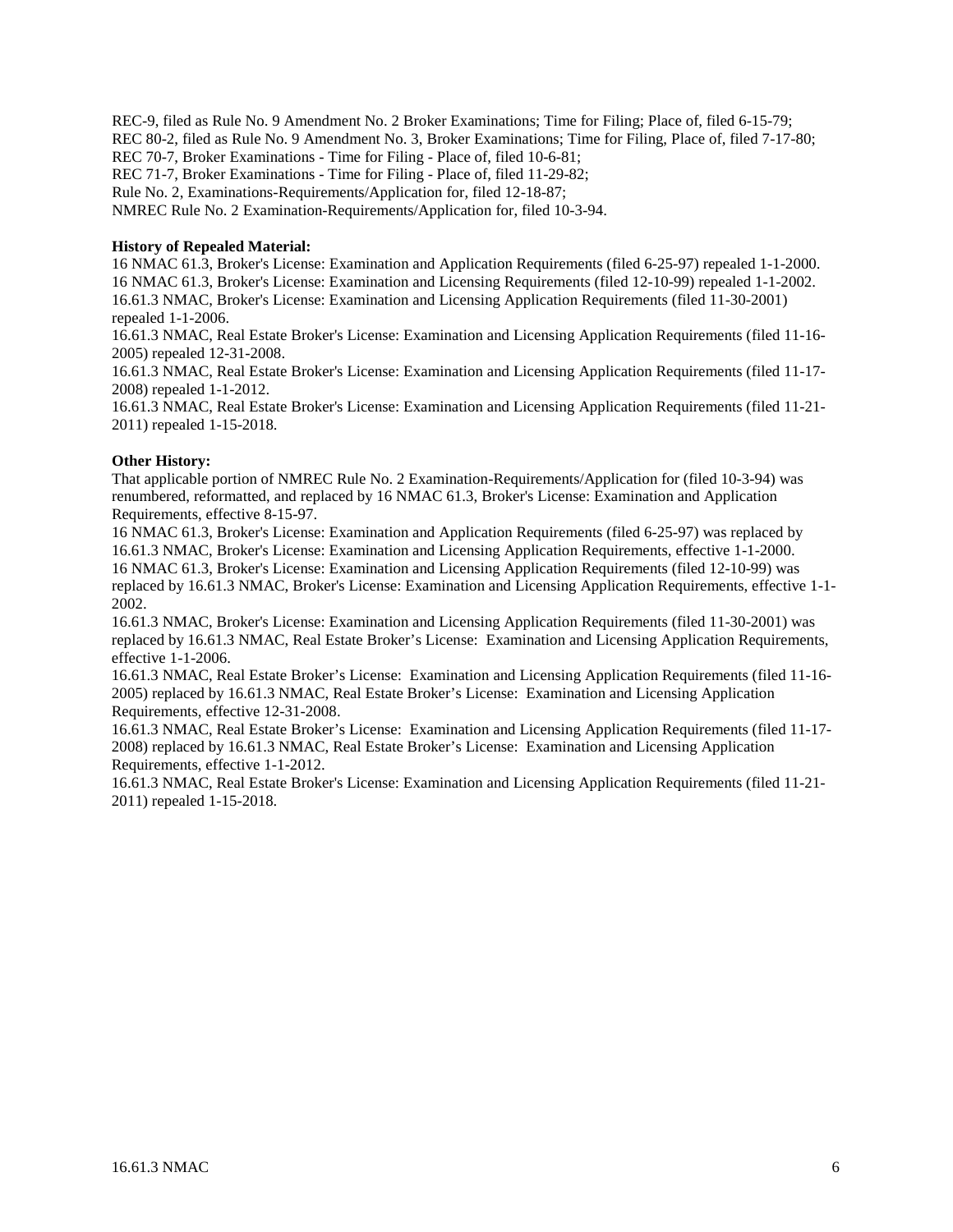REC-9, filed as Rule No. 9 Amendment No. 2 Broker Examinations; Time for Filing; Place of, filed 6-15-79;
REC 80-2, filed as Rule No. 9 Amendment No. 3, Broker Examinations; Time for Filing, Place of, filed 7-17-80;
REC 70-7, Broker Examinations - Time for Filing - Place of, filed 10-6-81;
REC 71-7, Broker Examinations - Time for Filing - Place of, filed 11-29-82;
Rule No. 2, Examinations-Requirements/Application for, filed 12-18-87;
NMREC Rule No. 2 Examination-Requirements/Application for, filed 10-3-94.

**History of Repealed Material:**
16 NMAC 61.3, Broker's License: Examination and Application Requirements (filed 6-25-97) repealed 1-1-2000.
16 NMAC 61.3, Broker's License: Examination and Licensing Requirements (filed 12-10-99) repealed 1-1-2002.
16.61.3 NMAC, Broker's License: Examination and Licensing Application Requirements (filed 11-30-2001) repealed 1-1-2006.
16.61.3 NMAC, Real Estate Broker's License: Examination and Licensing Application Requirements (filed 11-16-2005) repealed 12-31-2008.
16.61.3 NMAC, Real Estate Broker's License: Examination and Licensing Application Requirements (filed 11-17-2008) repealed 1-1-2012.
16.61.3 NMAC, Real Estate Broker's License: Examination and Licensing Application Requirements (filed 11-21-2011) repealed 1-15-2018.

**Other History:**
That applicable portion of NMREC Rule No. 2 Examination-Requirements/Application for (filed 10-3-94) was renumbered, reformatted, and replaced by 16 NMAC 61.3, Broker's License: Examination and Application Requirements, effective 8-15-97.
16 NMAC 61.3, Broker's License: Examination and Application Requirements (filed 6-25-97) was replaced by 16.61.3 NMAC, Broker's License: Examination and Licensing Application Requirements, effective 1-1-2000.
16 NMAC 61.3, Broker's License: Examination and Licensing Application Requirements (filed 12-10-99) was replaced by 16.61.3 NMAC, Broker's License: Examination and Licensing Application Requirements, effective 1-1-2002.
16.61.3 NMAC, Broker's License: Examination and Licensing Application Requirements (filed 11-30-2001) was replaced by 16.61.3 NMAC, Real Estate Broker's License: Examination and Licensing Application Requirements, effective 1-1-2006.
16.61.3 NMAC, Real Estate Broker's License: Examination and Licensing Application Requirements (filed 11-16-2005) replaced by 16.61.3 NMAC, Real Estate Broker's License: Examination and Licensing Application Requirements, effective 12-31-2008.
16.61.3 NMAC, Real Estate Broker's License: Examination and Licensing Application Requirements (filed 11-17-2008) replaced by 16.61.3 NMAC, Real Estate Broker's License: Examination and Licensing Application Requirements, effective 1-1-2012.
16.61.3 NMAC, Real Estate Broker's License: Examination and Licensing Application Requirements (filed 11-21-2011) repealed 1-15-2018.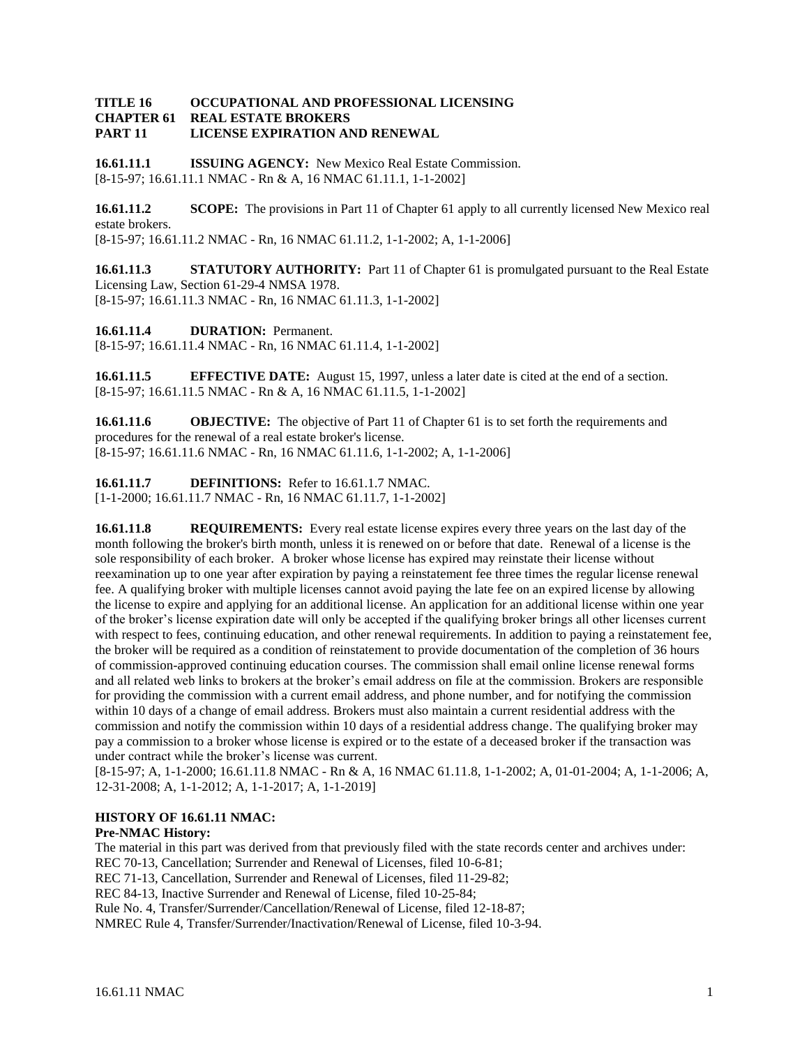**TITLE 16 OCCUPATIONAL AND PROFESSIONAL LICENSING**
**CHAPTER 61 REAL ESTATE BROKERS**
**PART 11 LICENSE EXPIRATION AND RENEWAL**

**16.61.11.1 ISSUING AGENCY:** New Mexico Real Estate Commission.
[8-15-97; 16.61.11.1 NMAC - Rn & A, 16 NMAC 61.11.1, 1-1-2002]

**16.61.11.2 SCOPE:** The provisions in Part 11 of Chapter 61 apply to all currently licensed New Mexico real estate brokers.
[8-15-97; 16.61.11.2 NMAC - Rn, 16 NMAC 61.11.2, 1-1-2002; A, 1-1-2006]

**16.61.11.3 STATUTORY AUTHORITY:** Part 11 of Chapter 61 is promulgated pursuant to the Real Estate Licensing Law, Section 61-29-4 NMSA 1978.
[8-15-97; 16.61.11.3 NMAC - Rn, 16 NMAC 61.11.3, 1-1-2002]

**16.61.11.4 DURATION:** Permanent.
[8-15-97; 16.61.11.4 NMAC - Rn, 16 NMAC 61.11.4, 1-1-2002]

**16.61.11.5 EFFECTIVE DATE:** August 15, 1997, unless a later date is cited at the end of a section.
[8-15-97; 16.61.11.5 NMAC - Rn & A, 16 NMAC 61.11.5, 1-1-2002]

**16.61.11.6 OBJECTIVE:** The objective of Part 11 of Chapter 61 is to set forth the requirements and procedures for the renewal of a real estate broker's license.
[8-15-97; 16.61.11.6 NMAC - Rn, 16 NMAC 61.11.6, 1-1-2002; A, 1-1-2006]

**16.61.11.7 DEFINITIONS:** Refer to 16.61.1.7 NMAC.
[1-1-2000; 16.61.11.7 NMAC - Rn, 16 NMAC 61.11.7, 1-1-2002]

**16.61.11.8 REQUIREMENTS:** Every real estate license expires every three years on the last day of the month following the broker's birth month, unless it is renewed on or before that date. Renewal of a license is the sole responsibility of each broker. A broker whose license has expired may reinstate their license without reexamination up to one year after expiration by paying a reinstatement fee three times the regular license renewal fee. A qualifying broker with multiple licenses cannot avoid paying the late fee on an expired license by allowing the license to expire and applying for an additional license. An application for an additional license within one year of the broker's license expiration date will only be accepted if the qualifying broker brings all other licenses current with respect to fees, continuing education, and other renewal requirements. In addition to paying a reinstatement fee, the broker will be required as a condition of reinstatement to provide documentation of the completion of 36 hours of commission-approved continuing education courses. The commission shall email online license renewal forms and all related web links to brokers at the broker's email address on file at the commission. Brokers are responsible for providing the commission with a current email address, and phone number, and for notifying the commission within 10 days of a change of email address. Brokers must also maintain a current residential address with the commission and notify the commission within 10 days of a residential address change. The qualifying broker may pay a commission to a broker whose license is expired or to the estate of a deceased broker if the transaction was under contract while the broker's license was current.
[8-15-97; A, 1-1-2000; 16.61.11.8 NMAC - Rn & A, 16 NMAC 61.11.8, 1-1-2002; A, 01-01-2004; A, 1-1-2006; A, 12-31-2008; A, 1-1-2012; A, 1-1-2017; A, 1-1-2019]

**HISTORY OF 16.61.11 NMAC:**
**Pre-NMAC History:**
The material in this part was derived from that previously filed with the state records center and archives under:
REC 70-13, Cancellation; Surrender and Renewal of Licenses, filed 10-6-81;
REC 71-13, Cancellation, Surrender and Renewal of Licenses, filed 11-29-82;
REC 84-13, Inactive Surrender and Renewal of License, filed 10-25-84;
Rule No. 4, Transfer/Surrender/Cancellation/Renewal of License, filed 12-18-87;
NMREC Rule 4, Transfer/Surrender/Inactivation/Renewal of License, filed 10-3-94.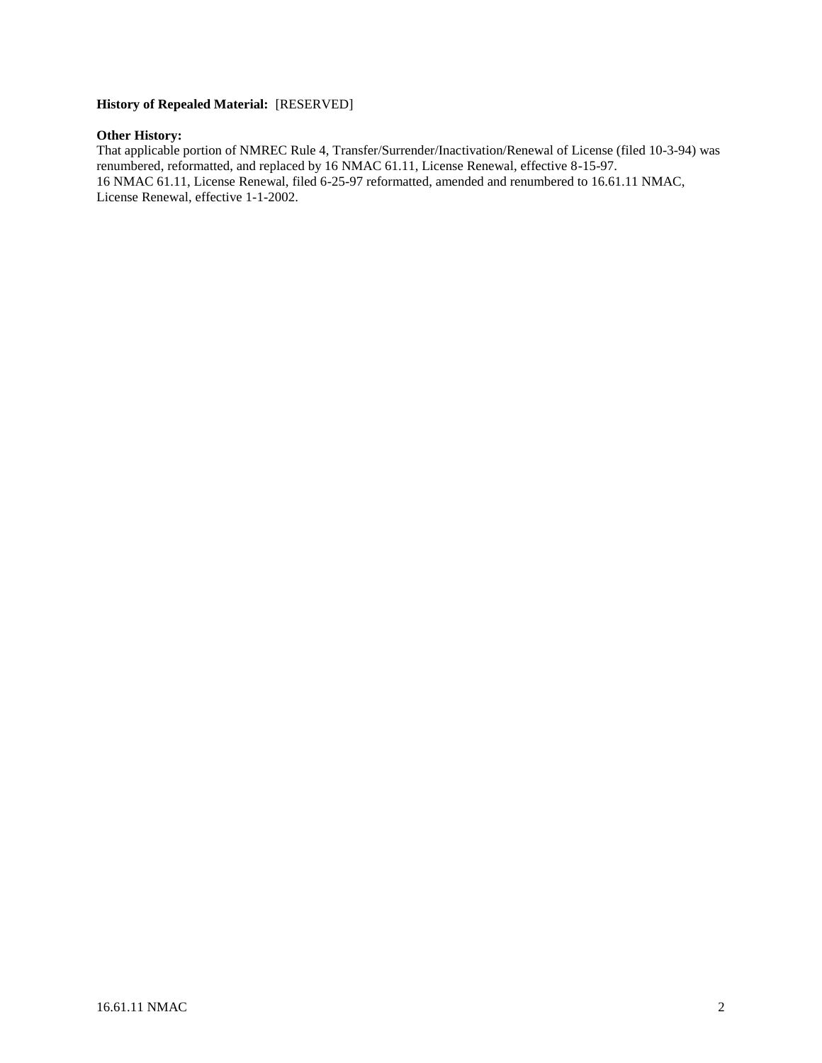**History of Repealed Material:** [RESERVED]

**Other History:**
That applicable portion of NMREC Rule 4, Transfer/Surrender/Inactivation/Renewal of License (filed 10-3-94) was renumbered, reformatted, and replaced by 16 NMAC 61.11, License Renewal, effective 8-15-97.
16 NMAC 61.11, License Renewal, filed 6-25-97 reformatted, amended and renumbered to 16.61.11 NMAC, License Renewal, effective 1-1-2002.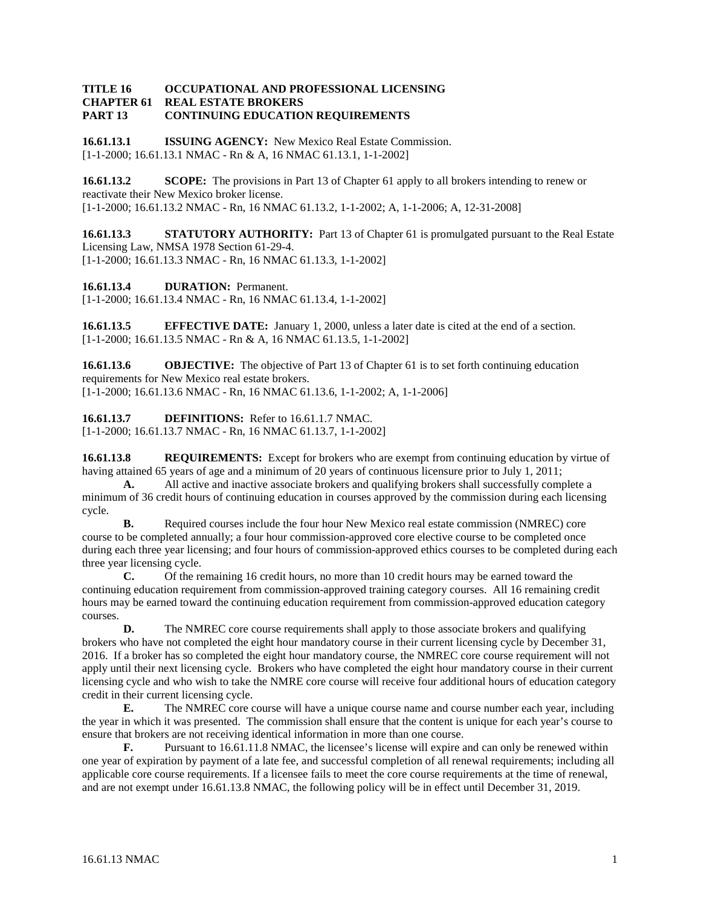**TITLE 16 OCCUPATIONAL AND PROFESSIONAL LICENSING**
**CHAPTER 61 REAL ESTATE BROKERS**
**PART 13 CONTINUING EDUCATION REQUIREMENTS**

**16.61.13.1 ISSUING AGENCY:** New Mexico Real Estate Commission.
[1-1-2000; 16.61.13.1 NMAC - Rn & A, 16 NMAC 61.13.1, 1-1-2002]

**16.61.13.2 SCOPE:** The provisions in Part 13 of Chapter 61 apply to all brokers intending to renew or reactivate their New Mexico broker license.
[1-1-2000; 16.61.13.2 NMAC - Rn, 16 NMAC 61.13.2, 1-1-2002; A, 1-1-2006; A, 12-31-2008]

**16.61.13.3 STATUTORY AUTHORITY:** Part 13 of Chapter 61 is promulgated pursuant to the Real Estate Licensing Law, NMSA 1978 Section 61-29-4.
[1-1-2000; 16.61.13.3 NMAC - Rn, 16 NMAC 61.13.3, 1-1-2002]

**16.61.13.4 DURATION:** Permanent.
[1-1-2000; 16.61.13.4 NMAC - Rn, 16 NMAC 61.13.4, 1-1-2002]

**16.61.13.5 EFFECTIVE DATE:** January 1, 2000, unless a later date is cited at the end of a section.
[1-1-2000; 16.61.13.5 NMAC - Rn & A, 16 NMAC 61.13.5, 1-1-2002]

**16.61.13.6 OBJECTIVE:** The objective of Part 13 of Chapter 61 is to set forth continuing education requirements for New Mexico real estate brokers.
[1-1-2000; 16.61.13.6 NMAC - Rn, 16 NMAC 61.13.6, 1-1-2002; A, 1-1-2006]

**16.61.13.7 DEFINITIONS:** Refer to 16.61.1.7 NMAC.
[1-1-2000; 16.61.13.7 NMAC - Rn, 16 NMAC 61.13.7, 1-1-2002]

**16.61.13.8 REQUIREMENTS:** Except for brokers who are exempt from continuing education by virtue of having attained 65 years of age and a minimum of 20 years of continuous licensure prior to July 1, 2011;

**A.** All active and inactive associate brokers and qualifying brokers shall successfully complete a minimum of 36 credit hours of continuing education in courses approved by the commission during each licensing cycle.

**B.** Required courses include the four hour New Mexico real estate commission (NMREC) core course to be completed annually; a four hour commission-approved core elective course to be completed once during each three year licensing; and four hours of commission-approved ethics courses to be completed during each three year licensing cycle.

**C.** Of the remaining 16 credit hours, no more than 10 credit hours may be earned toward the continuing education requirement from commission-approved training category courses. All 16 remaining credit hours may be earned toward the continuing education requirement from commission-approved education category courses.

**D.** The NMREC core course requirements shall apply to those associate brokers and qualifying brokers who have not completed the eight hour mandatory course in their current licensing cycle by December 31, 2016. If a broker has so completed the eight hour mandatory course, the NMREC core course requirement will not apply until their next licensing cycle. Brokers who have completed the eight hour mandatory course in their current licensing cycle and who wish to take the NMRE core course will receive four additional hours of education category credit in their current licensing cycle.

**E.** The NMREC core course will have a unique course name and course number each year, including the year in which it was presented. The commission shall ensure that the content is unique for each year's course to ensure that brokers are not receiving identical information in more than one course.

**F.** Pursuant to 16.61.11.8 NMAC, the licensee's license will expire and can only be renewed within one year of expiration by payment of a late fee, and successful completion of all renewal requirements; including all applicable core course requirements. If a licensee fails to meet the core course requirements at the time of renewal, and are not exempt under 16.61.13.8 NMAC, the following policy will be in effect until December 31, 2019.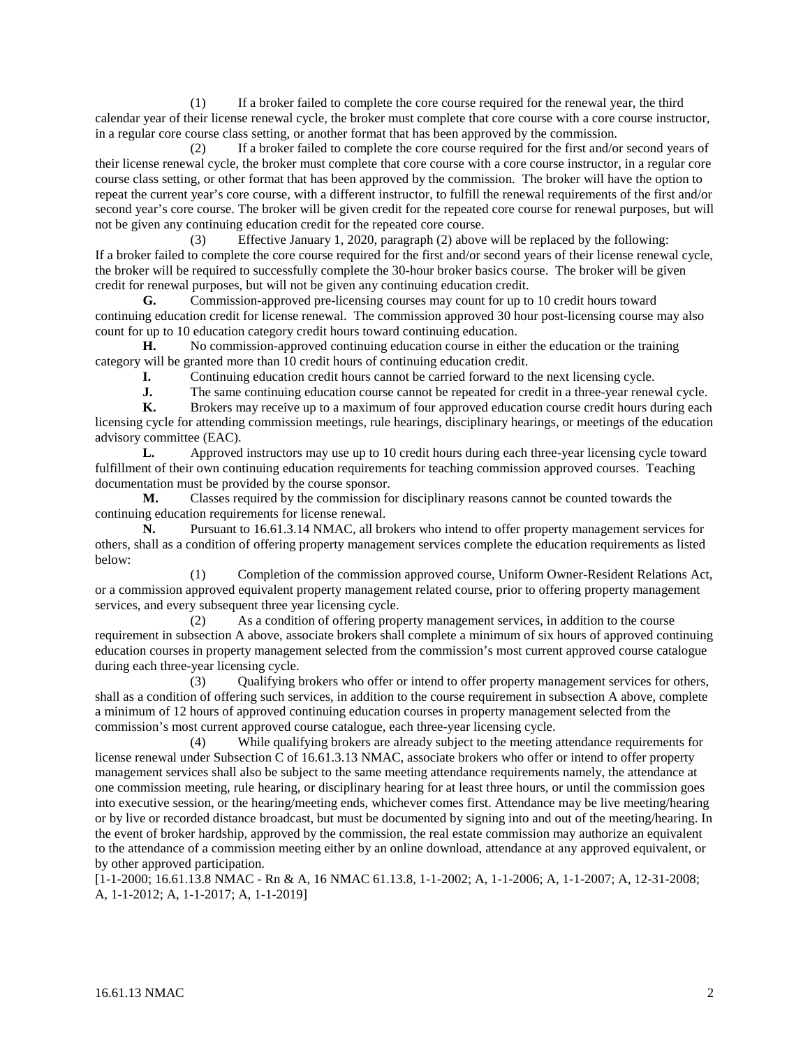(1) If a broker failed to complete the core course required for the renewal year, the third calendar year of their license renewal cycle, the broker must complete that core course with a core course instructor, in a regular core course class setting, or another format that has been approved by the commission.

(2) If a broker failed to complete the core course required for the first and/or second years of their license renewal cycle, the broker must complete that core course with a core course instructor, in a regular core course class setting, or other format that has been approved by the commission. The broker will have the option to repeat the current year's core course, with a different instructor, to fulfill the renewal requirements of the first and/or second year's core course. The broker will be given credit for the repeated core course for renewal purposes, but will not be given any continuing education credit for the repeated core course.

(3) Effective January 1, 2020, paragraph (2) above will be replaced by the following: If a broker failed to complete the core course required for the first and/or second years of their license renewal cycle, the broker will be required to successfully complete the 30-hour broker basics course. The broker will be given credit for renewal purposes, but will not be given any continuing education credit.

**G.** Commission-approved pre-licensing courses may count for up to 10 credit hours toward continuing education credit for license renewal. The commission approved 30 hour post-licensing course may also count for up to 10 education category credit hours toward continuing education.

**H.** No commission-approved continuing education course in either the education or the training category will be granted more than 10 credit hours of continuing education credit.

**I.** Continuing education credit hours cannot be carried forward to the next licensing cycle.

**J.** The same continuing education course cannot be repeated for credit in a three-year renewal cycle.

**K.** Brokers may receive up to a maximum of four approved education course credit hours during each licensing cycle for attending commission meetings, rule hearings, disciplinary hearings, or meetings of the education advisory committee (EAC).

**L.** Approved instructors may use up to 10 credit hours during each three-year licensing cycle toward fulfillment of their own continuing education requirements for teaching commission approved courses. Teaching documentation must be provided by the course sponsor.

**M.** Classes required by the commission for disciplinary reasons cannot be counted towards the continuing education requirements for license renewal.

**N.** Pursuant to 16.61.3.14 NMAC, all brokers who intend to offer property management services for others, shall as a condition of offering property management services complete the education requirements as listed below:

(1) Completion of the commission approved course, Uniform Owner-Resident Relations Act, or a commission approved equivalent property management related course, prior to offering property management services, and every subsequent three year licensing cycle.

(2) As a condition of offering property management services, in addition to the course requirement in subsection A above, associate brokers shall complete a minimum of six hours of approved continuing education courses in property management selected from the commission's most current approved course catalogue during each three-year licensing cycle.

(3) Qualifying brokers who offer or intend to offer property management services for others, shall as a condition of offering such services, in addition to the course requirement in subsection A above, complete a minimum of 12 hours of approved continuing education courses in property management selected from the commission's most current approved course catalogue, each three-year licensing cycle.

(4) While qualifying brokers are already subject to the meeting attendance requirements for license renewal under Subsection C of 16.61.3.13 NMAC, associate brokers who offer or intend to offer property management services shall also be subject to the same meeting attendance requirements namely, the attendance at one commission meeting, rule hearing, or disciplinary hearing for at least three hours, or until the commission goes into executive session, or the hearing/meeting ends, whichever comes first. Attendance may be live meeting/hearing or by live or recorded distance broadcast, but must be documented by signing into and out of the meeting/hearing. In the event of broker hardship, approved by the commission, the real estate commission may authorize an equivalent to the attendance of a commission meeting either by an online download, attendance at any approved equivalent, or by other approved participation.

[1-1-2000; 16.61.13.8 NMAC - Rn & A, 16 NMAC 61.13.8, 1-1-2002; A, 1-1-2006; A, 1-1-2007; A, 12-31-2008; A, 1-1-2012; A, 1-1-2017; A, 1-1-2019]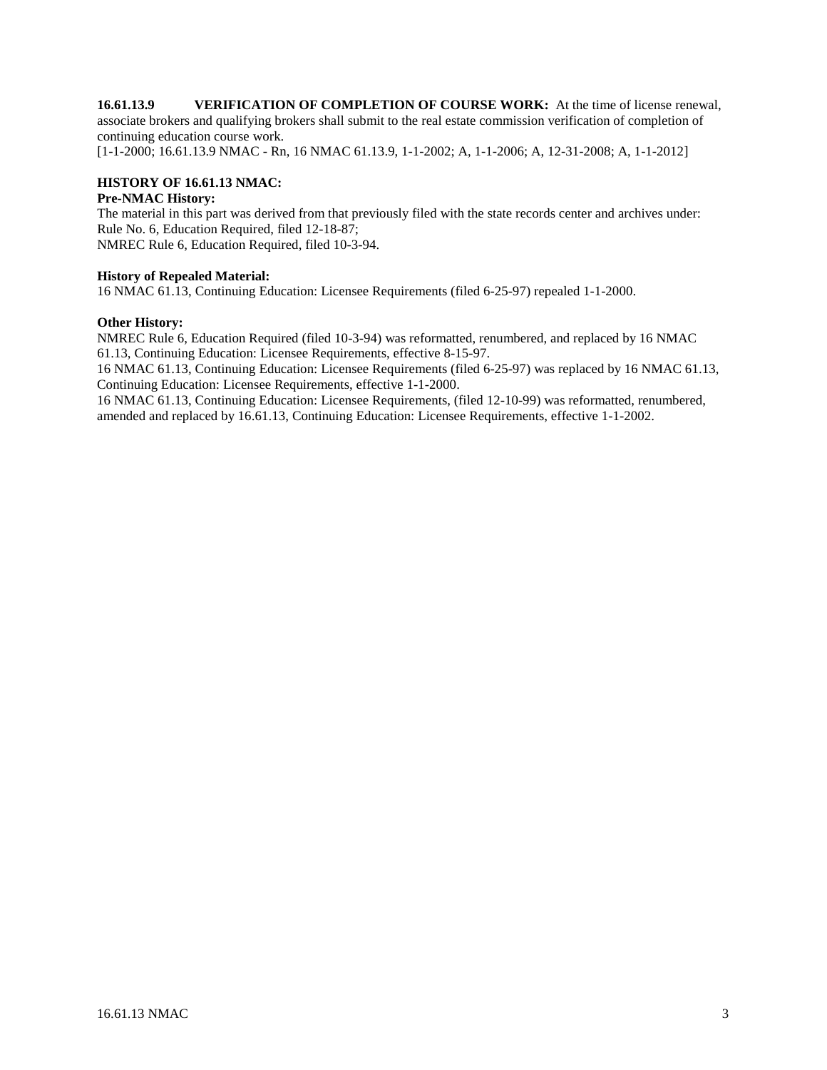**16.61.13.9 VERIFICATION OF COMPLETION OF COURSE WORK:** At the time of license renewal, associate brokers and qualifying brokers shall submit to the real estate commission verification of completion of continuing education course work.
[1-1-2000; 16.61.13.9 NMAC - Rn, 16 NMAC 61.13.9, 1-1-2002; A, 1-1-2006; A, 12-31-2008; A, 1-1-2012]

**HISTORY OF 16.61.13 NMAC:**

**Pre-NMAC History:**
The material in this part was derived from that previously filed with the state records center and archives under:
Rule No. 6, Education Required, filed 12-18-87;
NMREC Rule 6, Education Required, filed 10-3-94.

**History of Repealed Material:**
16 NMAC 61.13, Continuing Education: Licensee Requirements (filed 6-25-97) repealed 1-1-2000.

**Other History:**
NMREC Rule 6, Education Required (filed 10-3-94) was reformatted, renumbered, and replaced by 16 NMAC 61.13, Continuing Education: Licensee Requirements, effective 8-15-97.
16 NMAC 61.13, Continuing Education: Licensee Requirements (filed 6-25-97) was replaced by 16 NMAC 61.13, Continuing Education: Licensee Requirements, effective 1-1-2000.
16 NMAC 61.13, Continuing Education: Licensee Requirements, (filed 12-10-99) was reformatted, renumbered, amended and replaced by 16.61.13, Continuing Education: Licensee Requirements, effective 1-1-2002.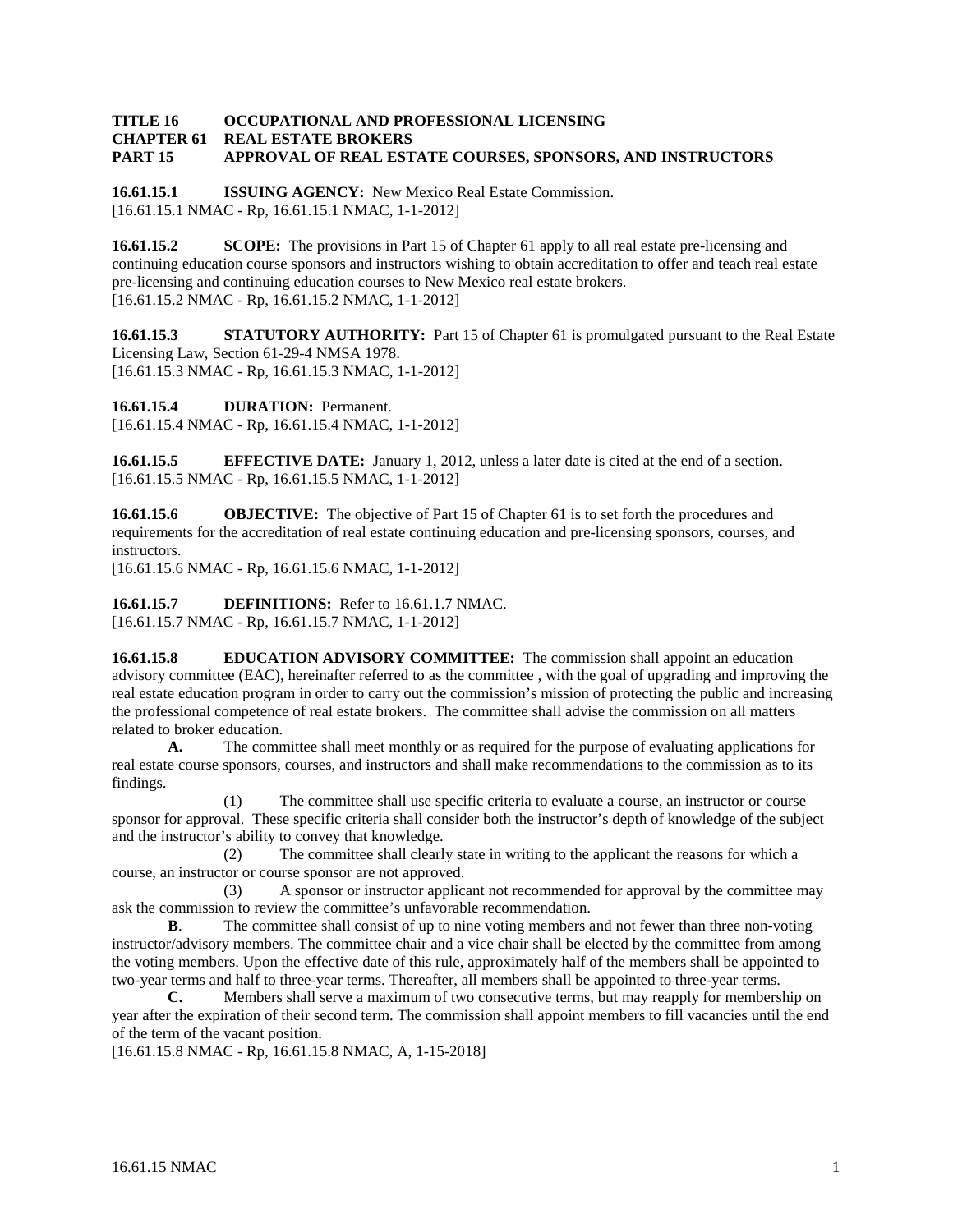**TITLE 16 OCCUPATIONAL AND PROFESSIONAL LICENSING**
**CHAPTER 61 REAL ESTATE BROKERS**
**PART 15 APPROVAL OF REAL ESTATE COURSES, SPONSORS, AND INSTRUCTORS**

**16.61.15.1 ISSUING AGENCY:** New Mexico Real Estate Commission.
[16.61.15.1 NMAC - Rp, 16.61.15.1 NMAC, 1-1-2012]

**16.61.15.2 SCOPE:** The provisions in Part 15 of Chapter 61 apply to all real estate pre-licensing and continuing education course sponsors and instructors wishing to obtain accreditation to offer and teach real estate pre-licensing and continuing education courses to New Mexico real estate brokers.
[16.61.15.2 NMAC - Rp, 16.61.15.2 NMAC, 1-1-2012]

**16.61.15.3 STATUTORY AUTHORITY:** Part 15 of Chapter 61 is promulgated pursuant to the Real Estate Licensing Law, Section 61-29-4 NMSA 1978.
[16.61.15.3 NMAC - Rp, 16.61.15.3 NMAC, 1-1-2012]

**16.61.15.4 DURATION:** Permanent.
[16.61.15.4 NMAC - Rp, 16.61.15.4 NMAC, 1-1-2012]

**16.61.15.5 EFFECTIVE DATE:** January 1, 2012, unless a later date is cited at the end of a section.
[16.61.15.5 NMAC - Rp, 16.61.15.5 NMAC, 1-1-2012]

**16.61.15.6 OBJECTIVE:** The objective of Part 15 of Chapter 61 is to set forth the procedures and requirements for the accreditation of real estate continuing education and pre-licensing sponsors, courses, and instructors.
[16.61.15.6 NMAC - Rp, 16.61.15.6 NMAC, 1-1-2012]

**16.61.15.7 DEFINITIONS:** Refer to 16.61.1.7 NMAC.
[16.61.15.7 NMAC - Rp, 16.61.15.7 NMAC, 1-1-2012]

**16.61.15.8 EDUCATION ADVISORY COMMITTEE:** The commission shall appoint an education advisory committee (EAC), hereinafter referred to as the committee , with the goal of upgrading and improving the real estate education program in order to carry out the commission's mission of protecting the public and increasing the professional competence of real estate brokers. The committee shall advise the commission on all matters related to broker education.

**A.** The committee shall meet monthly or as required for the purpose of evaluating applications for real estate course sponsors, courses, and instructors and shall make recommendations to the commission as to its findings.

(1) The committee shall use specific criteria to evaluate a course, an instructor or course sponsor for approval. These specific criteria shall consider both the instructor's depth of knowledge of the subject and the instructor's ability to convey that knowledge.

(2) The committee shall clearly state in writing to the applicant the reasons for which a course, an instructor or course sponsor are not approved.

(3) A sponsor or instructor applicant not recommended for approval by the committee may ask the commission to review the committee's unfavorable recommendation.

**B**. The committee shall consist of up to nine voting members and not fewer than three non-voting instructor/advisory members. The committee chair and a vice chair shall be elected by the committee from among the voting members. Upon the effective date of this rule, approximately half of the members shall be appointed to two-year terms and half to three-year terms. Thereafter, all members shall be appointed to three-year terms.

**C.** Members shall serve a maximum of two consecutive terms, but may reapply for membership on year after the expiration of their second term. The commission shall appoint members to fill vacancies until the end of the term of the vacant position.
[16.61.15.8 NMAC - Rp, 16.61.15.8 NMAC, A, 1-15-2018]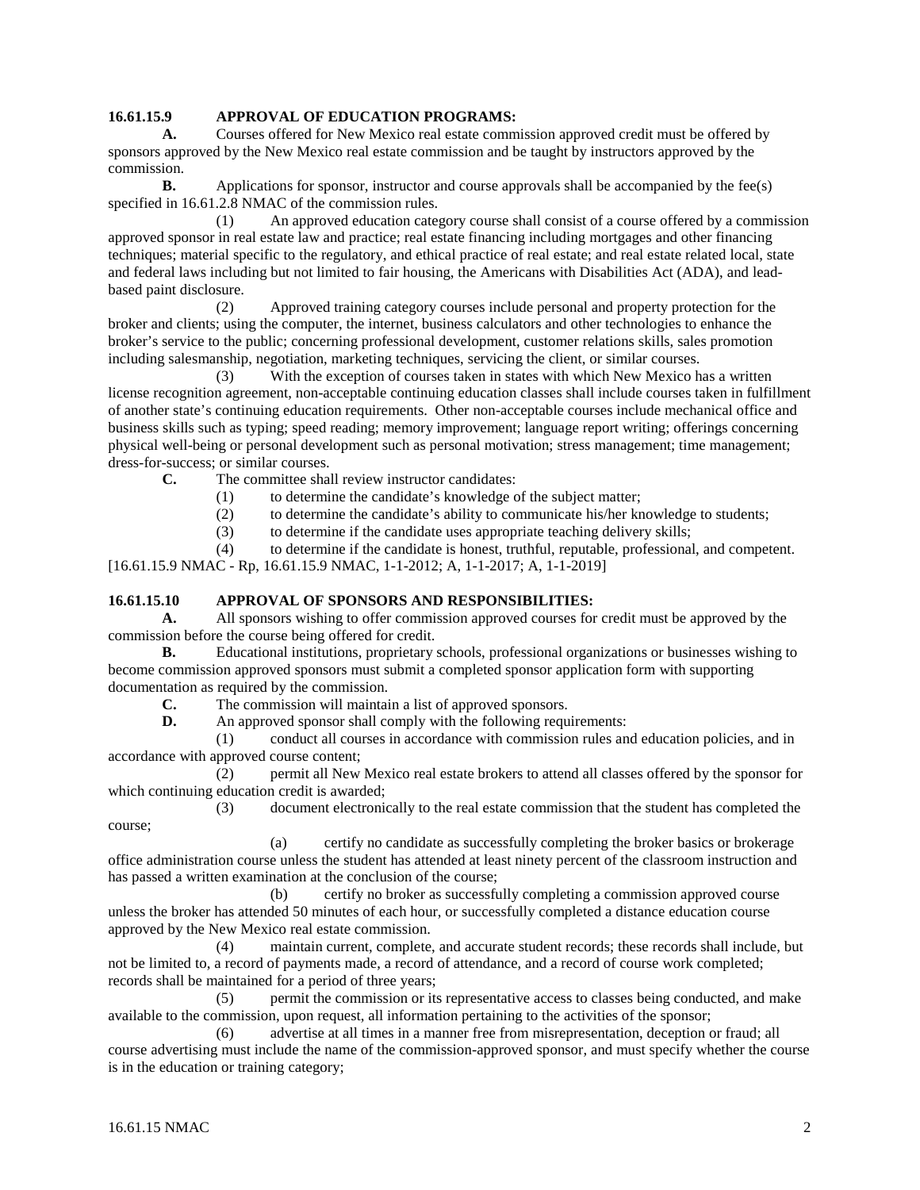**16.61.15.9 APPROVAL OF EDUCATION PROGRAMS:**

**A.** Courses offered for New Mexico real estate commission approved credit must be offered by sponsors approved by the New Mexico real estate commission and be taught by instructors approved by the commission.

**B.** Applications for sponsor, instructor and course approvals shall be accompanied by the fee(s) specified in 16.61.2.8 NMAC of the commission rules.

(1) An approved education category course shall consist of a course offered by a commission approved sponsor in real estate law and practice; real estate financing including mortgages and other financing techniques; material specific to the regulatory, and ethical practice of real estate; and real estate related local, state and federal laws including but not limited to fair housing, the Americans with Disabilities Act (ADA), and lead-based paint disclosure.

(2) Approved training category courses include personal and property protection for the broker and clients; using the computer, the internet, business calculators and other technologies to enhance the broker's service to the public; concerning professional development, customer relations skills, sales promotion including salesmanship, negotiation, marketing techniques, servicing the client, or similar courses.

(3) With the exception of courses taken in states with which New Mexico has a written license recognition agreement, non-acceptable continuing education classes shall include courses taken in fulfillment of another state's continuing education requirements. Other non-acceptable courses include mechanical office and business skills such as typing; speed reading; memory improvement; language report writing; offerings concerning physical well-being or personal development such as personal motivation; stress management; time management; dress-for-success; or similar courses.

**C.** The committee shall review instructor candidates:

(1) to determine the candidate's knowledge of the subject matter;

(2) to determine the candidate's ability to communicate his/her knowledge to students;

(3) to determine if the candidate uses appropriate teaching delivery skills;

(4) to determine if the candidate is honest, truthful, reputable, professional, and competent.

[16.61.15.9 NMAC - Rp, 16.61.15.9 NMAC, 1-1-2012; A, 1-1-2017; A, 1-1-2019]

**16.61.15.10 APPROVAL OF SPONSORS AND RESPONSIBILITIES:**

**A.** All sponsors wishing to offer commission approved courses for credit must be approved by the commission before the course being offered for credit.

**B.** Educational institutions, proprietary schools, professional organizations or businesses wishing to become commission approved sponsors must submit a completed sponsor application form with supporting documentation as required by the commission.

**C.** The commission will maintain a list of approved sponsors.

**D.** An approved sponsor shall comply with the following requirements:

(1) conduct all courses in accordance with commission rules and education policies, and in accordance with approved course content;

(2) permit all New Mexico real estate brokers to attend all classes offered by the sponsor for which continuing education credit is awarded;

(3) document electronically to the real estate commission that the student has completed the course;

(a) certify no candidate as successfully completing the broker basics or brokerage office administration course unless the student has attended at least ninety percent of the classroom instruction and has passed a written examination at the conclusion of the course;

(b) certify no broker as successfully completing a commission approved course unless the broker has attended 50 minutes of each hour, or successfully completed a distance education course approved by the New Mexico real estate commission.

(4) maintain current, complete, and accurate student records; these records shall include, but not be limited to, a record of payments made, a record of attendance, and a record of course work completed; records shall be maintained for a period of three years;

(5) permit the commission or its representative access to classes being conducted, and make available to the commission, upon request, all information pertaining to the activities of the sponsor;

(6) advertise at all times in a manner free from misrepresentation, deception or fraud; all course advertising must include the name of the commission-approved sponsor, and must specify whether the course is in the education or training category;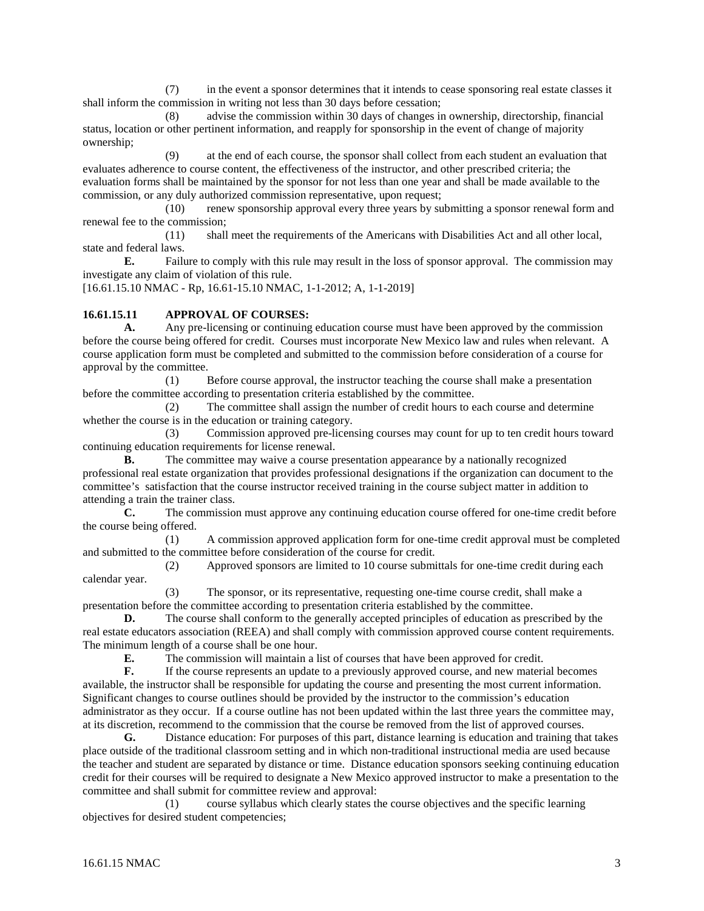(7) in the event a sponsor determines that it intends to cease sponsoring real estate classes it shall inform the commission in writing not less than 30 days before cessation;

(8) advise the commission within 30 days of changes in ownership, directorship, financial status, location or other pertinent information, and reapply for sponsorship in the event of change of majority ownership;

(9) at the end of each course, the sponsor shall collect from each student an evaluation that evaluates adherence to course content, the effectiveness of the instructor, and other prescribed criteria; the evaluation forms shall be maintained by the sponsor for not less than one year and shall be made available to the commission, or any duly authorized commission representative, upon request;

(10) renew sponsorship approval every three years by submitting a sponsor renewal form and renewal fee to the commission;

(11) shall meet the requirements of the Americans with Disabilities Act and all other local, state and federal laws.

**E.** Failure to comply with this rule may result in the loss of sponsor approval. The commission may investigate any claim of violation of this rule.

[16.61.15.10 NMAC - Rp, 16.61-15.10 NMAC, 1-1-2012; A, 1-1-2019]

**16.61.15.11 APPROVAL OF COURSES:**

**A.** Any pre-licensing or continuing education course must have been approved by the commission before the course being offered for credit. Courses must incorporate New Mexico law and rules when relevant. A course application form must be completed and submitted to the commission before consideration of a course for approval by the committee.

(1) Before course approval, the instructor teaching the course shall make a presentation before the committee according to presentation criteria established by the committee.

(2) The committee shall assign the number of credit hours to each course and determine whether the course is in the education or training category.

(3) Commission approved pre-licensing courses may count for up to ten credit hours toward continuing education requirements for license renewal.

**B.** The committee may waive a course presentation appearance by a nationally recognized professional real estate organization that provides professional designations if the organization can document to the committee's satisfaction that the course instructor received training in the course subject matter in addition to attending a train the trainer class.

**C.** The commission must approve any continuing education course offered for one-time credit before the course being offered.

(1) A commission approved application form for one-time credit approval must be completed and submitted to the committee before consideration of the course for credit.

(2) Approved sponsors are limited to 10 course submittals for one-time credit during each calendar year.

(3) The sponsor, or its representative, requesting one-time course credit, shall make a presentation before the committee according to presentation criteria established by the committee.

**D.** The course shall conform to the generally accepted principles of education as prescribed by the real estate educators association (REEA) and shall comply with commission approved course content requirements. The minimum length of a course shall be one hour.

**E.** The commission will maintain a list of courses that have been approved for credit.

**F.** If the course represents an update to a previously approved course, and new material becomes available, the instructor shall be responsible for updating the course and presenting the most current information. Significant changes to course outlines should be provided by the instructor to the commission's education administrator as they occur. If a course outline has not been updated within the last three years the committee may, at its discretion, recommend to the commission that the course be removed from the list of approved courses.

**G.** Distance education: For purposes of this part, distance learning is education and training that takes place outside of the traditional classroom setting and in which non-traditional instructional media are used because the teacher and student are separated by distance or time. Distance education sponsors seeking continuing education credit for their courses will be required to designate a New Mexico approved instructor to make a presentation to the committee and shall submit for committee review and approval:

(1) course syllabus which clearly states the course objectives and the specific learning objectives for desired student competencies;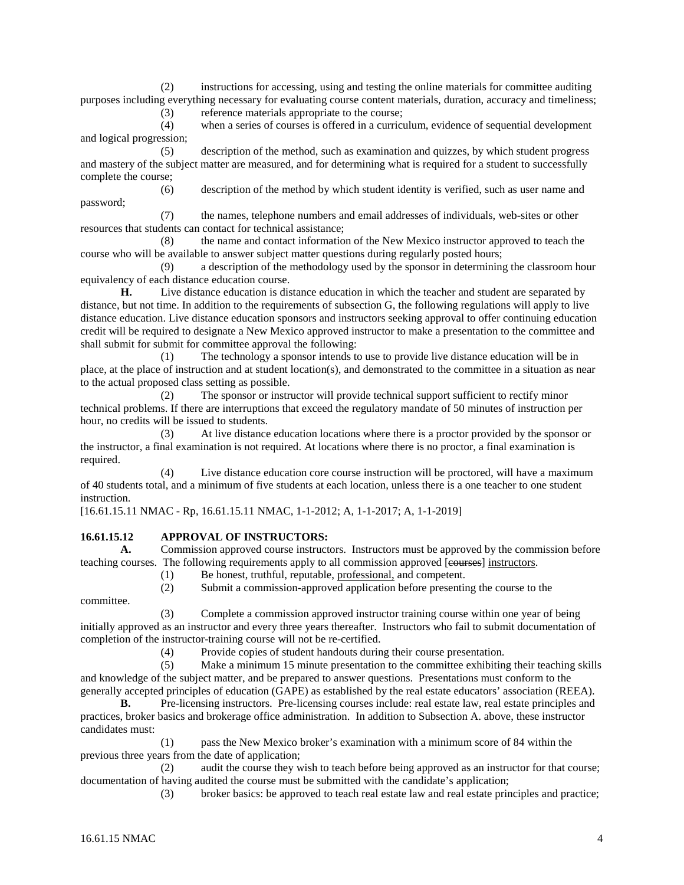(2) instructions for accessing, using and testing the online materials for committee auditing purposes including everything necessary for evaluating course content materials, duration, accuracy and timeliness;

(3) reference materials appropriate to the course;

(4) when a series of courses is offered in a curriculum, evidence of sequential development and logical progression;

(5) description of the method, such as examination and quizzes, by which student progress and mastery of the subject matter are measured, and for determining what is required for a student to successfully complete the course;

(6) description of the method by which student identity is verified, such as user name and password;

(7) the names, telephone numbers and email addresses of individuals, web-sites or other resources that students can contact for technical assistance;

(8) the name and contact information of the New Mexico instructor approved to teach the course who will be available to answer subject matter questions during regularly posted hours;

(9) a description of the methodology used by the sponsor in determining the classroom hour equivalency of each distance education course.

**H.** Live distance education is distance education in which the teacher and student are separated by distance, but not time. In addition to the requirements of subsection G, the following regulations will apply to live distance education. Live distance education sponsors and instructors seeking approval to offer continuing education credit will be required to designate a New Mexico approved instructor to make a presentation to the committee and shall submit for submit for committee approval the following:

(1) The technology a sponsor intends to use to provide live distance education will be in place, at the place of instruction and at student location(s), and demonstrated to the committee in a situation as near to the actual proposed class setting as possible.

(2) The sponsor or instructor will provide technical support sufficient to rectify minor technical problems. If there are interruptions that exceed the regulatory mandate of 50 minutes of instruction per hour, no credits will be issued to students.

(3) At live distance education locations where there is a proctor provided by the sponsor or the instructor, a final examination is not required. At locations where there is no proctor, a final examination is required.

(4) Live distance education core course instruction will be proctored, will have a maximum of 40 students total, and a minimum of five students at each location, unless there is a one teacher to one student instruction.

[16.61.15.11 NMAC - Rp, 16.61.15.11 NMAC, 1-1-2012; A, 1-1-2017; A, 1-1-2019]

**16.61.15.12 APPROVAL OF INSTRUCTORS:**

**A.** Commission approved course instructors. Instructors must be approved by the commission before teaching courses. The following requirements apply to all commission approved [~~courses~~] instructors.

(1) Be honest, truthful, reputable, professional, and competent.

(2) Submit a commission-approved application before presenting the course to the committee.

(3) Complete a commission approved instructor training course within one year of being initially approved as an instructor and every three years thereafter. Instructors who fail to submit documentation of completion of the instructor-training course will not be re-certified.

(4) Provide copies of student handouts during their course presentation.

(5) Make a minimum 15 minute presentation to the committee exhibiting their teaching skills and knowledge of the subject matter, and be prepared to answer questions. Presentations must conform to the generally accepted principles of education (GAPE) as established by the real estate educators' association (REEA).

**B.** Pre-licensing instructors. Pre-licensing courses include: real estate law, real estate principles and practices, broker basics and brokerage office administration. In addition to Subsection A. above, these instructor candidates must:

(1) pass the New Mexico broker's examination with a minimum score of 84 within the previous three years from the date of application;

(2) audit the course they wish to teach before being approved as an instructor for that course; documentation of having audited the course must be submitted with the candidate's application;

(3) broker basics: be approved to teach real estate law and real estate principles and practice;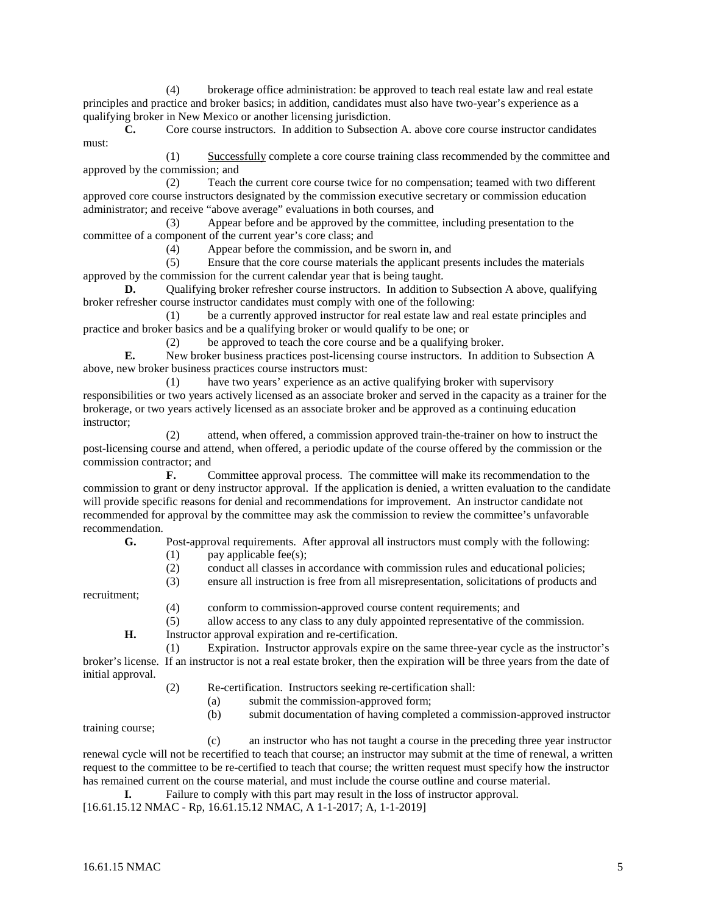(4) brokerage office administration: be approved to teach real estate law and real estate principles and practice and broker basics; in addition, candidates must also have two-year's experience as a qualifying broker in New Mexico or another licensing jurisdiction.

**C.** Core course instructors. In addition to Subsection A. above core course instructor candidates must:

(1) Successfully complete a core course training class recommended by the committee and approved by the commission; and

(2) Teach the current core course twice for no compensation; teamed with two different approved core course instructors designated by the commission executive secretary or commission education administrator; and receive "above average" evaluations in both courses, and

(3) Appear before and be approved by the committee, including presentation to the committee of a component of the current year's core class; and

(4) Appear before the commission, and be sworn in, and

(5) Ensure that the core course materials the applicant presents includes the materials approved by the commission for the current calendar year that is being taught.

**D.** Qualifying broker refresher course instructors. In addition to Subsection A above, qualifying broker refresher course instructor candidates must comply with one of the following:

(1) be a currently approved instructor for real estate law and real estate principles and practice and broker basics and be a qualifying broker or would qualify to be one; or

(2) be approved to teach the core course and be a qualifying broker.

**E.** New broker business practices post-licensing course instructors. In addition to Subsection A above, new broker business practices course instructors must:

(1) have two years' experience as an active qualifying broker with supervisory responsibilities or two years actively licensed as an associate broker and served in the capacity as a trainer for the brokerage, or two years actively licensed as an associate broker and be approved as a continuing education instructor;

(2) attend, when offered, a commission approved train-the-trainer on how to instruct the post-licensing course and attend, when offered, a periodic update of the course offered by the commission or the commission contractor; and

**F.** Committee approval process. The committee will make its recommendation to the commission to grant or deny instructor approval. If the application is denied, a written evaluation to the candidate will provide specific reasons for denial and recommendations for improvement. An instructor candidate not recommended for approval by the committee may ask the commission to review the committee's unfavorable recommendation.

**G.** Post-approval requirements. After approval all instructors must comply with the following:

(1) pay applicable fee(s);

(2) conduct all classes in accordance with commission rules and educational policies;

(3) ensure all instruction is free from all misrepresentation, solicitations of products and recruitment;

(4) conform to commission-approved course content requirements; and

(5) allow access to any class to any duly appointed representative of the commission.

**H.** Instructor approval expiration and re-certification.

(1) Expiration. Instructor approvals expire on the same three-year cycle as the instructor's broker's license. If an instructor is not a real estate broker, then the expiration will be three years from the date of initial approval.

(2) Re-certification. Instructors seeking re-certification shall:

(a) submit the commission-approved form;

(b) submit documentation of having completed a commission-approved instructor training course;

(c) an instructor who has not taught a course in the preceding three year instructor renewal cycle will not be recertified to teach that course; an instructor may submit at the time of renewal, a written request to the committee to be re-certified to teach that course; the written request must specify how the instructor has remained current on the course material, and must include the course outline and course material.

**I.** Failure to comply with this part may result in the loss of instructor approval.

[16.61.15.12 NMAC - Rp, 16.61.15.12 NMAC, A 1-1-2017; A, 1-1-2019]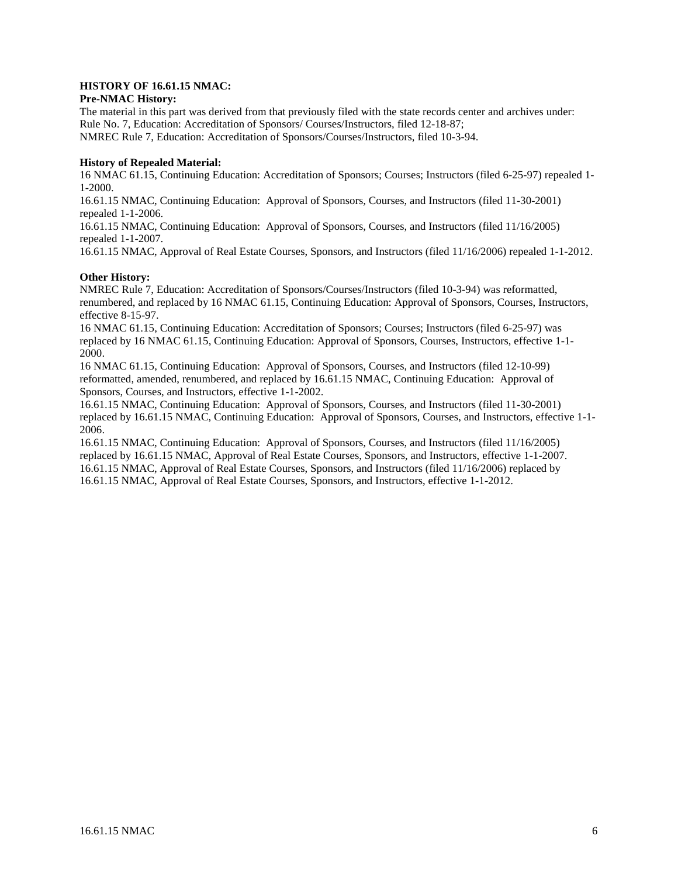**HISTORY OF 16.61.15 NMAC:**

**Pre-NMAC History:**

The material in this part was derived from that previously filed with the state records center and archives under:
Rule No. 7, Education: Accreditation of Sponsors/ Courses/Instructors, filed 12-18-87;
NMREC Rule 7, Education: Accreditation of Sponsors/Courses/Instructors, filed 10-3-94.

**History of Repealed Material:**

16 NMAC 61.15, Continuing Education: Accreditation of Sponsors; Courses; Instructors (filed 6-25-97) repealed 1-1-2000.
16.61.15 NMAC, Continuing Education: Approval of Sponsors, Courses, and Instructors (filed 11-30-2001) repealed 1-1-2006.
16.61.15 NMAC, Continuing Education: Approval of Sponsors, Courses, and Instructors (filed 11/16/2005) repealed 1-1-2007.
16.61.15 NMAC, Approval of Real Estate Courses, Sponsors, and Instructors (filed 11/16/2006) repealed 1-1-2012.

**Other History:**

NMREC Rule 7, Education: Accreditation of Sponsors/Courses/Instructors (filed 10-3-94) was reformatted, renumbered, and replaced by 16 NMAC 61.15, Continuing Education: Approval of Sponsors, Courses, Instructors, effective 8-15-97.
16 NMAC 61.15, Continuing Education: Accreditation of Sponsors; Courses; Instructors (filed 6-25-97) was replaced by 16 NMAC 61.15, Continuing Education: Approval of Sponsors, Courses, Instructors, effective 1-1-2000.
16 NMAC 61.15, Continuing Education: Approval of Sponsors, Courses, and Instructors (filed 12-10-99) reformatted, amended, renumbered, and replaced by 16.61.15 NMAC, Continuing Education: Approval of Sponsors, Courses, and Instructors, effective 1-1-2002.
16.61.15 NMAC, Continuing Education: Approval of Sponsors, Courses, and Instructors (filed 11-30-2001) replaced by 16.61.15 NMAC, Continuing Education: Approval of Sponsors, Courses, and Instructors, effective 1-1-2006.
16.61.15 NMAC, Continuing Education: Approval of Sponsors, Courses, and Instructors (filed 11/16/2005) replaced by 16.61.15 NMAC, Approval of Real Estate Courses, Sponsors, and Instructors, effective 1-1-2007.
16.61.15 NMAC, Approval of Real Estate Courses, Sponsors, and Instructors (filed 11/16/2006) replaced by 16.61.15 NMAC, Approval of Real Estate Courses, Sponsors, and Instructors, effective 1-1-2012.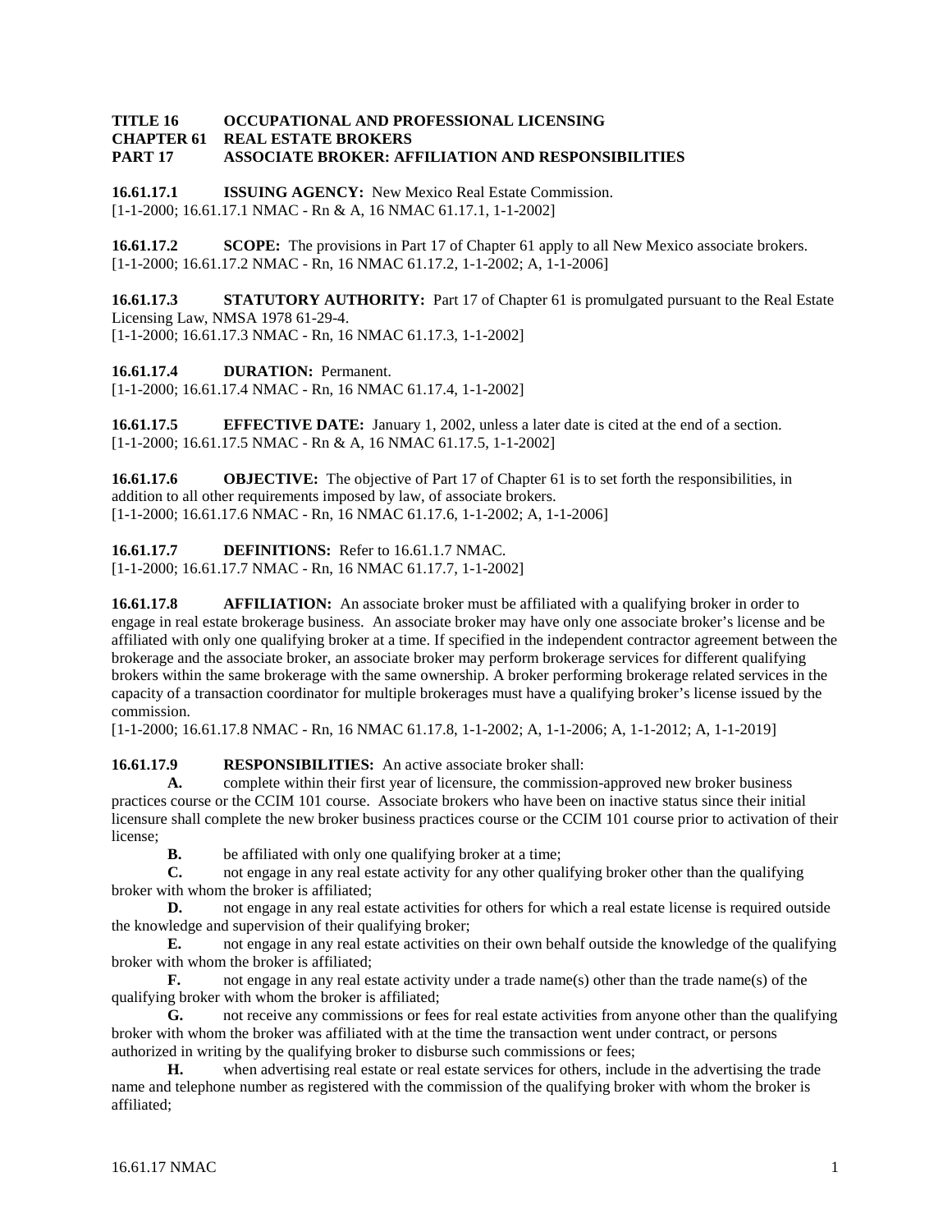**TITLE 16 OCCUPATIONAL AND PROFESSIONAL LICENSING**
**CHAPTER 61 REAL ESTATE BROKERS**
**PART 17 ASSOCIATE BROKER: AFFILIATION AND RESPONSIBILITIES**

**16.61.17.1 ISSUING AGENCY:** New Mexico Real Estate Commission.
[1-1-2000; 16.61.17.1 NMAC - Rn & A, 16 NMAC 61.17.1, 1-1-2002]

**16.61.17.2 SCOPE:** The provisions in Part 17 of Chapter 61 apply to all New Mexico associate brokers.
[1-1-2000; 16.61.17.2 NMAC - Rn, 16 NMAC 61.17.2, 1-1-2002; A, 1-1-2006]

**16.61.17.3 STATUTORY AUTHORITY:** Part 17 of Chapter 61 is promulgated pursuant to the Real Estate Licensing Law, NMSA 1978 61-29-4.
[1-1-2000; 16.61.17.3 NMAC - Rn, 16 NMAC 61.17.3, 1-1-2002]

**16.61.17.4 DURATION:** Permanent.
[1-1-2000; 16.61.17.4 NMAC - Rn, 16 NMAC 61.17.4, 1-1-2002]

**16.61.17.5 EFFECTIVE DATE:** January 1, 2002, unless a later date is cited at the end of a section.
[1-1-2000; 16.61.17.5 NMAC - Rn & A, 16 NMAC 61.17.5, 1-1-2002]

**16.61.17.6 OBJECTIVE:** The objective of Part 17 of Chapter 61 is to set forth the responsibilities, in addition to all other requirements imposed by law, of associate brokers.
[1-1-2000; 16.61.17.6 NMAC - Rn, 16 NMAC 61.17.6, 1-1-2002; A, 1-1-2006]

**16.61.17.7 DEFINITIONS:** Refer to 16.61.1.7 NMAC.
[1-1-2000; 16.61.17.7 NMAC - Rn, 16 NMAC 61.17.7, 1-1-2002]

**16.61.17.8 AFFILIATION:** An associate broker must be affiliated with a qualifying broker in order to engage in real estate brokerage business. An associate broker may have only one associate broker's license and be affiliated with only one qualifying broker at a time. If specified in the independent contractor agreement between the brokerage and the associate broker, an associate broker may perform brokerage services for different qualifying brokers within the same brokerage with the same ownership. A broker performing brokerage related services in the capacity of a transaction coordinator for multiple brokerages must have a qualifying broker's license issued by the commission.
[1-1-2000; 16.61.17.8 NMAC - Rn, 16 NMAC 61.17.8, 1-1-2002; A, 1-1-2006; A, 1-1-2012; A, 1-1-2019]

**16.61.17.9 RESPONSIBILITIES:** An active associate broker shall:

**A.** complete within their first year of licensure, the commission-approved new broker business practices course or the CCIM 101 course. Associate brokers who have been on inactive status since their initial licensure shall complete the new broker business practices course or the CCIM 101 course prior to activation of their license;

**B.** be affiliated with only one qualifying broker at a time;

**C.** not engage in any real estate activity for any other qualifying broker other than the qualifying broker with whom the broker is affiliated;

**D.** not engage in any real estate activities for others for which a real estate license is required outside the knowledge and supervision of their qualifying broker;

**E.** not engage in any real estate activities on their own behalf outside the knowledge of the qualifying broker with whom the broker is affiliated;

**F.** not engage in any real estate activity under a trade name(s) other than the trade name(s) of the qualifying broker with whom the broker is affiliated;

**G.** not receive any commissions or fees for real estate activities from anyone other than the qualifying broker with whom the broker was affiliated with at the time the transaction went under contract, or persons authorized in writing by the qualifying broker to disburse such commissions or fees;

**H.** when advertising real estate or real estate services for others, include in the advertising the trade name and telephone number as registered with the commission of the qualifying broker with whom the broker is affiliated;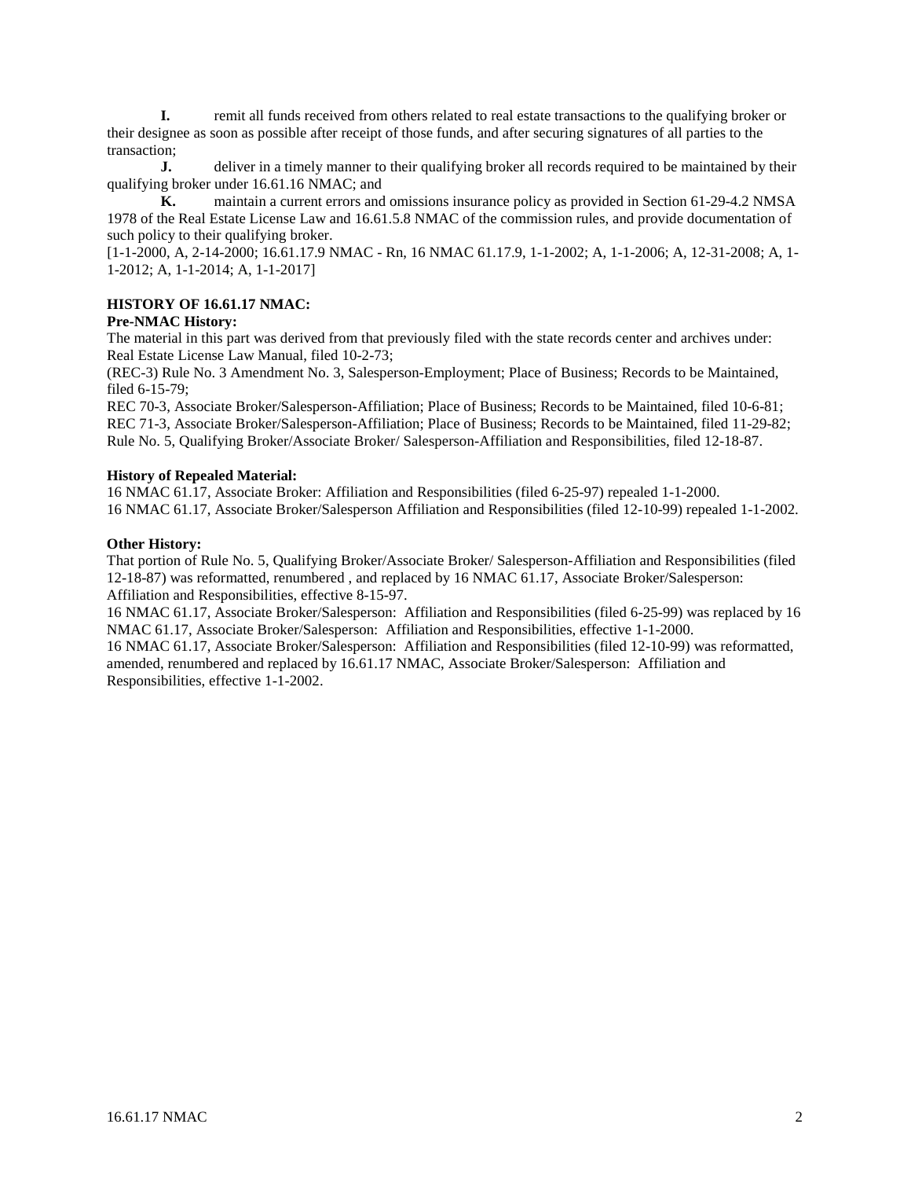**I.** remit all funds received from others related to real estate transactions to the qualifying broker or their designee as soon as possible after receipt of those funds, and after securing signatures of all parties to the transaction;

**J.** deliver in a timely manner to their qualifying broker all records required to be maintained by their qualifying broker under 16.61.16 NMAC; and

**K.** maintain a current errors and omissions insurance policy as provided in Section 61-29-4.2 NMSA 1978 of the Real Estate License Law and 16.61.5.8 NMAC of the commission rules, and provide documentation of such policy to their qualifying broker.

[1-1-2000, A, 2-14-2000; 16.61.17.9 NMAC - Rn, 16 NMAC 61.17.9, 1-1-2002; A, 1-1-2006; A, 12-31-2008; A, 1-1-2012; A, 1-1-2014; A, 1-1-2017]

**HISTORY OF 16.61.17 NMAC:**

**Pre-NMAC History:**

The material in this part was derived from that previously filed with the state records center and archives under:
Real Estate License Law Manual, filed 10-2-73;
(REC-3) Rule No. 3 Amendment No. 3, Salesperson-Employment; Place of Business; Records to be Maintained, filed 6-15-79;
REC 70-3, Associate Broker/Salesperson-Affiliation; Place of Business; Records to be Maintained, filed 10-6-81;
REC 71-3, Associate Broker/Salesperson-Affiliation; Place of Business; Records to be Maintained, filed 11-29-82;
Rule No. 5, Qualifying Broker/Associate Broker/ Salesperson-Affiliation and Responsibilities, filed 12-18-87.

**History of Repealed Material:**

16 NMAC 61.17, Associate Broker: Affiliation and Responsibilities (filed 6-25-97) repealed 1-1-2000.
16 NMAC 61.17, Associate Broker/Salesperson Affiliation and Responsibilities (filed 12-10-99) repealed 1-1-2002.

**Other History:**

That portion of Rule No. 5, Qualifying Broker/Associate Broker/ Salesperson-Affiliation and Responsibilities (filed 12-18-87) was reformatted, renumbered , and replaced by 16 NMAC 61.17, Associate Broker/Salesperson: Affiliation and Responsibilities, effective 8-15-97.
16 NMAC 61.17, Associate Broker/Salesperson: Affiliation and Responsibilities (filed 6-25-99) was replaced by 16 NMAC 61.17, Associate Broker/Salesperson: Affiliation and Responsibilities, effective 1-1-2000.
16 NMAC 61.17, Associate Broker/Salesperson: Affiliation and Responsibilities (filed 12-10-99) was reformatted, amended, renumbered and replaced by 16.61.17 NMAC, Associate Broker/Salesperson: Affiliation and Responsibilities, effective 1-1-2002.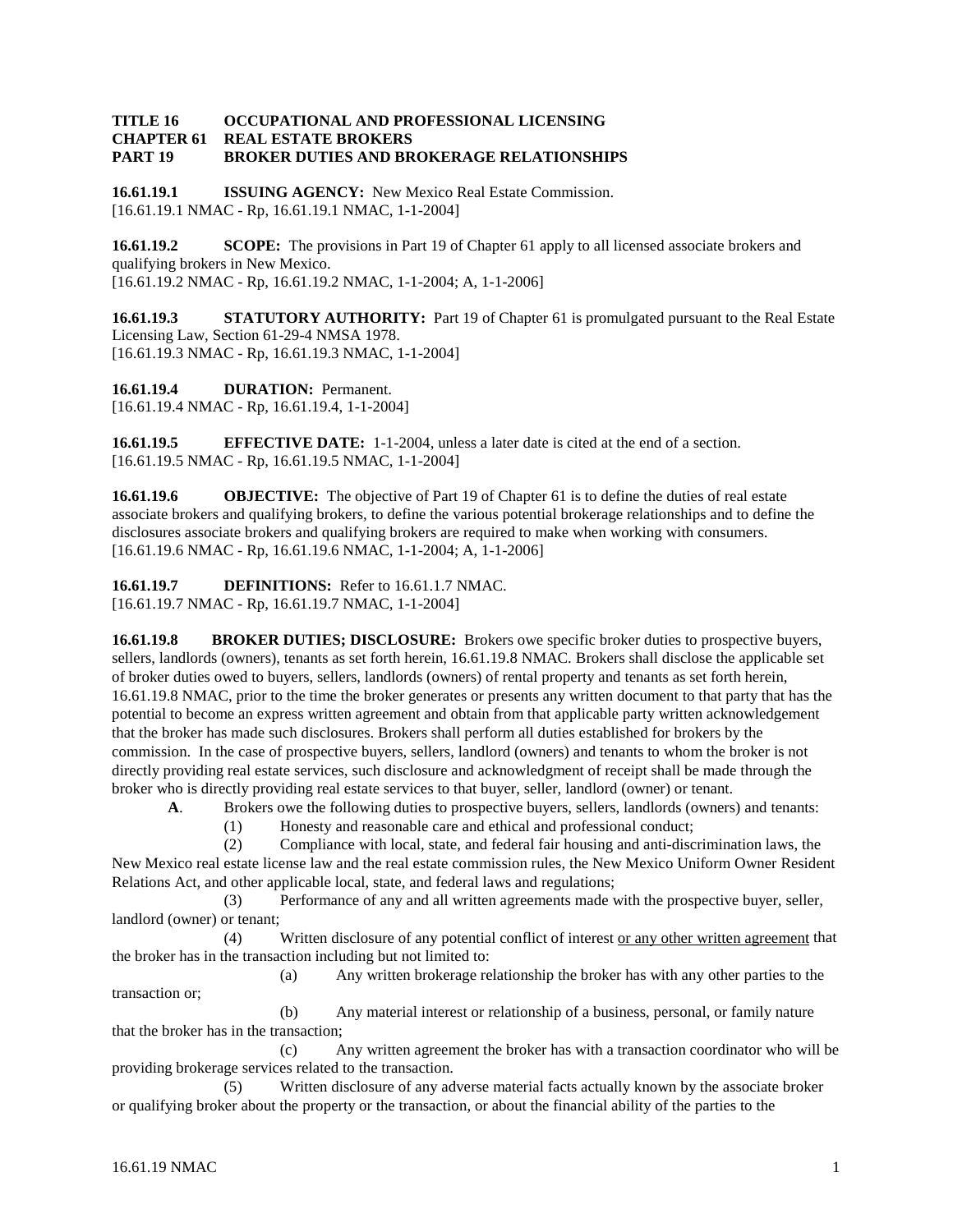**TITLE 16 OCCUPATIONAL AND PROFESSIONAL LICENSING**
**CHAPTER 61 REAL ESTATE BROKERS**
**PART 19 BROKER DUTIES AND BROKERAGE RELATIONSHIPS**

**16.61.19.1 ISSUING AGENCY:** New Mexico Real Estate Commission.
[16.61.19.1 NMAC - Rp, 16.61.19.1 NMAC, 1-1-2004]

**16.61.19.2 SCOPE:** The provisions in Part 19 of Chapter 61 apply to all licensed associate brokers and qualifying brokers in New Mexico.
[16.61.19.2 NMAC - Rp, 16.61.19.2 NMAC, 1-1-2004; A, 1-1-2006]

**16.61.19.3 STATUTORY AUTHORITY:** Part 19 of Chapter 61 is promulgated pursuant to the Real Estate Licensing Law, Section 61-29-4 NMSA 1978.
[16.61.19.3 NMAC - Rp, 16.61.19.3 NMAC, 1-1-2004]

**16.61.19.4 DURATION:** Permanent.
[16.61.19.4 NMAC - Rp, 16.61.19.4, 1-1-2004]

**16.61.19.5 EFFECTIVE DATE:** 1-1-2004, unless a later date is cited at the end of a section.
[16.61.19.5 NMAC - Rp, 16.61.19.5 NMAC, 1-1-2004]

**16.61.19.6 OBJECTIVE:** The objective of Part 19 of Chapter 61 is to define the duties of real estate associate brokers and qualifying brokers, to define the various potential brokerage relationships and to define the disclosures associate brokers and qualifying brokers are required to make when working with consumers.
[16.61.19.6 NMAC - Rp, 16.61.19.6 NMAC, 1-1-2004; A, 1-1-2006]

**16.61.19.7 DEFINITIONS:** Refer to 16.61.1.7 NMAC.
[16.61.19.7 NMAC - Rp, 16.61.19.7 NMAC, 1-1-2004]

**16.61.19.8 BROKER DUTIES; DISCLOSURE:** Brokers owe specific broker duties to prospective buyers, sellers, landlords (owners), tenants as set forth herein, 16.61.19.8 NMAC. Brokers shall disclose the applicable set of broker duties owed to buyers, sellers, landlords (owners) of rental property and tenants as set forth herein, 16.61.19.8 NMAC, prior to the time the broker generates or presents any written document to that party that has the potential to become an express written agreement and obtain from that applicable party written acknowledgement that the broker has made such disclosures. Brokers shall perform all duties established for brokers by the commission. In the case of prospective buyers, sellers, landlord (owners) and tenants to whom the broker is not directly providing real estate services, such disclosure and acknowledgment of receipt shall be made through the broker who is directly providing real estate services to that buyer, seller, landlord (owner) or tenant.

**A**. Brokers owe the following duties to prospective buyers, sellers, landlords (owners) and tenants:

(1) Honesty and reasonable care and ethical and professional conduct;

(2) Compliance with local, state, and federal fair housing and anti-discrimination laws, the New Mexico real estate license law and the real estate commission rules, the New Mexico Uniform Owner Resident Relations Act, and other applicable local, state, and federal laws and regulations;

(3) Performance of any and all written agreements made with the prospective buyer, seller, landlord (owner) or tenant;

(4) Written disclosure of any potential conflict of interest <u>or any other written agreement</u> that the broker has in the transaction including but not limited to:

(a) Any written brokerage relationship the broker has with any other parties to the transaction or;

(b) Any material interest or relationship of a business, personal, or family nature that the broker has in the transaction;

(c) Any written agreement the broker has with a transaction coordinator who will be providing brokerage services related to the transaction.

(5) Written disclosure of any adverse material facts actually known by the associate broker or qualifying broker about the property or the transaction, or about the financial ability of the parties to the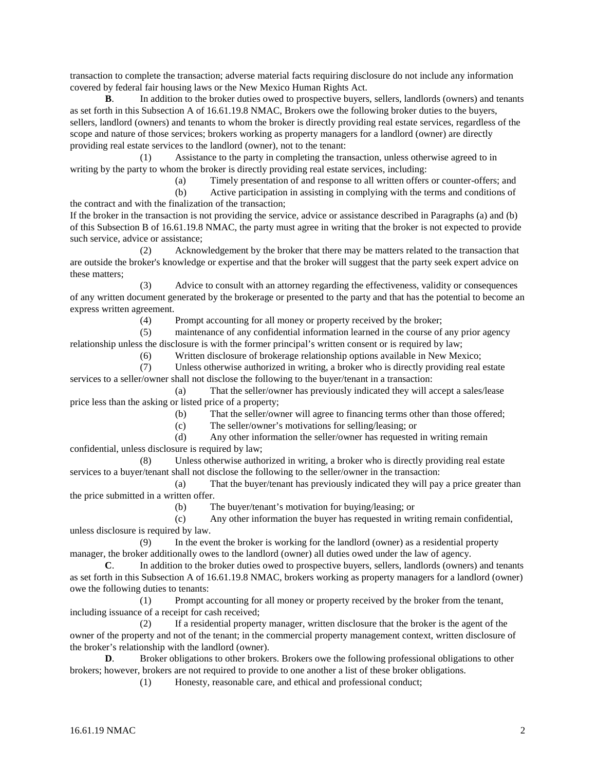transaction to complete the transaction; adverse material facts requiring disclosure do not include any information covered by federal fair housing laws or the New Mexico Human Rights Act.

**B**. In addition to the broker duties owed to prospective buyers, sellers, landlords (owners) and tenants as set forth in this Subsection A of 16.61.19.8 NMAC, Brokers owe the following broker duties to the buyers, sellers, landlord (owners) and tenants to whom the broker is directly providing real estate services, regardless of the scope and nature of those services; brokers working as property managers for a landlord (owner) are directly providing real estate services to the landlord (owner), not to the tenant:

(1) Assistance to the party in completing the transaction, unless otherwise agreed to in writing by the party to whom the broker is directly providing real estate services, including:

(a) Timely presentation of and response to all written offers or counter-offers; and

(b) Active participation in assisting in complying with the terms and conditions of the contract and with the finalization of the transaction;

If the broker in the transaction is not providing the service, advice or assistance described in Paragraphs (a) and (b) of this Subsection B of 16.61.19.8 NMAC, the party must agree in writing that the broker is not expected to provide such service, advice or assistance;

(2) Acknowledgement by the broker that there may be matters related to the transaction that are outside the broker's knowledge or expertise and that the broker will suggest that the party seek expert advice on these matters;

(3) Advice to consult with an attorney regarding the effectiveness, validity or consequences of any written document generated by the brokerage or presented to the party and that has the potential to become an express written agreement.

(4) Prompt accounting for all money or property received by the broker;

(5) maintenance of any confidential information learned in the course of any prior agency relationship unless the disclosure is with the former principal's written consent or is required by law;

(6) Written disclosure of brokerage relationship options available in New Mexico;

(7) Unless otherwise authorized in writing, a broker who is directly providing real estate services to a seller/owner shall not disclose the following to the buyer/tenant in a transaction:

(a) That the seller/owner has previously indicated they will accept a sales/lease price less than the asking or listed price of a property;

(b) That the seller/owner will agree to financing terms other than those offered;

(c) The seller/owner's motivations for selling/leasing; or

(d) Any other information the seller/owner has requested in writing remain confidential, unless disclosure is required by law;

(8) Unless otherwise authorized in writing, a broker who is directly providing real estate services to a buyer/tenant shall not disclose the following to the seller/owner in the transaction:

(a) That the buyer/tenant has previously indicated they will pay a price greater than the price submitted in a written offer.

(b) The buyer/tenant's motivation for buying/leasing; or

(c) Any other information the buyer has requested in writing remain confidential, unless disclosure is required by law.

(9) In the event the broker is working for the landlord (owner) as a residential property manager, the broker additionally owes to the landlord (owner) all duties owed under the law of agency.

**C**. In addition to the broker duties owed to prospective buyers, sellers, landlords (owners) and tenants as set forth in this Subsection A of 16.61.19.8 NMAC, brokers working as property managers for a landlord (owner) owe the following duties to tenants:

(1) Prompt accounting for all money or property received by the broker from the tenant, including issuance of a receipt for cash received;

(2) If a residential property manager, written disclosure that the broker is the agent of the owner of the property and not of the tenant; in the commercial property management context, written disclosure of the broker's relationship with the landlord (owner).

**D**. Broker obligations to other brokers. Brokers owe the following professional obligations to other brokers; however, brokers are not required to provide to one another a list of these broker obligations.

(1) Honesty, reasonable care, and ethical and professional conduct;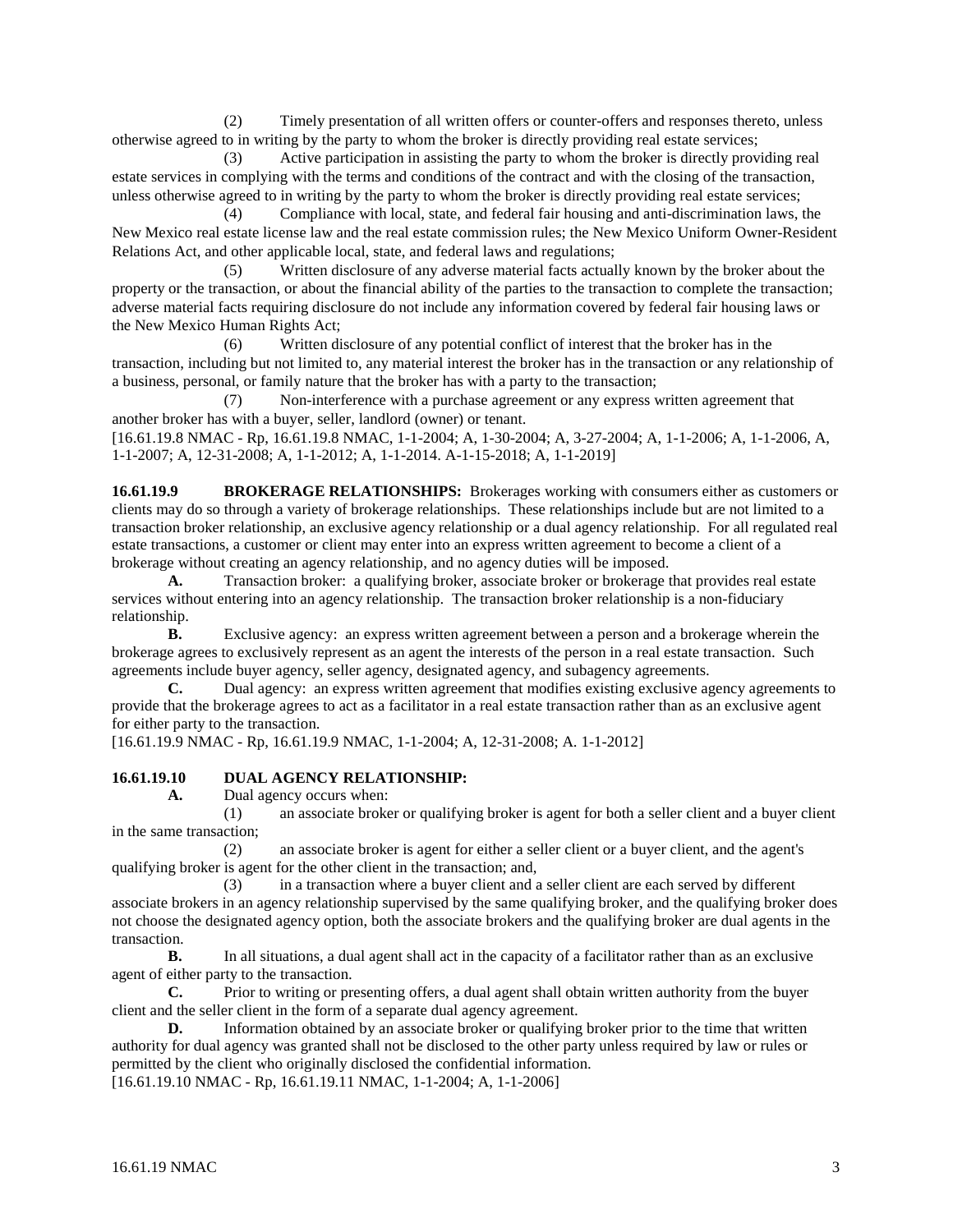(2) Timely presentation of all written offers or counter-offers and responses thereto, unless otherwise agreed to in writing by the party to whom the broker is directly providing real estate services;

(3) Active participation in assisting the party to whom the broker is directly providing real estate services in complying with the terms and conditions of the contract and with the closing of the transaction, unless otherwise agreed to in writing by the party to whom the broker is directly providing real estate services;

(4) Compliance with local, state, and federal fair housing and anti-discrimination laws, the New Mexico real estate license law and the real estate commission rules; the New Mexico Uniform Owner-Resident Relations Act, and other applicable local, state, and federal laws and regulations;

(5) Written disclosure of any adverse material facts actually known by the broker about the property or the transaction, or about the financial ability of the parties to the transaction to complete the transaction; adverse material facts requiring disclosure do not include any information covered by federal fair housing laws or the New Mexico Human Rights Act;

(6) Written disclosure of any potential conflict of interest that the broker has in the transaction, including but not limited to, any material interest the broker has in the transaction or any relationship of a business, personal, or family nature that the broker has with a party to the transaction;

(7) Non-interference with a purchase agreement or any express written agreement that another broker has with a buyer, seller, landlord (owner) or tenant.

[16.61.19.8 NMAC - Rp, 16.61.19.8 NMAC, 1-1-2004; A, 1-30-2004; A, 3-27-2004; A, 1-1-2006; A, 1-1-2006, A, 1-1-2007; A, 12-31-2008; A, 1-1-2012; A, 1-1-2014. A-1-15-2018; A, 1-1-2019]

**16.61.19.9 BROKERAGE RELATIONSHIPS:** Brokerages working with consumers either as customers or clients may do so through a variety of brokerage relationships. These relationships include but are not limited to a transaction broker relationship, an exclusive agency relationship or a dual agency relationship. For all regulated real estate transactions, a customer or client may enter into an express written agreement to become a client of a brokerage without creating an agency relationship, and no agency duties will be imposed.

**A.** Transaction broker: a qualifying broker, associate broker or brokerage that provides real estate services without entering into an agency relationship. The transaction broker relationship is a non-fiduciary relationship.

**B.** Exclusive agency: an express written agreement between a person and a brokerage wherein the brokerage agrees to exclusively represent as an agent the interests of the person in a real estate transaction. Such agreements include buyer agency, seller agency, designated agency, and subagency agreements.

**C.** Dual agency: an express written agreement that modifies existing exclusive agency agreements to provide that the brokerage agrees to act as a facilitator in a real estate transaction rather than as an exclusive agent for either party to the transaction.

[16.61.19.9 NMAC - Rp, 16.61.19.9 NMAC, 1-1-2004; A, 12-31-2008; A. 1-1-2012]

**16.61.19.10 DUAL AGENCY RELATIONSHIP:**

**A.** Dual agency occurs when:

(1) an associate broker or qualifying broker is agent for both a seller client and a buyer client in the same transaction;

(2) an associate broker is agent for either a seller client or a buyer client, and the agent's qualifying broker is agent for the other client in the transaction; and,

(3) in a transaction where a buyer client and a seller client are each served by different associate brokers in an agency relationship supervised by the same qualifying broker, and the qualifying broker does not choose the designated agency option, both the associate brokers and the qualifying broker are dual agents in the transaction.

**B.** In all situations, a dual agent shall act in the capacity of a facilitator rather than as an exclusive agent of either party to the transaction.

**C.** Prior to writing or presenting offers, a dual agent shall obtain written authority from the buyer client and the seller client in the form of a separate dual agency agreement.

**D.** Information obtained by an associate broker or qualifying broker prior to the time that written authority for dual agency was granted shall not be disclosed to the other party unless required by law or rules or permitted by the client who originally disclosed the confidential information.

[16.61.19.10 NMAC - Rp, 16.61.19.11 NMAC, 1-1-2004; A, 1-1-2006]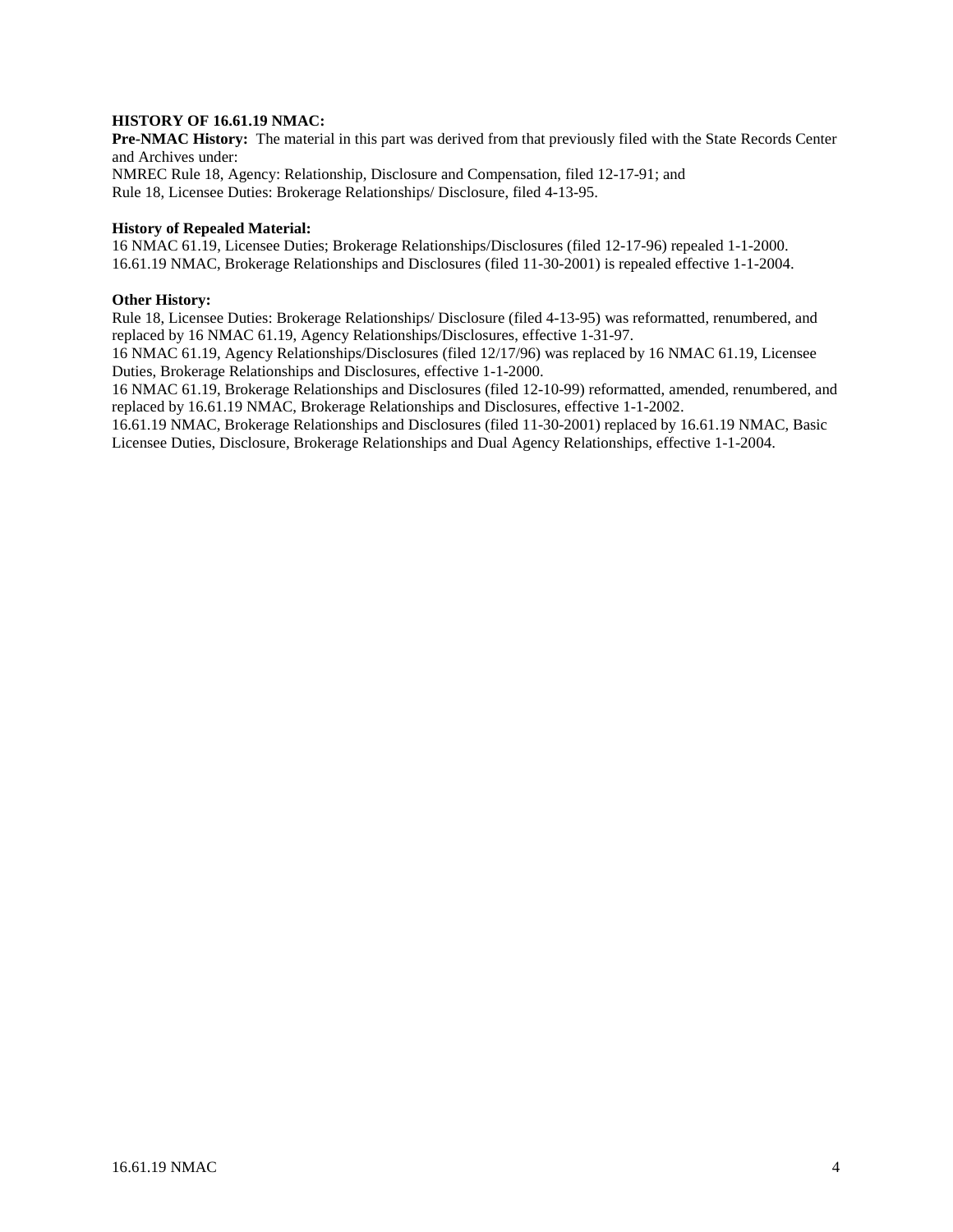**HISTORY OF 16.61.19 NMAC:**

**Pre-NMAC History:** The material in this part was derived from that previously filed with the State Records Center and Archives under:

NMREC Rule 18, Agency: Relationship, Disclosure and Compensation, filed 12-17-91; and

Rule 18, Licensee Duties: Brokerage Relationships/ Disclosure, filed 4-13-95.

**History of Repealed Material:**

16 NMAC 61.19, Licensee Duties; Brokerage Relationships/Disclosures (filed 12-17-96) repealed 1-1-2000.

16.61.19 NMAC, Brokerage Relationships and Disclosures (filed 11-30-2001) is repealed effective 1-1-2004.

**Other History:**

Rule 18, Licensee Duties: Brokerage Relationships/ Disclosure (filed 4-13-95) was reformatted, renumbered, and replaced by 16 NMAC 61.19, Agency Relationships/Disclosures, effective 1-31-97.

16 NMAC 61.19, Agency Relationships/Disclosures (filed 12/17/96) was replaced by 16 NMAC 61.19, Licensee Duties, Brokerage Relationships and Disclosures, effective 1-1-2000.

16 NMAC 61.19, Brokerage Relationships and Disclosures (filed 12-10-99) reformatted, amended, renumbered, and replaced by 16.61.19 NMAC, Brokerage Relationships and Disclosures, effective 1-1-2002.

16.61.19 NMAC, Brokerage Relationships and Disclosures (filed 11-30-2001) replaced by 16.61.19 NMAC, Basic Licensee Duties, Disclosure, Brokerage Relationships and Dual Agency Relationships, effective 1-1-2004.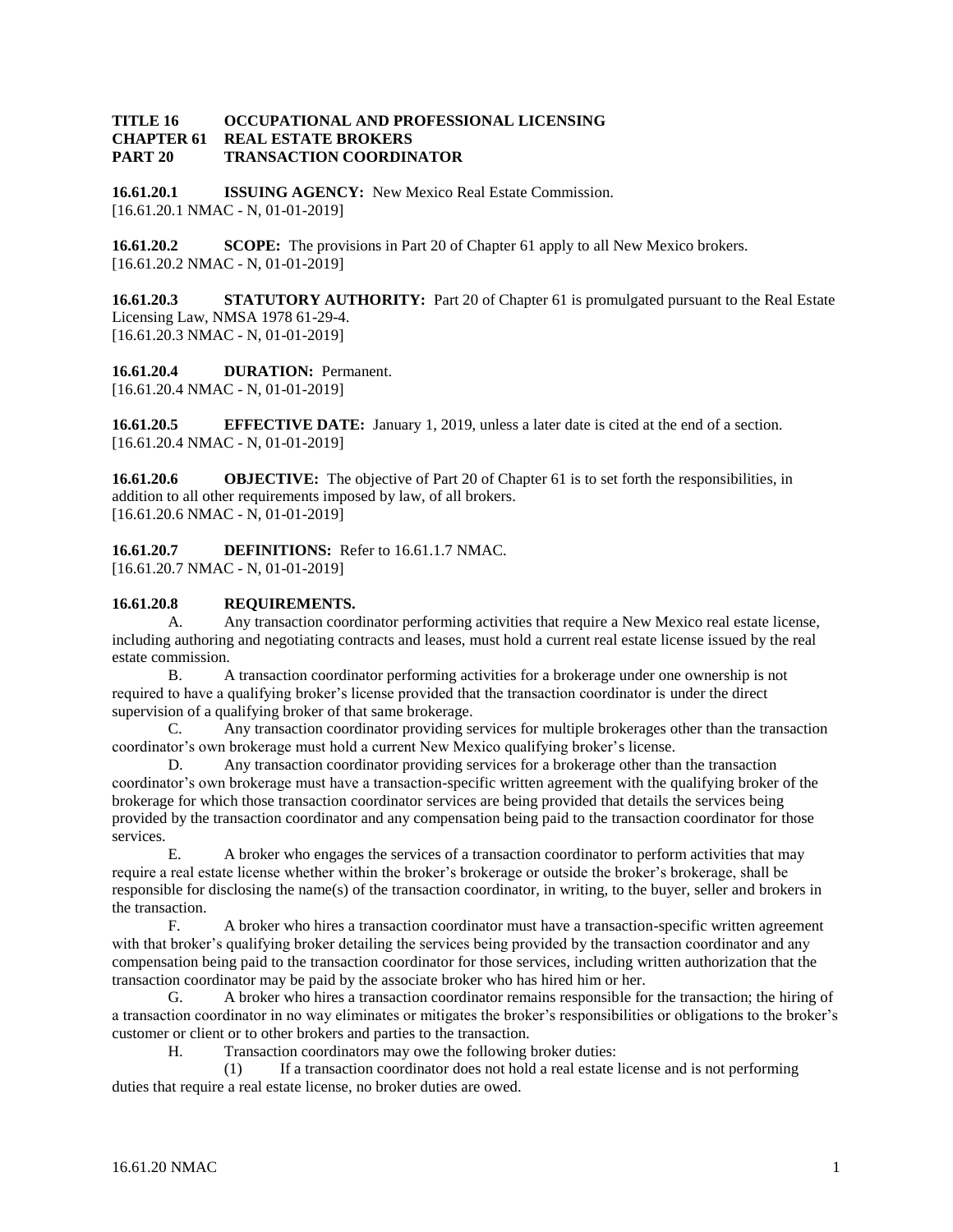**TITLE 16 OCCUPATIONAL AND PROFESSIONAL LICENSING**
**CHAPTER 61 REAL ESTATE BROKERS**
**PART 20 TRANSACTION COORDINATOR**

**16.61.20.1 ISSUING AGENCY:** New Mexico Real Estate Commission.
[16.61.20.1 NMAC - N, 01-01-2019]

**16.61.20.2 SCOPE:** The provisions in Part 20 of Chapter 61 apply to all New Mexico brokers.
[16.61.20.2 NMAC - N, 01-01-2019]

**16.61.20.3 STATUTORY AUTHORITY:** Part 20 of Chapter 61 is promulgated pursuant to the Real Estate Licensing Law, NMSA 1978 61-29-4.
[16.61.20.3 NMAC - N, 01-01-2019]

**16.61.20.4 DURATION:** Permanent.
[16.61.20.4 NMAC - N, 01-01-2019]

**16.61.20.5 EFFECTIVE DATE:** January 1, 2019, unless a later date is cited at the end of a section.
[16.61.20.4 NMAC - N, 01-01-2019]

**16.61.20.6 OBJECTIVE:** The objective of Part 20 of Chapter 61 is to set forth the responsibilities, in addition to all other requirements imposed by law, of all brokers.
[16.61.20.6 NMAC - N, 01-01-2019]

**16.61.20.7 DEFINITIONS:** Refer to 16.61.1.7 NMAC.
[16.61.20.7 NMAC - N, 01-01-2019]

**16.61.20.8 REQUIREMENTS.**

A. Any transaction coordinator performing activities that require a New Mexico real estate license, including authoring and negotiating contracts and leases, must hold a current real estate license issued by the real estate commission.

B. A transaction coordinator performing activities for a brokerage under one ownership is not required to have a qualifying broker's license provided that the transaction coordinator is under the direct supervision of a qualifying broker of that same brokerage.

C. Any transaction coordinator providing services for multiple brokerages other than the transaction coordinator's own brokerage must hold a current New Mexico qualifying broker's license.

D. Any transaction coordinator providing services for a brokerage other than the transaction coordinator's own brokerage must have a transaction-specific written agreement with the qualifying broker of the brokerage for which those transaction coordinator services are being provided that details the services being provided by the transaction coordinator and any compensation being paid to the transaction coordinator for those services.

E. A broker who engages the services of a transaction coordinator to perform activities that may require a real estate license whether within the broker's brokerage or outside the broker's brokerage, shall be responsible for disclosing the name(s) of the transaction coordinator, in writing, to the buyer, seller and brokers in the transaction.

F. A broker who hires a transaction coordinator must have a transaction-specific written agreement with that broker's qualifying broker detailing the services being provided by the transaction coordinator and any compensation being paid to the transaction coordinator for those services, including written authorization that the transaction coordinator may be paid by the associate broker who has hired him or her.

G. A broker who hires a transaction coordinator remains responsible for the transaction; the hiring of a transaction coordinator in no way eliminates or mitigates the broker's responsibilities or obligations to the broker's customer or client or to other brokers and parties to the transaction.

H. Transaction coordinators may owe the following broker duties:

(1) If a transaction coordinator does not hold a real estate license and is not performing duties that require a real estate license, no broker duties are owed.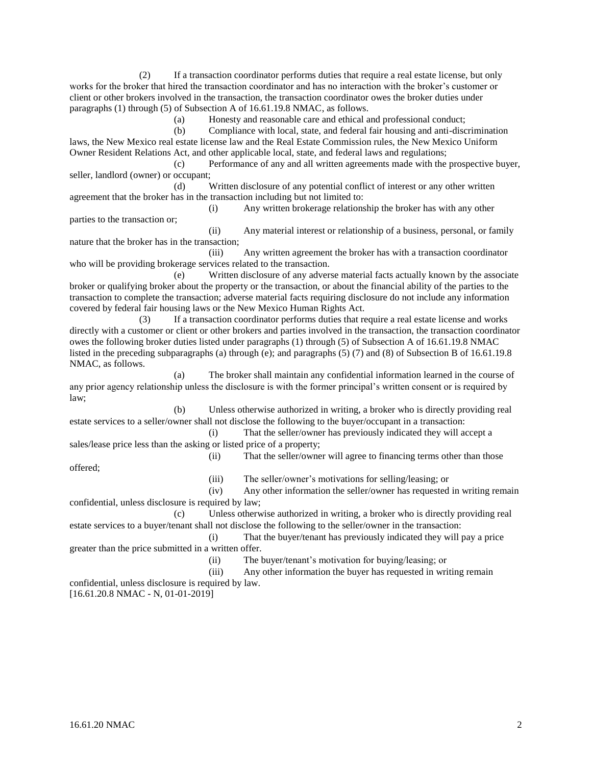(2) If a transaction coordinator performs duties that require a real estate license, but only works for the broker that hired the transaction coordinator and has no interaction with the broker's customer or client or other brokers involved in the transaction, the transaction coordinator owes the broker duties under paragraphs (1) through (5) of Subsection A of 16.61.19.8 NMAC, as follows.

(a) Honesty and reasonable care and ethical and professional conduct;

(b) Compliance with local, state, and federal fair housing and anti-discrimination laws, the New Mexico real estate license law and the Real Estate Commission rules, the New Mexico Uniform Owner Resident Relations Act, and other applicable local, state, and federal laws and regulations;

(c) Performance of any and all written agreements made with the prospective buyer, seller, landlord (owner) or occupant;

(d) Written disclosure of any potential conflict of interest or any other written agreement that the broker has in the transaction including but not limited to:

(i) Any written brokerage relationship the broker has with any other parties to the transaction or;

(ii) Any material interest or relationship of a business, personal, or family nature that the broker has in the transaction;

(iii) Any written agreement the broker has with a transaction coordinator who will be providing brokerage services related to the transaction.

(e) Written disclosure of any adverse material facts actually known by the associate broker or qualifying broker about the property or the transaction, or about the financial ability of the parties to the transaction to complete the transaction; adverse material facts requiring disclosure do not include any information covered by federal fair housing laws or the New Mexico Human Rights Act.

(3) If a transaction coordinator performs duties that require a real estate license and works directly with a customer or client or other brokers and parties involved in the transaction, the transaction coordinator owes the following broker duties listed under paragraphs (1) through (5) of Subsection A of 16.61.19.8 NMAC listed in the preceding subparagraphs (a) through (e); and paragraphs (5) (7) and (8) of Subsection B of 16.61.19.8 NMAC, as follows.

(a) The broker shall maintain any confidential information learned in the course of any prior agency relationship unless the disclosure is with the former principal's written consent or is required by law;

(b) Unless otherwise authorized in writing, a broker who is directly providing real estate services to a seller/owner shall not disclose the following to the buyer/occupant in a transaction:

(i) That the seller/owner has previously indicated they will accept a sales/lease price less than the asking or listed price of a property;

(ii) That the seller/owner will agree to financing terms other than those offered;

(iii) The seller/owner's motivations for selling/leasing; or

(iv) Any other information the seller/owner has requested in writing remain confidential, unless disclosure is required by law;

(c) Unless otherwise authorized in writing, a broker who is directly providing real estate services to a buyer/tenant shall not disclose the following to the seller/owner in the transaction:

(i) That the buyer/tenant has previously indicated they will pay a price greater than the price submitted in a written offer.

(ii) The buyer/tenant's motivation for buying/leasing; or

(iii) Any other information the buyer has requested in writing remain confidential, unless disclosure is required by law.

[16.61.20.8 NMAC - N, 01-01-2019]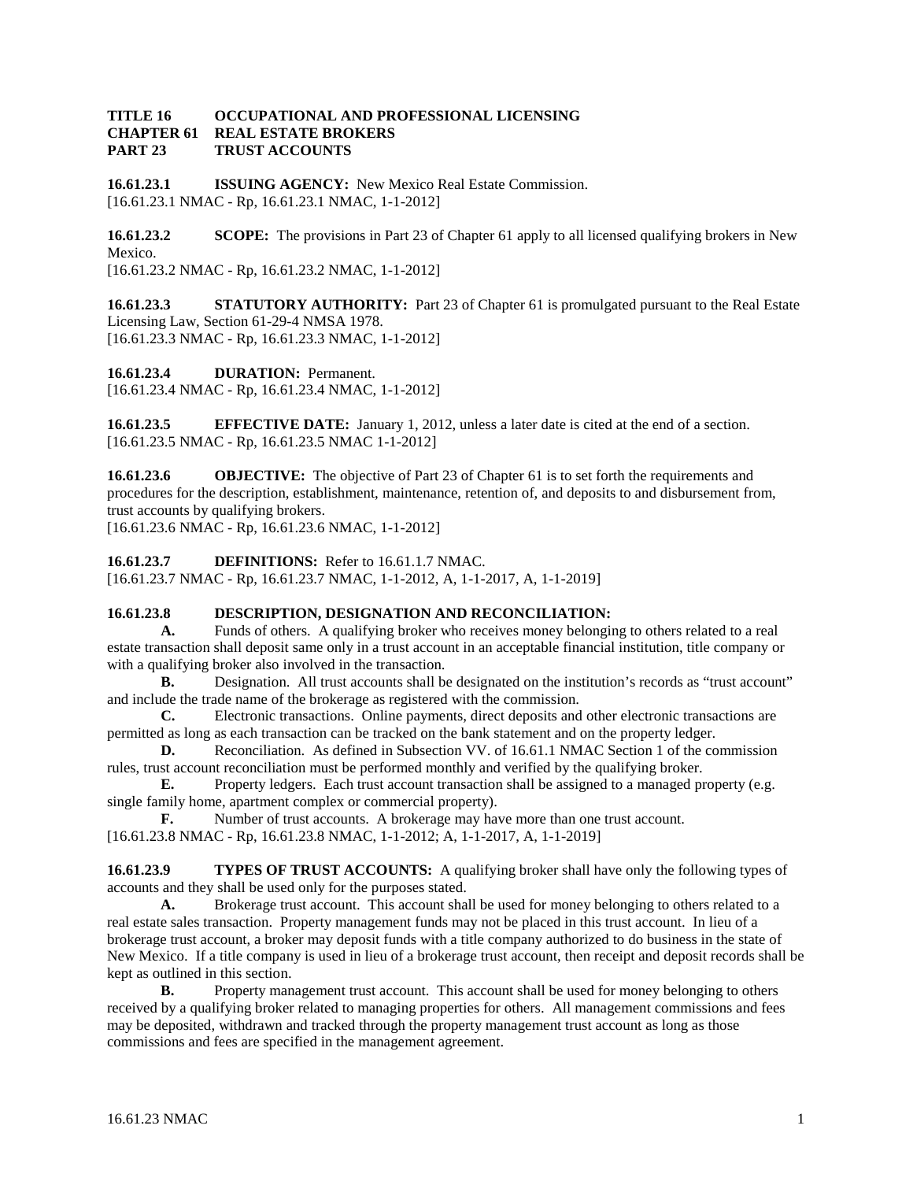**TITLE 16 OCCUPATIONAL AND PROFESSIONAL LICENSING**
**CHAPTER 61 REAL ESTATE BROKERS**
**PART 23 TRUST ACCOUNTS**

**16.61.23.1 ISSUING AGENCY:** New Mexico Real Estate Commission.
[16.61.23.1 NMAC - Rp, 16.61.23.1 NMAC, 1-1-2012]

**16.61.23.2 SCOPE:** The provisions in Part 23 of Chapter 61 apply to all licensed qualifying brokers in New Mexico.
[16.61.23.2 NMAC - Rp, 16.61.23.2 NMAC, 1-1-2012]

**16.61.23.3 STATUTORY AUTHORITY:** Part 23 of Chapter 61 is promulgated pursuant to the Real Estate Licensing Law, Section 61-29-4 NMSA 1978.
[16.61.23.3 NMAC - Rp, 16.61.23.3 NMAC, 1-1-2012]

**16.61.23.4 DURATION:** Permanent.
[16.61.23.4 NMAC - Rp, 16.61.23.4 NMAC, 1-1-2012]

**16.61.23.5 EFFECTIVE DATE:** January 1, 2012, unless a later date is cited at the end of a section.
[16.61.23.5 NMAC - Rp, 16.61.23.5 NMAC 1-1-2012]

**16.61.23.6 OBJECTIVE:** The objective of Part 23 of Chapter 61 is to set forth the requirements and procedures for the description, establishment, maintenance, retention of, and deposits to and disbursement from, trust accounts by qualifying brokers.
[16.61.23.6 NMAC - Rp, 16.61.23.6 NMAC, 1-1-2012]

**16.61.23.7 DEFINITIONS:** Refer to 16.61.1.7 NMAC.
[16.61.23.7 NMAC - Rp, 16.61.23.7 NMAC, 1-1-2012, A, 1-1-2017, A, 1-1-2019]

**16.61.23.8 DESCRIPTION, DESIGNATION AND RECONCILIATION:**

**A.** Funds of others. A qualifying broker who receives money belonging to others related to a real estate transaction shall deposit same only in a trust account in an acceptable financial institution, title company or with a qualifying broker also involved in the transaction.

**B.** Designation. All trust accounts shall be designated on the institution's records as "trust account" and include the trade name of the brokerage as registered with the commission.

**C.** Electronic transactions. Online payments, direct deposits and other electronic transactions are permitted as long as each transaction can be tracked on the bank statement and on the property ledger.

**D.** Reconciliation. As defined in Subsection VV. of 16.61.1 NMAC Section 1 of the commission rules, trust account reconciliation must be performed monthly and verified by the qualifying broker.

**E.** Property ledgers. Each trust account transaction shall be assigned to a managed property (e.g. single family home, apartment complex or commercial property).

**F.** Number of trust accounts. A brokerage may have more than one trust account.

[16.61.23.8 NMAC - Rp, 16.61.23.8 NMAC, 1-1-2012; A, 1-1-2017, A, 1-1-2019]

**16.61.23.9 TYPES OF TRUST ACCOUNTS:** A qualifying broker shall have only the following types of accounts and they shall be used only for the purposes stated.

**A.** Brokerage trust account. This account shall be used for money belonging to others related to a real estate sales transaction. Property management funds may not be placed in this trust account. In lieu of a brokerage trust account, a broker may deposit funds with a title company authorized to do business in the state of New Mexico. If a title company is used in lieu of a brokerage trust account, then receipt and deposit records shall be kept as outlined in this section.

**B.** Property management trust account. This account shall be used for money belonging to others received by a qualifying broker related to managing properties for others. All management commissions and fees may be deposited, withdrawn and tracked through the property management trust account as long as those commissions and fees are specified in the management agreement.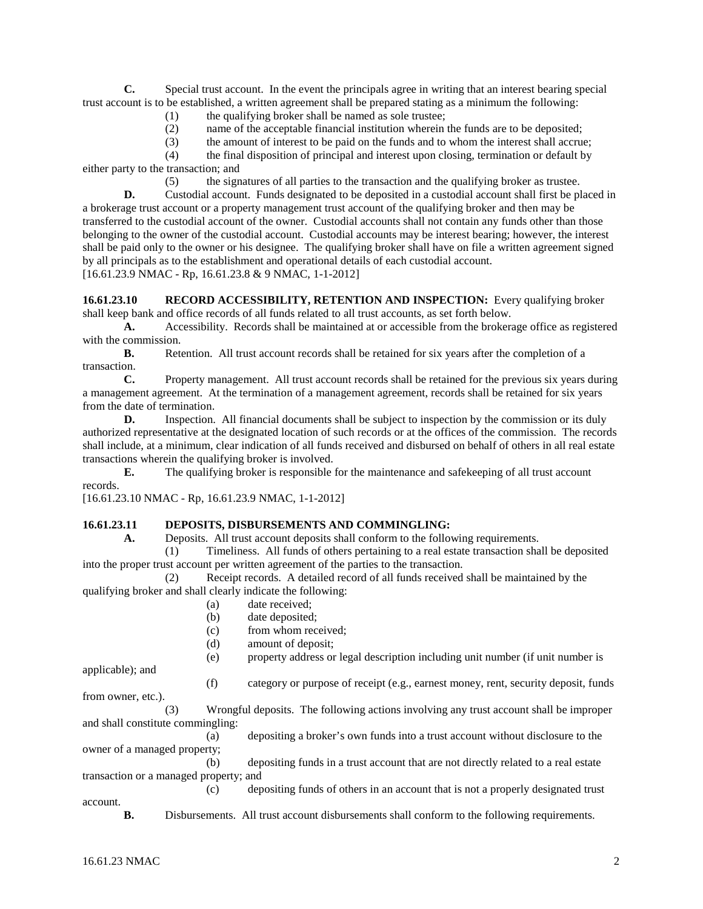**C.** Special trust account. In the event the principals agree in writing that an interest bearing special trust account is to be established, a written agreement shall be prepared stating as a minimum the following:

(1) the qualifying broker shall be named as sole trustee;

(2) name of the acceptable financial institution wherein the funds are to be deposited;

(3) the amount of interest to be paid on the funds and to whom the interest shall accrue;

(4) the final disposition of principal and interest upon closing, termination or default by either party to the transaction; and

(5) the signatures of all parties to the transaction and the qualifying broker as trustee.

**D.** Custodial account. Funds designated to be deposited in a custodial account shall first be placed in a brokerage trust account or a property management trust account of the qualifying broker and then may be transferred to the custodial account of the owner. Custodial accounts shall not contain any funds other than those belonging to the owner of the custodial account. Custodial accounts may be interest bearing; however, the interest shall be paid only to the owner or his designee. The qualifying broker shall have on file a written agreement signed by all principals as to the establishment and operational details of each custodial account.

[16.61.23.9 NMAC - Rp, 16.61.23.8 & 9 NMAC, 1-1-2012]

**16.61.23.10 RECORD ACCESSIBILITY, RETENTION AND INSPECTION:** Every qualifying broker shall keep bank and office records of all funds related to all trust accounts, as set forth below.

**A.** Accessibility. Records shall be maintained at or accessible from the brokerage office as registered with the commission.

**B.** Retention. All trust account records shall be retained for six years after the completion of a transaction.

**C.** Property management. All trust account records shall be retained for the previous six years during a management agreement. At the termination of a management agreement, records shall be retained for six years from the date of termination.

**D.** Inspection. All financial documents shall be subject to inspection by the commission or its duly authorized representative at the designated location of such records or at the offices of the commission. The records shall include, at a minimum, clear indication of all funds received and disbursed on behalf of others in all real estate transactions wherein the qualifying broker is involved.

**E.** The qualifying broker is responsible for the maintenance and safekeeping of all trust account records.

[16.61.23.10 NMAC - Rp, 16.61.23.9 NMAC, 1-1-2012]

**16.61.23.11 DEPOSITS, DISBURSEMENTS AND COMMINGLING:**

**A.** Deposits. All trust account deposits shall conform to the following requirements.

(1) Timeliness. All funds of others pertaining to a real estate transaction shall be deposited into the proper trust account per written agreement of the parties to the transaction.

(2) Receipt records. A detailed record of all funds received shall be maintained by the qualifying broker and shall clearly indicate the following:

(a) date received;

(b) date deposited;

(c) from whom received;

(d) amount of deposit;

(e) property address or legal description including unit number (if unit number is applicable); and

(f) category or purpose of receipt (e.g., earnest money, rent, security deposit, funds from owner, etc.).

(3) Wrongful deposits. The following actions involving any trust account shall be improper and shall constitute commingling:

(a) depositing a broker's own funds into a trust account without disclosure to the owner of a managed property;

(b) depositing funds in a trust account that are not directly related to a real estate transaction or a managed property; and

(c) depositing funds of others in an account that is not a properly designated trust account.

**B.** Disbursements. All trust account disbursements shall conform to the following requirements.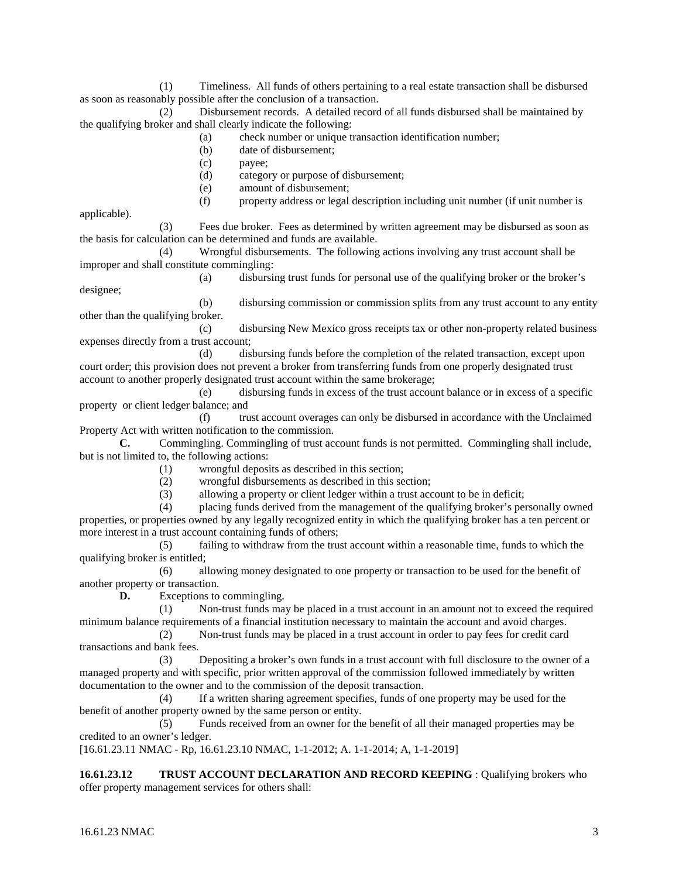(1) Timeliness. All funds of others pertaining to a real estate transaction shall be disbursed as soon as reasonably possible after the conclusion of a transaction.

(2) Disbursement records. A detailed record of all funds disbursed shall be maintained by the qualifying broker and shall clearly indicate the following:

(a) check number or unique transaction identification number;

(b) date of disbursement;

(c) payee;

(d) category or purpose of disbursement;

(e) amount of disbursement;

(f) property address or legal description including unit number (if unit number is applicable).

(3) Fees due broker. Fees as determined by written agreement may be disbursed as soon as the basis for calculation can be determined and funds are available.

(4) Wrongful disbursements. The following actions involving any trust account shall be improper and shall constitute commingling:

(a) disbursing trust funds for personal use of the qualifying broker or the broker's designee;

(b) disbursing commission or commission splits from any trust account to any entity other than the qualifying broker.

(c) disbursing New Mexico gross receipts tax or other non-property related business expenses directly from a trust account;

(d) disbursing funds before the completion of the related transaction, except upon court order; this provision does not prevent a broker from transferring funds from one properly designated trust account to another properly designated trust account within the same brokerage;

(e) disbursing funds in excess of the trust account balance or in excess of a specific property or client ledger balance; and

(f) trust account overages can only be disbursed in accordance with the Unclaimed Property Act with written notification to the commission.

**C.** Commingling. Commingling of trust account funds is not permitted. Commingling shall include, but is not limited to, the following actions:

(1) wrongful deposits as described in this section;

(2) wrongful disbursements as described in this section;

(3) allowing a property or client ledger within a trust account to be in deficit;

(4) placing funds derived from the management of the qualifying broker's personally owned properties, or properties owned by any legally recognized entity in which the qualifying broker has a ten percent or more interest in a trust account containing funds of others;

(5) failing to withdraw from the trust account within a reasonable time, funds to which the qualifying broker is entitled;

(6) allowing money designated to one property or transaction to be used for the benefit of another property or transaction.

**D.** Exceptions to commingling.

(1) Non-trust funds may be placed in a trust account in an amount not to exceed the required minimum balance requirements of a financial institution necessary to maintain the account and avoid charges.

(2) Non-trust funds may be placed in a trust account in order to pay fees for credit card transactions and bank fees.

(3) Depositing a broker's own funds in a trust account with full disclosure to the owner of a managed property and with specific, prior written approval of the commission followed immediately by written documentation to the owner and to the commission of the deposit transaction.

(4) If a written sharing agreement specifies, funds of one property may be used for the benefit of another property owned by the same person or entity.

(5) Funds received from an owner for the benefit of all their managed properties may be credited to an owner's ledger.

[16.61.23.11 NMAC - Rp, 16.61.23.10 NMAC, 1-1-2012; A. 1-1-2014; A, 1-1-2019]

**16.61.23.12 TRUST ACCOUNT DECLARATION AND RECORD KEEPING** : Qualifying brokers who offer property management services for others shall: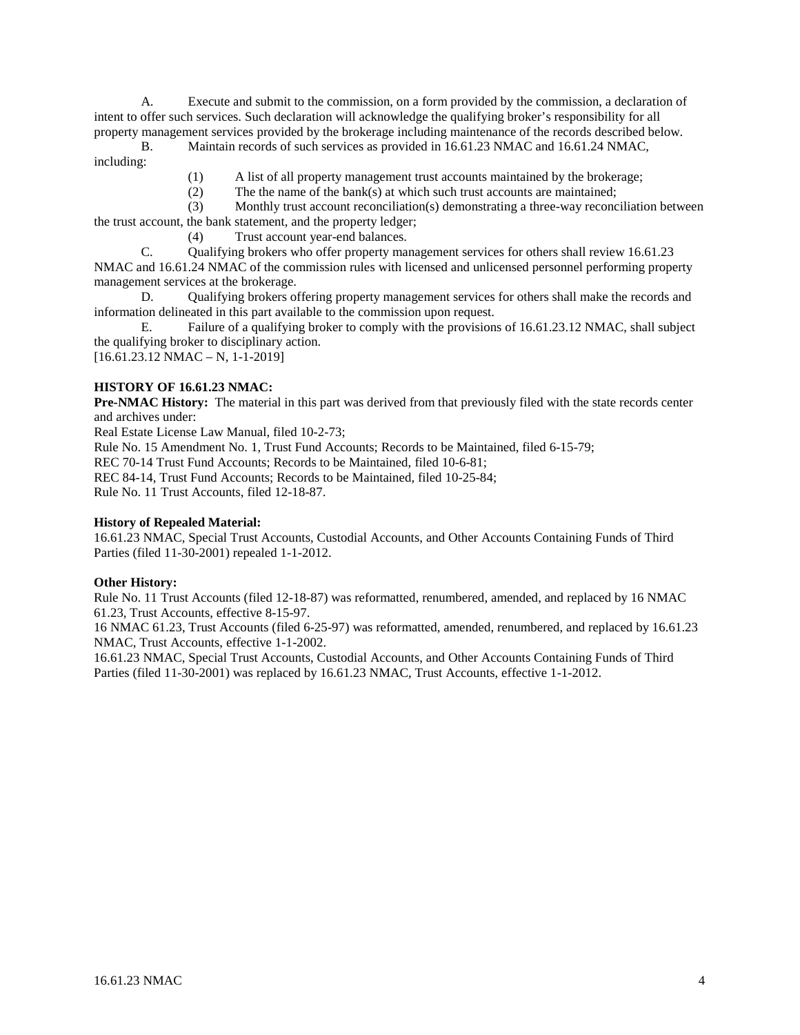A. Execute and submit to the commission, on a form provided by the commission, a declaration of intent to offer such services. Such declaration will acknowledge the qualifying broker's responsibility for all property management services provided by the brokerage including maintenance of the records described below.

B. Maintain records of such services as provided in 16.61.23 NMAC and 16.61.24 NMAC, including:

(1) A list of all property management trust accounts maintained by the brokerage;

(2) The the name of the bank(s) at which such trust accounts are maintained;

(3) Monthly trust account reconciliation(s) demonstrating a three-way reconciliation between the trust account, the bank statement, and the property ledger;

(4) Trust account year-end balances.

C. Qualifying brokers who offer property management services for others shall review 16.61.23 NMAC and 16.61.24 NMAC of the commission rules with licensed and unlicensed personnel performing property management services at the brokerage.

D. Qualifying brokers offering property management services for others shall make the records and information delineated in this part available to the commission upon request.

E. Failure of a qualifying broker to comply with the provisions of 16.61.23.12 NMAC, shall subject the qualifying broker to disciplinary action.

[16.61.23.12 NMAC – N, 1-1-2019]

**HISTORY OF 16.61.23 NMAC:**

**Pre-NMAC History:** The material in this part was derived from that previously filed with the state records center and archives under:

Real Estate License Law Manual, filed 10-2-73;

Rule No. 15 Amendment No. 1, Trust Fund Accounts; Records to be Maintained, filed 6-15-79;

REC 70-14 Trust Fund Accounts; Records to be Maintained, filed 10-6-81;

REC 84-14, Trust Fund Accounts; Records to be Maintained, filed 10-25-84;

Rule No. 11 Trust Accounts, filed 12-18-87.

**History of Repealed Material:**

16.61.23 NMAC, Special Trust Accounts, Custodial Accounts, and Other Accounts Containing Funds of Third Parties (filed 11-30-2001) repealed 1-1-2012.

**Other History:**

Rule No. 11 Trust Accounts (filed 12-18-87) was reformatted, renumbered, amended, and replaced by 16 NMAC 61.23, Trust Accounts, effective 8-15-97.

16 NMAC 61.23, Trust Accounts (filed 6-25-97) was reformatted, amended, renumbered, and replaced by 16.61.23 NMAC, Trust Accounts, effective 1-1-2002.

16.61.23 NMAC, Special Trust Accounts, Custodial Accounts, and Other Accounts Containing Funds of Third Parties (filed 11-30-2001) was replaced by 16.61.23 NMAC, Trust Accounts, effective 1-1-2012.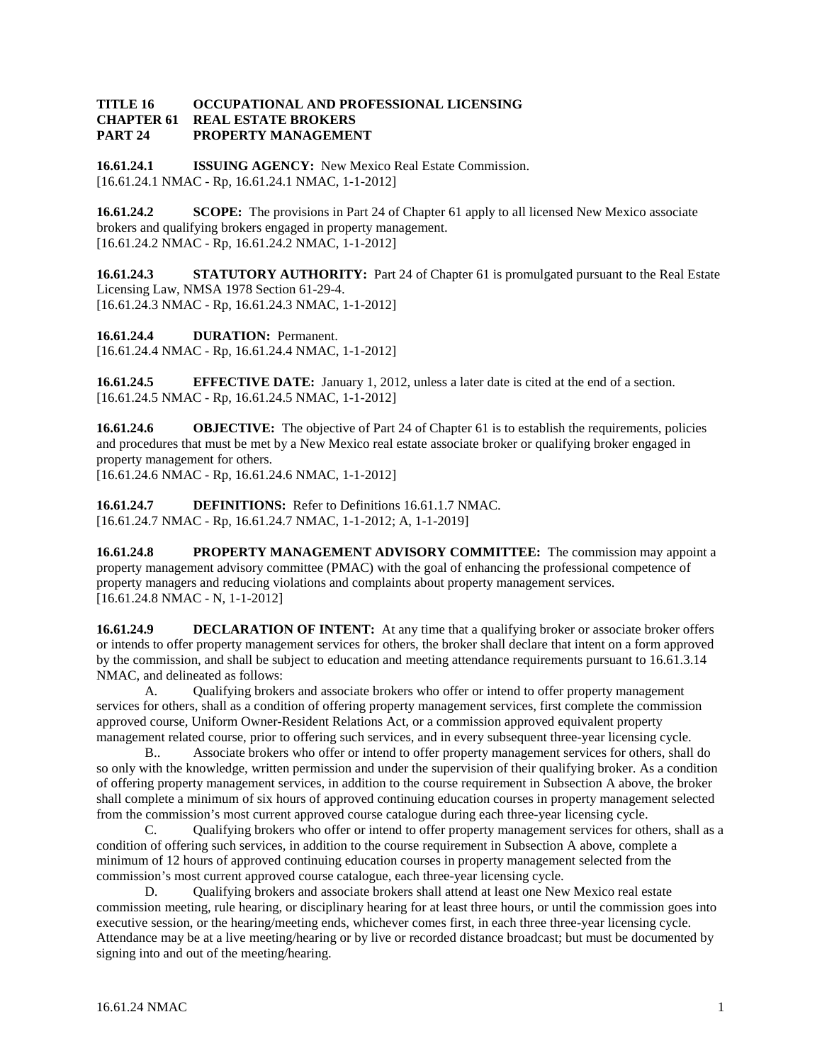**TITLE 16 OCCUPATIONAL AND PROFESSIONAL LICENSING**
**CHAPTER 61 REAL ESTATE BROKERS**
**PART 24 PROPERTY MANAGEMENT**

**16.61.24.1 ISSUING AGENCY:** New Mexico Real Estate Commission.
[16.61.24.1 NMAC - Rp, 16.61.24.1 NMAC, 1-1-2012]

**16.61.24.2 SCOPE:** The provisions in Part 24 of Chapter 61 apply to all licensed New Mexico associate brokers and qualifying brokers engaged in property management.
[16.61.24.2 NMAC - Rp, 16.61.24.2 NMAC, 1-1-2012]

**16.61.24.3 STATUTORY AUTHORITY:** Part 24 of Chapter 61 is promulgated pursuant to the Real Estate Licensing Law, NMSA 1978 Section 61-29-4.
[16.61.24.3 NMAC - Rp, 16.61.24.3 NMAC, 1-1-2012]

**16.61.24.4 DURATION:** Permanent.
[16.61.24.4 NMAC - Rp, 16.61.24.4 NMAC, 1-1-2012]

**16.61.24.5 EFFECTIVE DATE:** January 1, 2012, unless a later date is cited at the end of a section.
[16.61.24.5 NMAC - Rp, 16.61.24.5 NMAC, 1-1-2012]

**16.61.24.6 OBJECTIVE:** The objective of Part 24 of Chapter 61 is to establish the requirements, policies and procedures that must be met by a New Mexico real estate associate broker or qualifying broker engaged in property management for others.
[16.61.24.6 NMAC - Rp, 16.61.24.6 NMAC, 1-1-2012]

**16.61.24.7 DEFINITIONS:** Refer to Definitions 16.61.1.7 NMAC.
[16.61.24.7 NMAC - Rp, 16.61.24.7 NMAC, 1-1-2012; A, 1-1-2019]

**16.61.24.8 PROPERTY MANAGEMENT ADVISORY COMMITTEE:** The commission may appoint a property management advisory committee (PMAC) with the goal of enhancing the professional competence of property managers and reducing violations and complaints about property management services.
[16.61.24.8 NMAC - N, 1-1-2012]

**16.61.24.9 DECLARATION OF INTENT:** At any time that a qualifying broker or associate broker offers or intends to offer property management services for others, the broker shall declare that intent on a form approved by the commission, and shall be subject to education and meeting attendance requirements pursuant to 16.61.3.14 NMAC, and delineated as follows:

A. Qualifying brokers and associate brokers who offer or intend to offer property management services for others, shall as a condition of offering property management services, first complete the commission approved course, Uniform Owner-Resident Relations Act, or a commission approved equivalent property management related course, prior to offering such services, and in every subsequent three-year licensing cycle.

B.. Associate brokers who offer or intend to offer property management services for others, shall do so only with the knowledge, written permission and under the supervision of their qualifying broker. As a condition of offering property management services, in addition to the course requirement in Subsection A above, the broker shall complete a minimum of six hours of approved continuing education courses in property management selected from the commission's most current approved course catalogue during each three-year licensing cycle.

C. Qualifying brokers who offer or intend to offer property management services for others, shall as a condition of offering such services, in addition to the course requirement in Subsection A above, complete a minimum of 12 hours of approved continuing education courses in property management selected from the commission's most current approved course catalogue, each three-year licensing cycle.

D. Qualifying brokers and associate brokers shall attend at least one New Mexico real estate commission meeting, rule hearing, or disciplinary hearing for at least three hours, or until the commission goes into executive session, or the hearing/meeting ends, whichever comes first, in each three three-year licensing cycle. Attendance may be at a live meeting/hearing or by live or recorded distance broadcast; but must be documented by signing into and out of the meeting/hearing.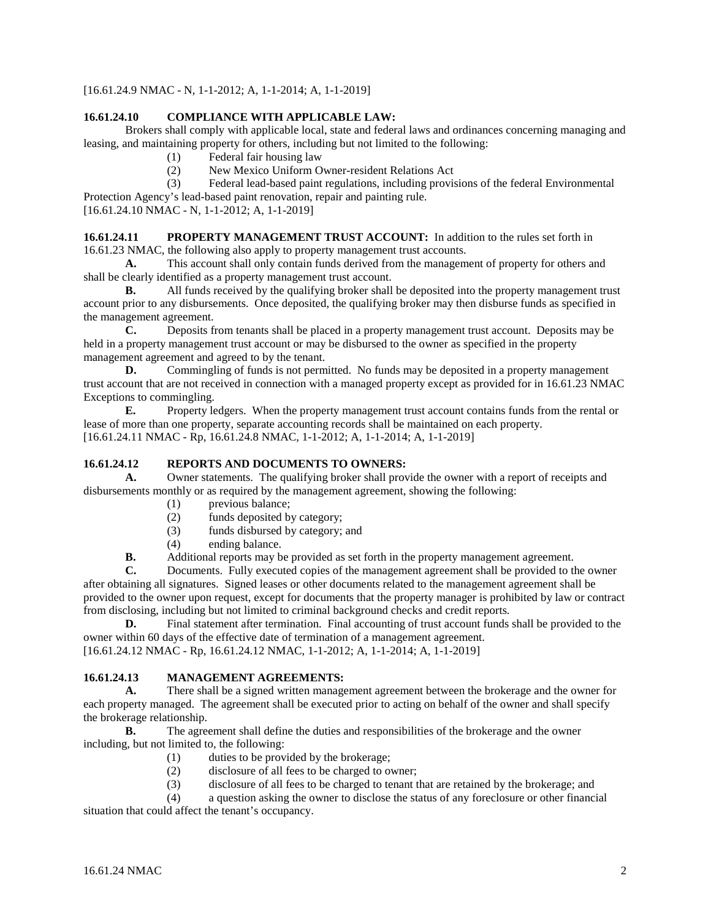[16.61.24.9 NMAC - N, 1-1-2012; A, 1-1-2014; A, 1-1-2019]

**16.61.24.10 COMPLIANCE WITH APPLICABLE LAW:**
Brokers shall comply with applicable local, state and federal laws and ordinances concerning managing and leasing, and maintaining property for others, including but not limited to the following:

(1) Federal fair housing law

(2) New Mexico Uniform Owner-resident Relations Act

(3) Federal lead-based paint regulations, including provisions of the federal Environmental Protection Agency's lead-based paint renovation, repair and painting rule.

[16.61.24.10 NMAC - N, 1-1-2012; A, 1-1-2019]

**16.61.24.11 PROPERTY MANAGEMENT TRUST ACCOUNT:** In addition to the rules set forth in 16.61.23 NMAC, the following also apply to property management trust accounts.

**A.** This account shall only contain funds derived from the management of property for others and shall be clearly identified as a property management trust account.

**B.** All funds received by the qualifying broker shall be deposited into the property management trust account prior to any disbursements. Once deposited, the qualifying broker may then disburse funds as specified in the management agreement.

**C.** Deposits from tenants shall be placed in a property management trust account. Deposits may be held in a property management trust account or may be disbursed to the owner as specified in the property management agreement and agreed to by the tenant.

**D.** Commingling of funds is not permitted. No funds may be deposited in a property management trust account that are not received in connection with a managed property except as provided for in 16.61.23 NMAC Exceptions to commingling.

**E.** Property ledgers. When the property management trust account contains funds from the rental or lease of more than one property, separate accounting records shall be maintained on each property.

[16.61.24.11 NMAC - Rp, 16.61.24.8 NMAC, 1-1-2012; A, 1-1-2014; A, 1-1-2019]

**16.61.24.12 REPORTS AND DOCUMENTS TO OWNERS:**

**A.** Owner statements. The qualifying broker shall provide the owner with a report of receipts and disbursements monthly or as required by the management agreement, showing the following:

(1) previous balance;

(2) funds deposited by category;

(3) funds disbursed by category; and

(4) ending balance.

**B.** Additional reports may be provided as set forth in the property management agreement.

**C.** Documents. Fully executed copies of the management agreement shall be provided to the owner after obtaining all signatures. Signed leases or other documents related to the management agreement shall be provided to the owner upon request, except for documents that the property manager is prohibited by law or contract from disclosing, including but not limited to criminal background checks and credit reports.

**D.** Final statement after termination. Final accounting of trust account funds shall be provided to the owner within 60 days of the effective date of termination of a management agreement.

[16.61.24.12 NMAC - Rp, 16.61.24.12 NMAC, 1-1-2012; A, 1-1-2014; A, 1-1-2019]

**16.61.24.13 MANAGEMENT AGREEMENTS:**

**A.** There shall be a signed written management agreement between the brokerage and the owner for each property managed. The agreement shall be executed prior to acting on behalf of the owner and shall specify the brokerage relationship.

**B.** The agreement shall define the duties and responsibilities of the brokerage and the owner including, but not limited to, the following:

(1) duties to be provided by the brokerage;

(2) disclosure of all fees to be charged to owner;

(3) disclosure of all fees to be charged to tenant that are retained by the brokerage; and

(4) a question asking the owner to disclose the status of any foreclosure or other financial situation that could affect the tenant's occupancy.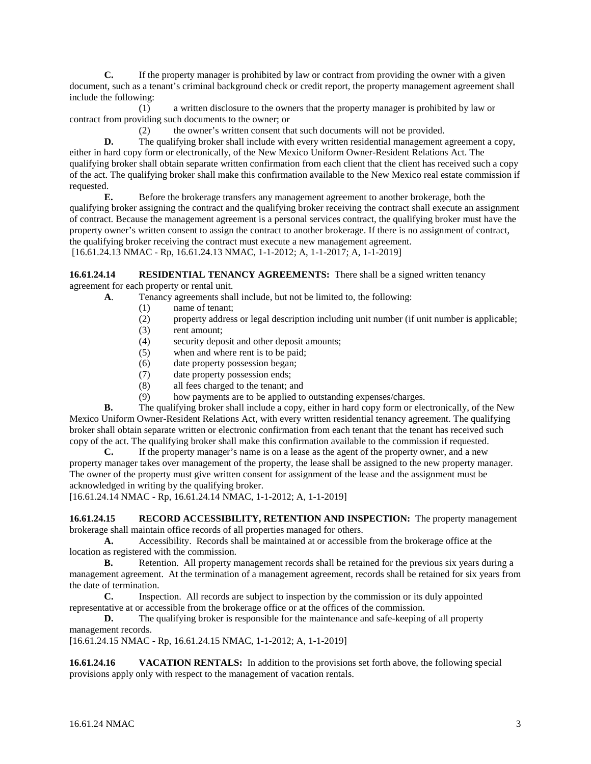**C.** If the property manager is prohibited by law or contract from providing the owner with a given document, such as a tenant's criminal background check or credit report, the property management agreement shall include the following:

(1) a written disclosure to the owners that the property manager is prohibited by law or contract from providing such documents to the owner; or

(2) the owner's written consent that such documents will not be provided.

**D.** The qualifying broker shall include with every written residential management agreement a copy, either in hard copy form or electronically, of the New Mexico Uniform Owner-Resident Relations Act. The qualifying broker shall obtain separate written confirmation from each client that the client has received such a copy of the act. The qualifying broker shall make this confirmation available to the New Mexico real estate commission if requested.

**E.** Before the brokerage transfers any management agreement to another brokerage, both the qualifying broker assigning the contract and the qualifying broker receiving the contract shall execute an assignment of contract. Because the management agreement is a personal services contract, the qualifying broker must have the property owner's written consent to assign the contract to another brokerage. If there is no assignment of contract, the qualifying broker receiving the contract must execute a new management agreement.

[16.61.24.13 NMAC - Rp, 16.61.24.13 NMAC, 1-1-2012; A, 1-1-2017; A, 1-1-2019]

**16.61.24.14 RESIDENTIAL TENANCY AGREEMENTS:** There shall be a signed written tenancy agreement for each property or rental unit.

**A**. Tenancy agreements shall include, but not be limited to, the following:

(1) name of tenant;

(2) property address or legal description including unit number (if unit number is applicable;

(3) rent amount;

(4) security deposit and other deposit amounts;

(5) when and where rent is to be paid;

(6) date property possession began;

(7) date property possession ends;

(8) all fees charged to the tenant; and

(9) how payments are to be applied to outstanding expenses/charges.

**B.** The qualifying broker shall include a copy, either in hard copy form or electronically, of the New Mexico Uniform Owner-Resident Relations Act, with every written residential tenancy agreement. The qualifying broker shall obtain separate written or electronic confirmation from each tenant that the tenant has received such copy of the act. The qualifying broker shall make this confirmation available to the commission if requested.

**C.** If the property manager's name is on a lease as the agent of the property owner, and a new property manager takes over management of the property, the lease shall be assigned to the new property manager. The owner of the property must give written consent for assignment of the lease and the assignment must be acknowledged in writing by the qualifying broker.

[16.61.24.14 NMAC - Rp, 16.61.24.14 NMAC, 1-1-2012; A, 1-1-2019]

**16.61.24.15 RECORD ACCESSIBILITY, RETENTION AND INSPECTION:** The property management brokerage shall maintain office records of all properties managed for others.

**A.** Accessibility. Records shall be maintained at or accessible from the brokerage office at the location as registered with the commission.

**B.** Retention. All property management records shall be retained for the previous six years during a management agreement. At the termination of a management agreement, records shall be retained for six years from the date of termination.

**C.** Inspection. All records are subject to inspection by the commission or its duly appointed representative at or accessible from the brokerage office or at the offices of the commission.

**D.** The qualifying broker is responsible for the maintenance and safe-keeping of all property management records.

[16.61.24.15 NMAC - Rp, 16.61.24.15 NMAC, 1-1-2012; A, 1-1-2019]

**16.61.24.16 VACATION RENTALS:** In addition to the provisions set forth above, the following special provisions apply only with respect to the management of vacation rentals.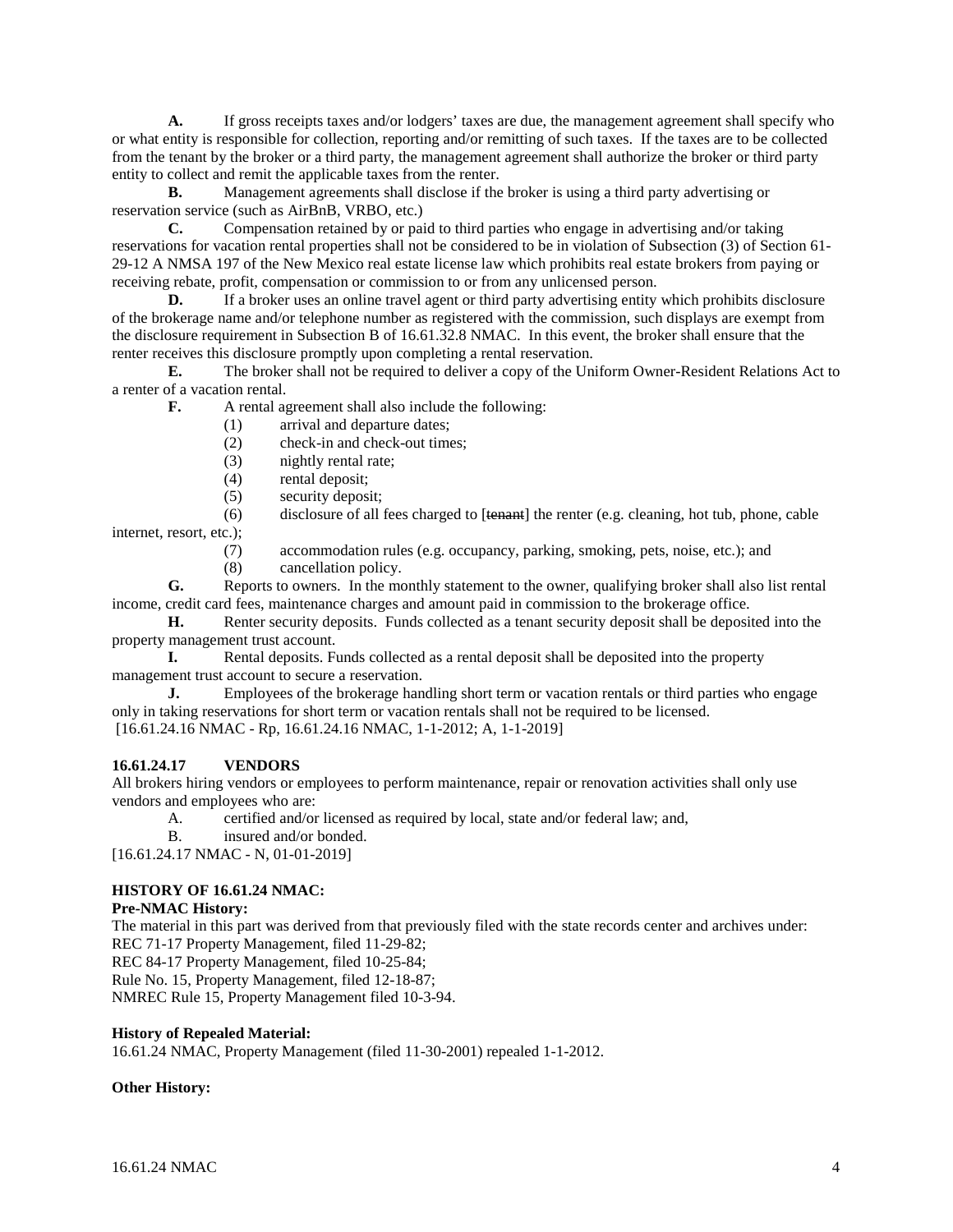**A.** If gross receipts taxes and/or lodgers' taxes are due, the management agreement shall specify who or what entity is responsible for collection, reporting and/or remitting of such taxes. If the taxes are to be collected from the tenant by the broker or a third party, the management agreement shall authorize the broker or third party entity to collect and remit the applicable taxes from the renter.

**B.** Management agreements shall disclose if the broker is using a third party advertising or reservation service (such as AirBnB, VRBO, etc.)

**C.** Compensation retained by or paid to third parties who engage in advertising and/or taking reservations for vacation rental properties shall not be considered to be in violation of Subsection (3) of Section 61-29-12 A NMSA 197 of the New Mexico real estate license law which prohibits real estate brokers from paying or receiving rebate, profit, compensation or commission to or from any unlicensed person.

**D.** If a broker uses an online travel agent or third party advertising entity which prohibits disclosure of the brokerage name and/or telephone number as registered with the commission, such displays are exempt from the disclosure requirement in Subsection B of 16.61.32.8 NMAC. In this event, the broker shall ensure that the renter receives this disclosure promptly upon completing a rental reservation.

**E.** The broker shall not be required to deliver a copy of the Uniform Owner-Resident Relations Act to a renter of a vacation rental.

**F.** A rental agreement shall also include the following:

(1) arrival and departure dates;

(2) check-in and check-out times;

(3) nightly rental rate;

(4) rental deposit;

(5) security deposit;

(6) disclosure of all fees charged to [~~tenant~~] the renter (e.g. cleaning, hot tub, phone, cable internet, resort, etc.);

(7) accommodation rules (e.g. occupancy, parking, smoking, pets, noise, etc.); and

(8) cancellation policy.

**G.** Reports to owners. In the monthly statement to the owner, qualifying broker shall also list rental income, credit card fees, maintenance charges and amount paid in commission to the brokerage office.

**H.** Renter security deposits. Funds collected as a tenant security deposit shall be deposited into the property management trust account.

**I.** Rental deposits. Funds collected as a rental deposit shall be deposited into the property management trust account to secure a reservation.

**J.** Employees of the brokerage handling short term or vacation rentals or third parties who engage only in taking reservations for short term or vacation rentals shall not be required to be licensed.

[16.61.24.16 NMAC - Rp, 16.61.24.16 NMAC, 1-1-2012; A, 1-1-2019]

**16.61.24.17 VENDORS**

All brokers hiring vendors or employees to perform maintenance, repair or renovation activities shall only use vendors and employees who are:

A. certified and/or licensed as required by local, state and/or federal law; and,

B. insured and/or bonded.

[16.61.24.17 NMAC - N, 01-01-2019]

**HISTORY OF 16.61.24 NMAC:**

**Pre-NMAC History:**

The material in this part was derived from that previously filed with the state records center and archives under:
REC 71-17 Property Management, filed 11-29-82;
REC 84-17 Property Management, filed 10-25-84;
Rule No. 15, Property Management, filed 12-18-87;
NMREC Rule 15, Property Management filed 10-3-94.

**History of Repealed Material:**

16.61.24 NMAC, Property Management (filed 11-30-2001) repealed 1-1-2012.

**Other History:**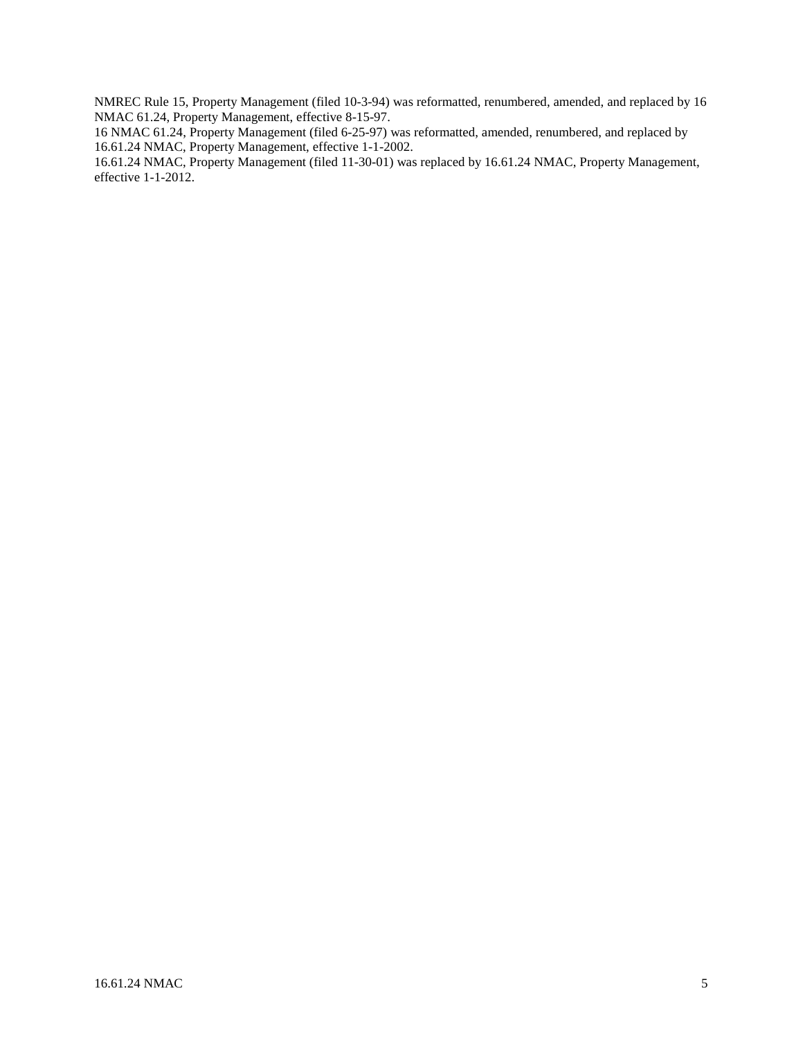NMREC Rule 15, Property Management (filed 10-3-94) was reformatted, renumbered, amended, and replaced by 16 NMAC 61.24, Property Management, effective 8-15-97.
16 NMAC 61.24, Property Management (filed 6-25-97) was reformatted, amended, renumbered, and replaced by 16.61.24 NMAC, Property Management, effective 1-1-2002.
16.61.24 NMAC, Property Management (filed 11-30-01) was replaced by 16.61.24 NMAC, Property Management, effective 1-1-2012.